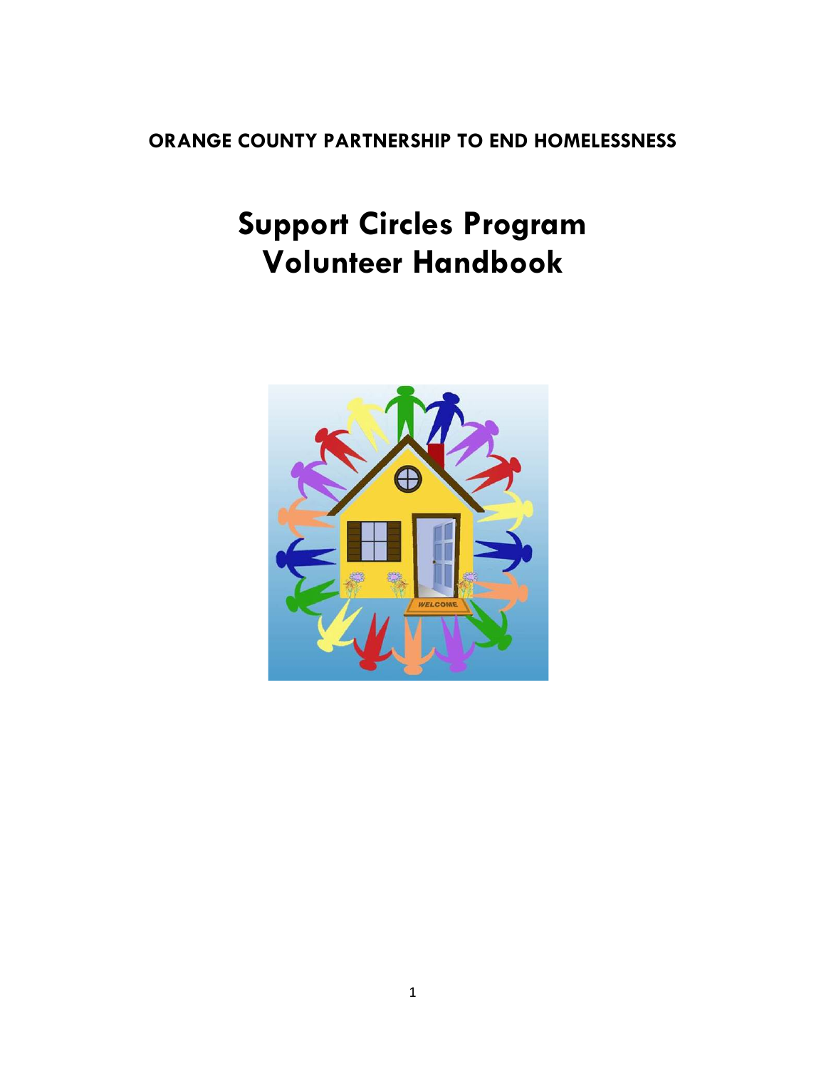**ORANGE COUNTY PARTNERSHIP TO END HOMELESSNESS**

# Support Circles Program
# Volunteer Handbook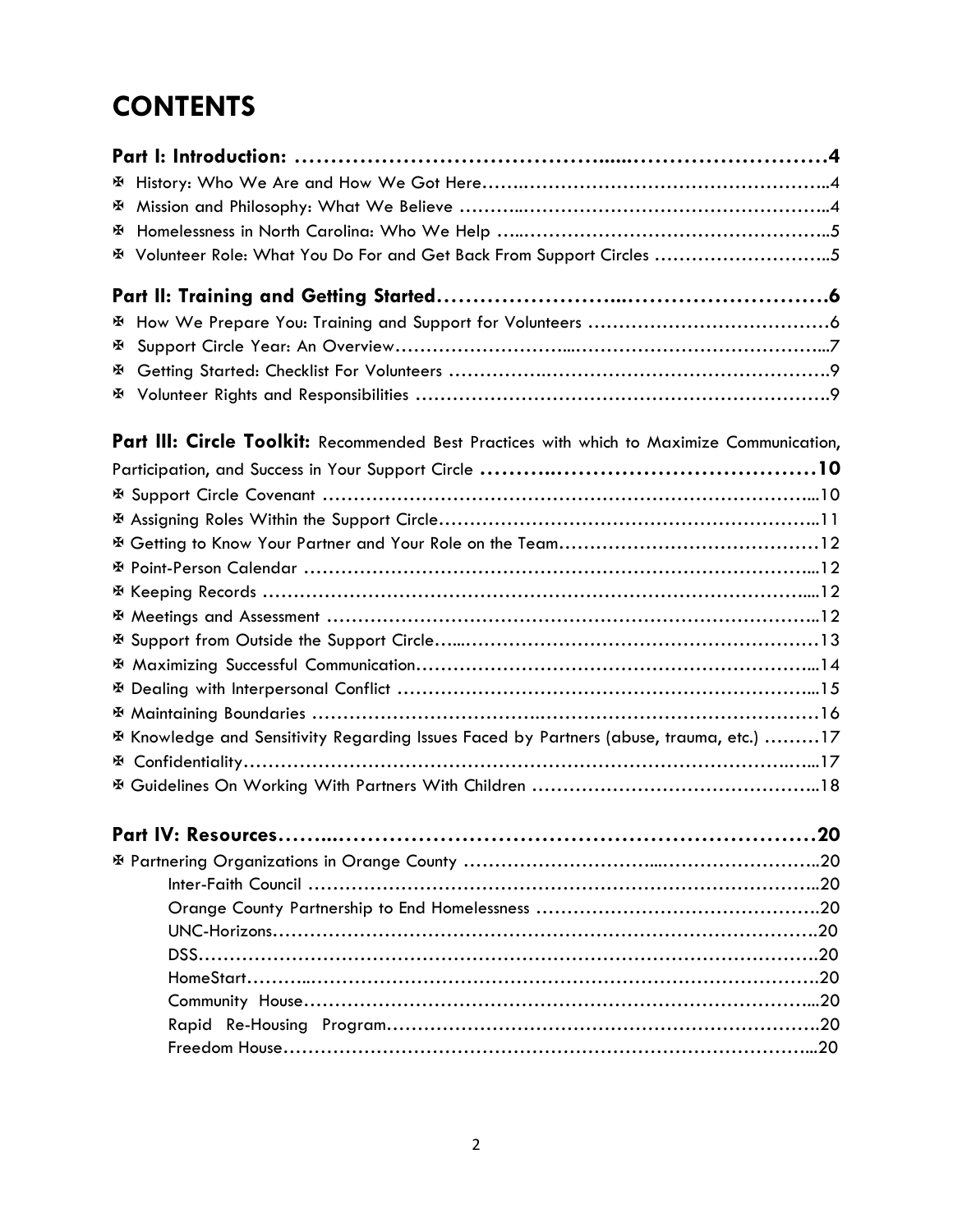# CONTENTS

**Part I: Introduction: ......................................................................4**

- ✠ History: Who We Are and How We Got Here......................................................4
- ✠ Mission and Philosophy: What We Believe ......................................................4
- ✠ Homelessness in North Carolina: Who We Help ..................................................5
- ✠ Volunteer Role: What You Do For and Get Back From Support Circles ...........................5

**Part II: Training and Getting Started......................................................6**

- ✠ How We Prepare You: Training and Support for Volunteers .....................................6
- ✠ Support Circle Year: An Overview.............................................................7
- ✠ Getting Started: Checklist For Volunteers ...................................................9
- ✠ Volunteer Rights and Responsibilities .......................................................9

**Part III: Circle Toolkit:** Recommended Best Practices with which to Maximize Communication, Participation, and Success in Your Support Circle **..........................................10**

- ✠ Support Circle Covenant ....................................................................10
- ✠ Assigning Roles Within the Support Circle...................................................11
- ✠ Getting to Know Your Partner and Your Role on the Team......................................12
- ✠ Point-Person Calendar ......................................................................12
- ✠ Keeping Records ............................................................................12
- ✠ Meetings and Assessment ....................................................................12
- ✠ Support from Outside the Support Circle.....................................................13
- ✠ Maximizing Successful Communication..........................................................14
- ✠ Dealing with Interpersonal Conflict ........................................................15
- ✠ Maintaining Boundaries .....................................................................16
- ✠ Knowledge and Sensitivity Regarding Issues Faced by Partners (abuse, trauma, etc.) .........17
- ✠ Confidentiality.............................................................................17
- ✠ Guidelines On Working With Partners With Children ...........................................18

**Part IV: Resources.........................................................................20**

- ✠ Partnering Organizations in Orange County ..................................................20
  - Inter-Faith Council .......................................................................20
  - Orange County Partnership to End Homelessness .............................................20
  - UNC-Horizons...............................................................................20
  - DSS........................................................................................20
  - HomeStart...................................................................................20
  - Community House.............................................................................20
  - Rapid Re-Housing Program....................................................................20
  - Freedom House...............................................................................20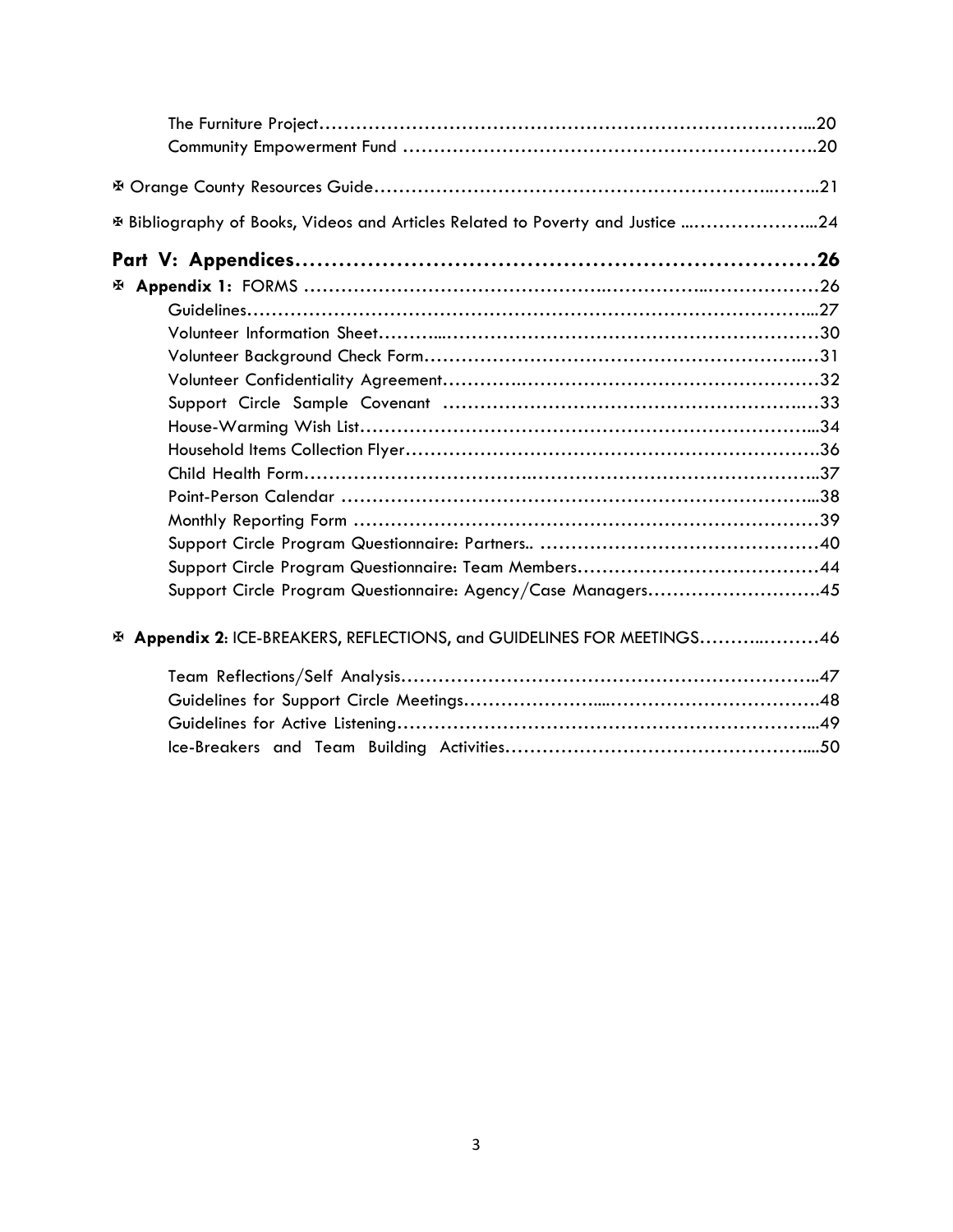The Furniture Project……………………………………………………………………...20
Community Empowerment Fund ………………………………………………………….20

✠ Orange County Resources Guide……………………………………………………..……..21

✠ Bibliography of Books, Videos and Articles Related to Poverty and Justice ...………………...24

**Part V: Appendices………………………………………………………………26**

✠ **Appendix 1:** FORMS ………………………………………..…………...………………26

Guidelines………………………………………………………………………………...27
Volunteer Information Sheet………...……………………………………………………30
Volunteer Background Check Form…………………………………………………..…31
Volunteer Confidentiality Agreement………….……………………………………………32
Support Circle Sample Covenant ……………………………………………………..…33
House-Warming Wish List………………………………………………………………...34
Household Items Collection Flyer………………………………………………………….36
Child Health Form…………………………..……………………………………………..37
Point-Person Calendar ………………………………………………………………...38
Monthly Reporting Form ……………………………………………………………………39
Support Circle Program Questionnaire: Partners.. ………………………………………40
Support Circle Program Questionnaire: Team Members…………………………………44
Support Circle Program Questionnaire: Agency/Case Managers……………………….45

✠ **Appendix 2**: ICE-BREAKERS, REFLECTIONS, and GUIDELINES FOR MEETINGS………..………46

Team Reflections/Self Analysis…………………………………………………………..47
Guidelines for Support Circle Meetings…………………....……………………………48
Guidelines for Active Listening…………………………………………………………...49
Ice-Breakers and Team Building Activities…………………………………………....50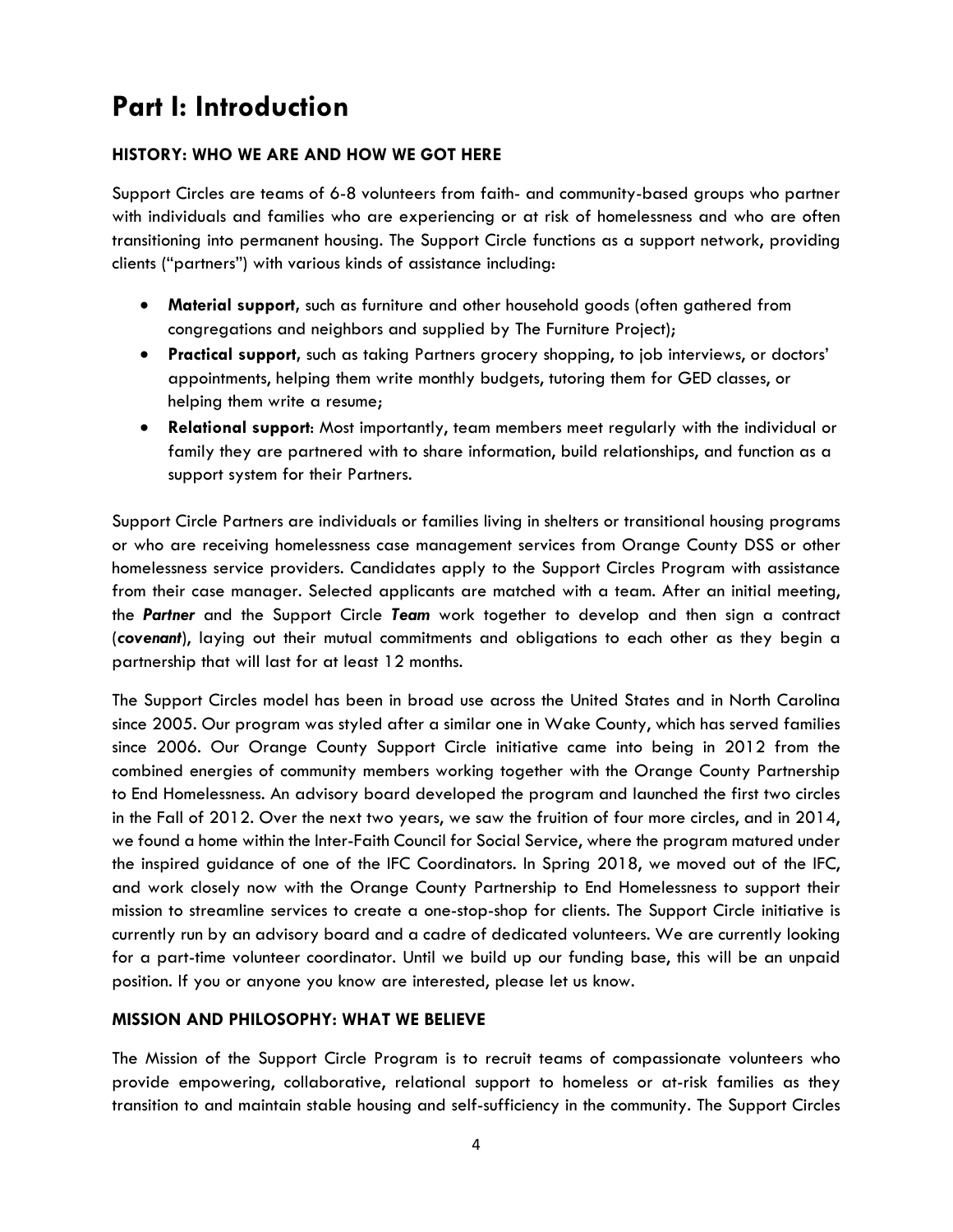# Part I: Introduction

### HISTORY: WHO WE ARE AND HOW WE GOT HERE

Support Circles are teams of 6-8 volunteers from faith- and community-based groups who partner with individuals and families who are experiencing or at risk of homelessness and who are often transitioning into permanent housing. The Support Circle functions as a support network, providing clients ("partners") with various kinds of assistance including:

- **Material support**, such as furniture and other household goods (often gathered from congregations and neighbors and supplied by The Furniture Project);
- **Practical support**, such as taking Partners grocery shopping, to job interviews, or doctors' appointments, helping them write monthly budgets, tutoring them for GED classes, or helping them write a resume;
- **Relational support**: Most importantly, team members meet regularly with the individual or family they are partnered with to share information, build relationships, and function as a support system for their Partners.

Support Circle Partners are individuals or families living in shelters or transitional housing programs or who are receiving homelessness case management services from Orange County DSS or other homelessness service providers. Candidates apply to the Support Circles Program with assistance from their case manager. Selected applicants are matched with a team. After an initial meeting, the ***Partner*** and the Support Circle ***Team*** work together to develop and then sign a contract (***covenant***), laying out their mutual commitments and obligations to each other as they begin a partnership that will last for at least 12 months.

The Support Circles model has been in broad use across the United States and in North Carolina since 2005. Our program was styled after a similar one in Wake County, which has served families since 2006. Our Orange County Support Circle initiative came into being in 2012 from the combined energies of community members working together with the Orange County Partnership to End Homelessness. An advisory board developed the program and launched the first two circles in the Fall of 2012. Over the next two years, we saw the fruition of four more circles, and in 2014, we found a home within the Inter-Faith Council for Social Service, where the program matured under the inspired guidance of one of the IFC Coordinators. In Spring 2018, we moved out of the IFC, and work closely now with the Orange County Partnership to End Homelessness to support their mission to streamline services to create a one-stop-shop for clients. The Support Circle initiative is currently run by an advisory board and a cadre of dedicated volunteers. We are currently looking for a part-time volunteer coordinator. Until we build up our funding base, this will be an unpaid position. If you or anyone you know are interested, please let us know.

### MISSION AND PHILOSOPHY: WHAT WE BELIEVE

The Mission of the Support Circle Program is to recruit teams of compassionate volunteers who provide empowering, collaborative, relational support to homeless or at-risk families as they transition to and maintain stable housing and self-sufficiency in the community. The Support Circles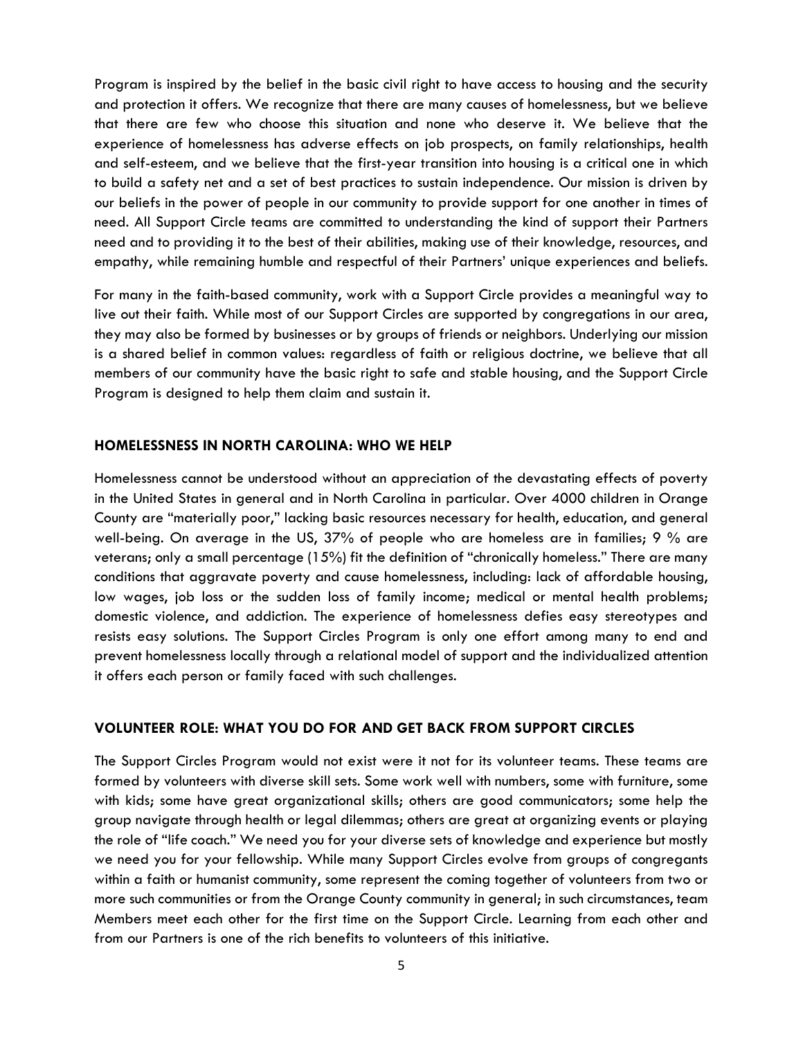Program is inspired by the belief in the basic civil right to have access to housing and the security and protection it offers. We recognize that there are many causes of homelessness, but we believe that there are few who choose this situation and none who deserve it. We believe that the experience of homelessness has adverse effects on job prospects, on family relationships, health and self-esteem, and we believe that the first-year transition into housing is a critical one in which to build a safety net and a set of best practices to sustain independence. Our mission is driven by our beliefs in the power of people in our community to provide support for one another in times of need. All Support Circle teams are committed to understanding the kind of support their Partners need and to providing it to the best of their abilities, making use of their knowledge, resources, and empathy, while remaining humble and respectful of their Partners' unique experiences and beliefs.

For many in the faith-based community, work with a Support Circle provides a meaningful way to live out their faith. While most of our Support Circles are supported by congregations in our area, they may also be formed by businesses or by groups of friends or neighbors. Underlying our mission is a shared belief in common values: regardless of faith or religious doctrine, we believe that all members of our community have the basic right to safe and stable housing, and the Support Circle Program is designed to help them claim and sustain it.

## HOMELESSNESS IN NORTH CAROLINA: WHO WE HELP

Homelessness cannot be understood without an appreciation of the devastating effects of poverty in the United States in general and in North Carolina in particular. Over 4000 children in Orange County are "materially poor," lacking basic resources necessary for health, education, and general well-being. On average in the US, 37% of people who are homeless are in families; 9 % are veterans; only a small percentage (15%) fit the definition of "chronically homeless." There are many conditions that aggravate poverty and cause homelessness, including: lack of affordable housing, low wages, job loss or the sudden loss of family income; medical or mental health problems; domestic violence, and addiction. The experience of homelessness defies easy stereotypes and resists easy solutions. The Support Circles Program is only one effort among many to end and prevent homelessness locally through a relational model of support and the individualized attention it offers each person or family faced with such challenges.

## VOLUNTEER ROLE: WHAT YOU DO FOR AND GET BACK FROM SUPPORT CIRCLES

The Support Circles Program would not exist were it not for its volunteer teams. These teams are formed by volunteers with diverse skill sets. Some work well with numbers, some with furniture, some with kids; some have great organizational skills; others are good communicators; some help the group navigate through health or legal dilemmas; others are great at organizing events or playing the role of "life coach." We need you for your diverse sets of knowledge and experience but mostly we need you for your fellowship. While many Support Circles evolve from groups of congregants within a faith or humanist community, some represent the coming together of volunteers from two or more such communities or from the Orange County community in general; in such circumstances, team Members meet each other for the first time on the Support Circle. Learning from each other and from our Partners is one of the rich benefits to volunteers of this initiative.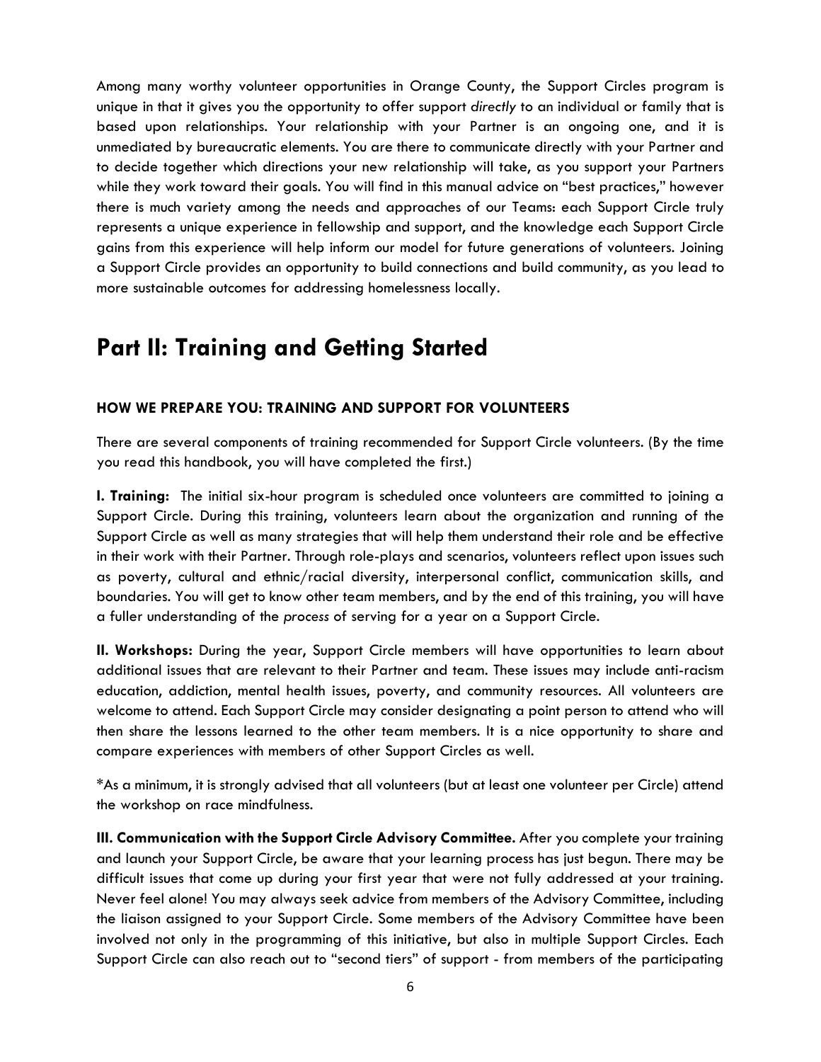Among many worthy volunteer opportunities in Orange County, the Support Circles program is unique in that it gives you the opportunity to offer support *directly* to an individual or family that is based upon relationships. Your relationship with your Partner is an ongoing one, and it is unmediated by bureaucratic elements. You are there to communicate directly with your Partner and to decide together which directions your new relationship will take, as you support your Partners while they work toward their goals. You will find in this manual advice on "best practices," however there is much variety among the needs and approaches of our Teams: each Support Circle truly represents a unique experience in fellowship and support, and the knowledge each Support Circle gains from this experience will help inform our model for future generations of volunteers. Joining a Support Circle provides an opportunity to build connections and build community, as you lead to more sustainable outcomes for addressing homelessness locally.

# Part II: Training and Getting Started

### HOW WE PREPARE YOU: TRAINING AND SUPPORT FOR VOLUNTEERS

There are several components of training recommended for Support Circle volunteers. (By the time you read this handbook, you will have completed the first.)

**I. Training:** The initial six-hour program is scheduled once volunteers are committed to joining a Support Circle. During this training, volunteers learn about the organization and running of the Support Circle as well as many strategies that will help them understand their role and be effective in their work with their Partner. Through role-plays and scenarios, volunteers reflect upon issues such as poverty, cultural and ethnic/racial diversity, interpersonal conflict, communication skills, and boundaries. You will get to know other team members, and by the end of this training, you will have a fuller understanding of the *process* of serving for a year on a Support Circle.

**II. Workshops:** During the year, Support Circle members will have opportunities to learn about additional issues that are relevant to their Partner and team. These issues may include anti-racism education, addiction, mental health issues, poverty, and community resources. All volunteers are welcome to attend. Each Support Circle may consider designating a point person to attend who will then share the lessons learned to the other team members. It is a nice opportunity to share and compare experiences with members of other Support Circles as well.

*As a minimum, it is strongly advised that all volunteers (but at least one volunteer per Circle) attend the workshop on race mindfulness.

**III. Communication with the Support Circle Advisory Committee.** After you complete your training and launch your Support Circle, be aware that your learning process has just begun. There may be difficult issues that come up during your first year that were not fully addressed at your training. Never feel alone! You may always seek advice from members of the Advisory Committee, including the liaison assigned to your Support Circle. Some members of the Advisory Committee have been involved not only in the programming of this initiative, but also in multiple Support Circles. Each Support Circle can also reach out to "second tiers" of support - from members of the participating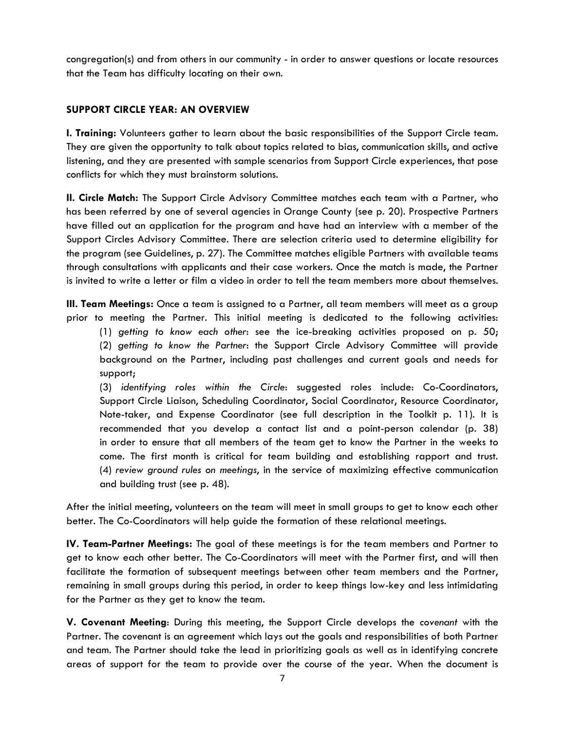congregation(s) and from others in our community - in order to answer questions or locate resources that the Team has difficulty locating on their own.

## SUPPORT CIRCLE YEAR: AN OVERVIEW

**I. Training:** Volunteers gather to learn about the basic responsibilities of the Support Circle team. They are given the opportunity to talk about topics related to bias, communication skills, and active listening, and they are presented with sample scenarios from Support Circle experiences, that pose conflicts for which they must brainstorm solutions.

**II. Circle Match:** The Support Circle Advisory Committee matches each team with a Partner, who has been referred by one of several agencies in Orange County (see p. 20). Prospective Partners have filled out an application for the program and have had an interview with a member of the Support Circles Advisory Committee. There are selection criteria used to determine eligibility for the program (see Guidelines, p. 27). The Committee matches eligible Partners with available teams through consultations with applicants and their case workers. Once the match is made, the Partner is invited to write a letter or film a video in order to tell the team members more about themselves.

**III. Team Meetings:** Once a team is assigned to a Partner, all team members will meet as a group prior to meeting the Partner. This initial meeting is dedicated to the following activities:

(1) *getting to know each other*: see the ice-breaking activities proposed on p. 50;
(2) *getting to know the Partner*: the Support Circle Advisory Committee will provide background on the Partner, including past challenges and current goals and needs for support;

(3) *identifying roles within the Circle*: suggested roles include: Co-Coordinators, Support Circle Liaison, Scheduling Coordinator, Social Coordinator, Resource Coordinator, Note-taker, and Expense Coordinator (see full description in the Toolkit p. 11). It is recommended that you develop a contact list and a point-person calendar (p. 38) in order to ensure that all members of the team get to know the Partner in the weeks to come. The first month is critical for team building and establishing rapport and trust.
(4) *review ground rules on meetings*, in the service of maximizing effective communication and building trust (see p. 48).

After the initial meeting, volunteers on the team will meet in small groups to get to know each other better. The Co-Coordinators will help guide the formation of these relational meetings.

**IV. Team-Partner Meetings:** The goal of these meetings is for the team members and Partner to get to know each other better. The Co-Coordinators will meet with the Partner first, and will then facilitate the formation of subsequent meetings between other team members and the Partner, remaining in small groups during this period, in order to keep things low-key and less intimidating for the Partner as they get to know the team.

**V. Covenant Meeting**: During this meeting, the Support Circle develops the *covenant* with the Partner. The covenant is an agreement which lays out the goals and responsibilities of both Partner and team. The Partner should take the lead in prioritizing goals as well as in identifying concrete areas of support for the team to provide over the course of the year. When the document is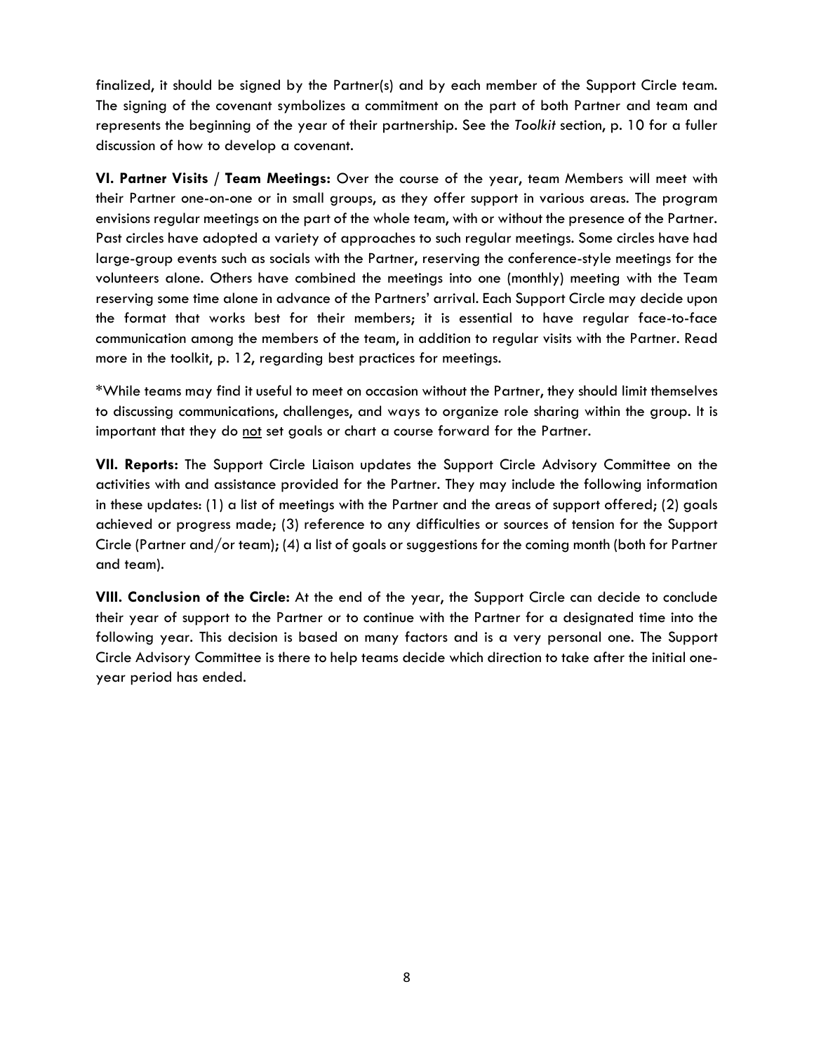finalized, it should be signed by the Partner(s) and by each member of the Support Circle team. The signing of the covenant symbolizes a commitment on the part of both Partner and team and represents the beginning of the year of their partnership. See the *Toolkit* section, p. 10 for a fuller discussion of how to develop a covenant.

**VI. Partner Visits / Team Meetings:** Over the course of the year, team Members will meet with their Partner one-on-one or in small groups, as they offer support in various areas. The program envisions regular meetings on the part of the whole team, with or without the presence of the Partner. Past circles have adopted a variety of approaches to such regular meetings. Some circles have had large-group events such as socials with the Partner, reserving the conference-style meetings for the volunteers alone. Others have combined the meetings into one (monthly) meeting with the Team reserving some time alone in advance of the Partners' arrival. Each Support Circle may decide upon the format that works best for their members; it is essential to have regular face-to-face communication among the members of the team, in addition to regular visits with the Partner. Read more in the toolkit, p. 12, regarding best practices for meetings.

*While teams may find it useful to meet on occasion without the Partner, they should limit themselves to discussing communications, challenges, and ways to organize role sharing within the group. It is important that they do <u>not</u> set goals or chart a course forward for the Partner.

**VII. Reports:** The Support Circle Liaison updates the Support Circle Advisory Committee on the activities with and assistance provided for the Partner. They may include the following information in these updates: (1) a list of meetings with the Partner and the areas of support offered; (2) goals achieved or progress made; (3) reference to any difficulties or sources of tension for the Support Circle (Partner and/or team); (4) a list of goals or suggestions for the coming month (both for Partner and team).

**VIII. Conclusion of the Circle:** At the end of the year, the Support Circle can decide to conclude their year of support to the Partner or to continue with the Partner for a designated time into the following year. This decision is based on many factors and is a very personal one. The Support Circle Advisory Committee is there to help teams decide which direction to take after the initial one-year period has ended.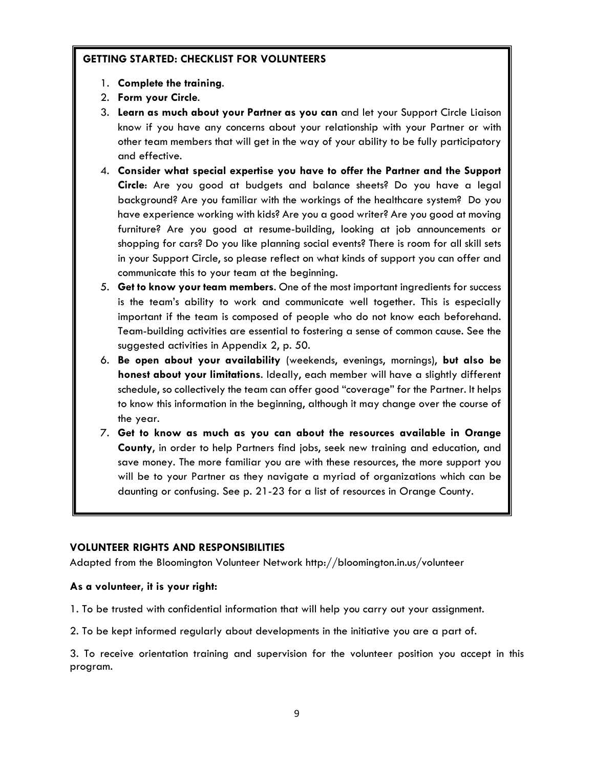### GETTING STARTED: CHECKLIST FOR VOLUNTEERS

1. **Complete the training**.
2. **Form your Circle**.
3. **Learn as much about your Partner as you can** and let your Support Circle Liaison know if you have any concerns about your relationship with your Partner or with other team members that will get in the way of your ability to be fully participatory and effective.
4. **Consider what special expertise you have to offer the Partner and the Support Circle**: Are you good at budgets and balance sheets? Do you have a legal background? Are you familiar with the workings of the healthcare system? Do you have experience working with kids? Are you a good writer? Are you good at moving furniture? Are you good at resume-building, looking at job announcements or shopping for cars? Do you like planning social events? There is room for all skill sets in your Support Circle, so please reflect on what kinds of support you can offer and communicate this to your team at the beginning.
5. **Get to know your team members**. One of the most important ingredients for success is the team's ability to work and communicate well together. This is especially important if the team is composed of people who do not know each beforehand. Team-building activities are essential to fostering a sense of common cause. See the suggested activities in Appendix 2, p. 50.
6. **Be open about your availability** (weekends, evenings, mornings), **but also be honest about your limitations**. Ideally, each member will have a slightly different schedule, so collectively the team can offer good "coverage" for the Partner. It helps to know this information in the beginning, although it may change over the course of the year.
7. **Get to know as much as you can about the resources available in Orange County**, in order to help Partners find jobs, seek new training and education, and save money. The more familiar you are with these resources, the more support you will be to your Partner as they navigate a myriad of organizations which can be daunting or confusing. See p. 21-23 for a list of resources in Orange County.

### VOLUNTEER RIGHTS AND RESPONSIBILITIES

Adapted from the Bloomington Volunteer Network http://bloomington.in.us/volunteer

**As a volunteer, it is your right:**

1. To be trusted with confidential information that will help you carry out your assignment.

2. To be kept informed regularly about developments in the initiative you are a part of.

3. To receive orientation training and supervision for the volunteer position you accept in this program.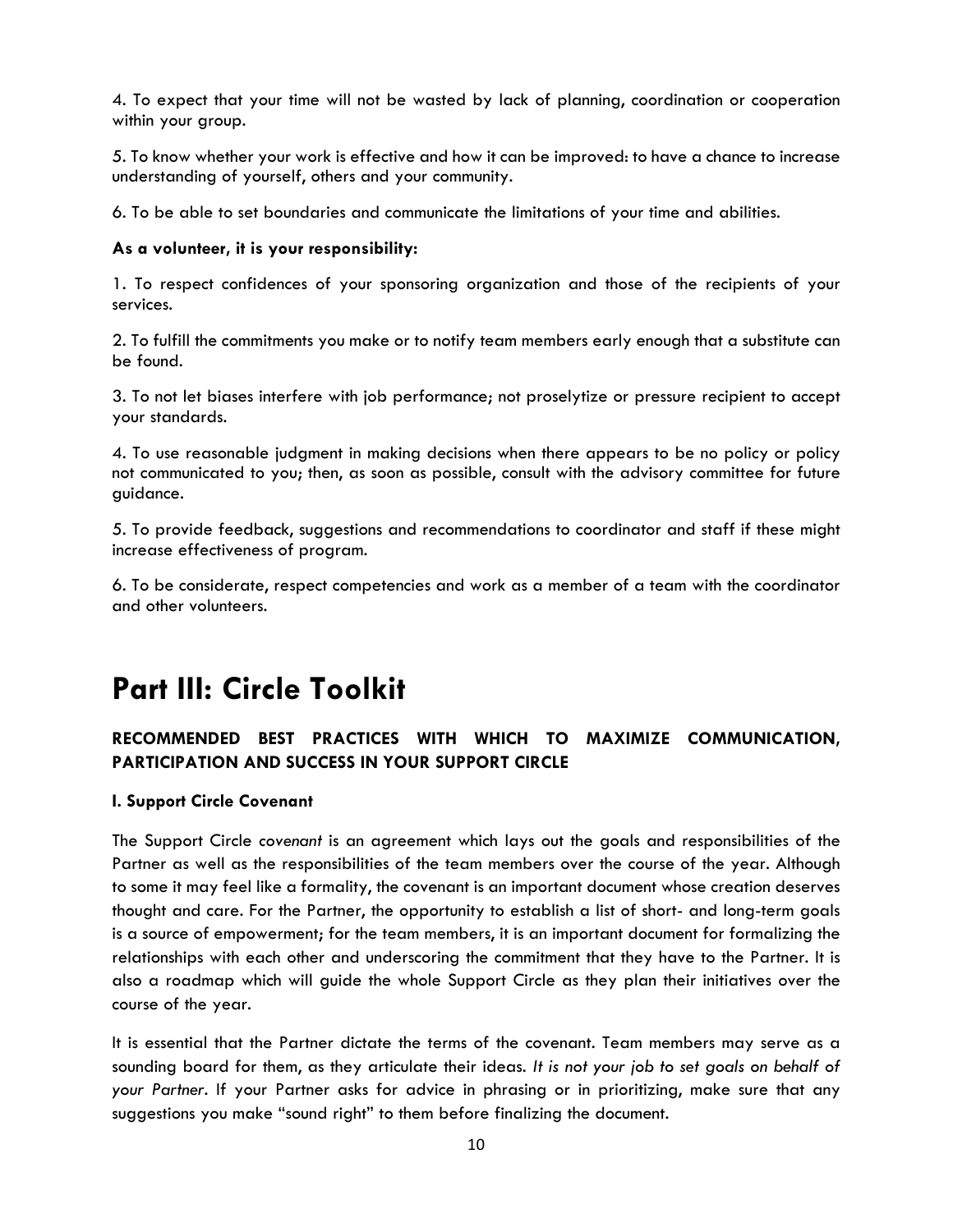4. To expect that your time will not be wasted by lack of planning, coordination or cooperation within your group.

5. To know whether your work is effective and how it can be improved: to have a chance to increase understanding of yourself, others and your community.

6. To be able to set boundaries and communicate the limitations of your time and abilities.

**As a volunteer, it is your responsibility:**

1. To respect confidences of your sponsoring organization and those of the recipients of your services.

2. To fulfill the commitments you make or to notify team members early enough that a substitute can be found.

3. To not let biases interfere with job performance; not proselytize or pressure recipient to accept your standards.

4. To use reasonable judgment in making decisions when there appears to be no policy or policy not communicated to you; then, as soon as possible, consult with the advisory committee for future guidance.

5. To provide feedback, suggestions and recommendations to coordinator and staff if these might increase effectiveness of program.

6. To be considerate, respect competencies and work as a member of a team with the coordinator and other volunteers.

# Part III: Circle Toolkit

### RECOMMENDED BEST PRACTICES WITH WHICH TO MAXIMIZE COMMUNICATION, PARTICIPATION AND SUCCESS IN YOUR SUPPORT CIRCLE

#### I. Support Circle Covenant

The Support Circle *covenant* is an agreement which lays out the goals and responsibilities of the Partner as well as the responsibilities of the team members over the course of the year. Although to some it may feel like a formality, the covenant is an important document whose creation deserves thought and care. For the Partner, the opportunity to establish a list of short- and long-term goals is a source of empowerment; for the team members, it is an important document for formalizing the relationships with each other and underscoring the commitment that they have to the Partner. It is also a roadmap which will guide the whole Support Circle as they plan their initiatives over the course of the year.

It is essential that the Partner dictate the terms of the covenant. Team members may serve as a sounding board for them, as they articulate their ideas. *It is not your job to set goals on behalf of your Partner*. If your Partner asks for advice in phrasing or in prioritizing, make sure that any suggestions you make "sound right" to them before finalizing the document.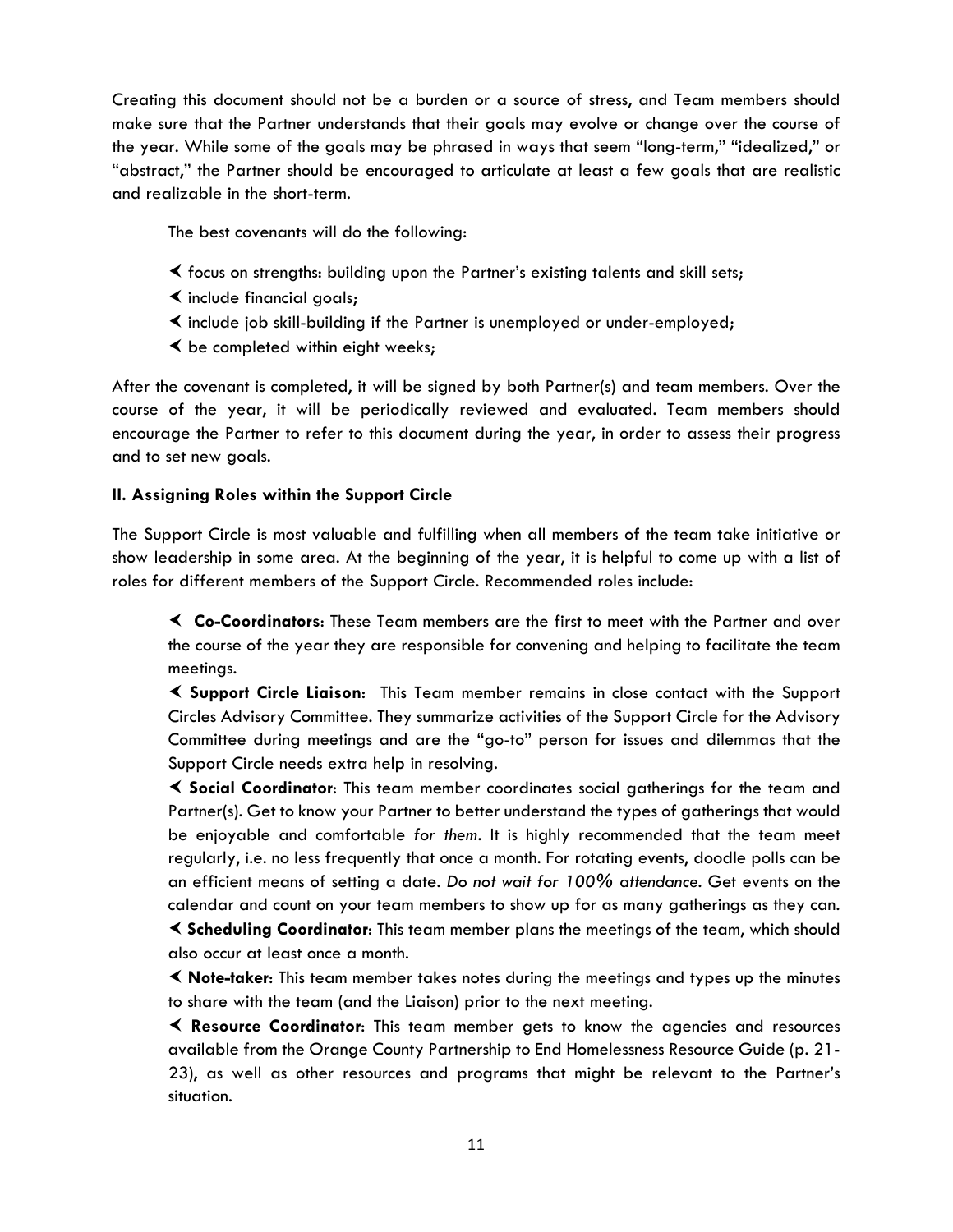Creating this document should not be a burden or a source of stress, and Team members should make sure that the Partner understands that their goals may evolve or change over the course of the year. While some of the goals may be phrased in ways that seem "long-term," "idealized," or "abstract," the Partner should be encouraged to articulate at least a few goals that are realistic and realizable in the short-term.

The best covenants will do the following:

- focus on strengths: building upon the Partner's existing talents and skill sets;
- include financial goals;
- include job skill-building if the Partner is unemployed or under-employed;
- be completed within eight weeks;

After the covenant is completed, it will be signed by both Partner(s) and team members. Over the course of the year, it will be periodically reviewed and evaluated. Team members should encourage the Partner to refer to this document during the year, in order to assess their progress and to set new goals.

**II. Assigning Roles within the Support Circle**

The Support Circle is most valuable and fulfilling when all members of the team take initiative or show leadership in some area. At the beginning of the year, it is helpful to come up with a list of roles for different members of the Support Circle. Recommended roles include:

- **Co-Coordinators**: These Team members are the first to meet with the Partner and over the course of the year they are responsible for convening and helping to facilitate the team meetings.
- **Support Circle Liaison**: This Team member remains in close contact with the Support Circles Advisory Committee. They summarize activities of the Support Circle for the Advisory Committee during meetings and are the "go-to" person for issues and dilemmas that the Support Circle needs extra help in resolving.
- **Social Coordinator**: This team member coordinates social gatherings for the team and Partner(s). Get to know your Partner to better understand the types of gatherings that would be enjoyable and comfortable *for them*. It is highly recommended that the team meet regularly, i.e. no less frequently that once a month. For rotating events, doodle polls can be an efficient means of setting a date. *Do not wait for 100% attendance*. Get events on the calendar and count on your team members to show up for as many gatherings as they can.
- **Scheduling Coordinator**: This team member plans the meetings of the team, which should also occur at least once a month.
- **Note-taker**: This team member takes notes during the meetings and types up the minutes to share with the team (and the Liaison) prior to the next meeting.
- **Resource Coordinator**: This team member gets to know the agencies and resources available from the Orange County Partnership to End Homelessness Resource Guide (p. 21-23), as well as other resources and programs that might be relevant to the Partner's situation.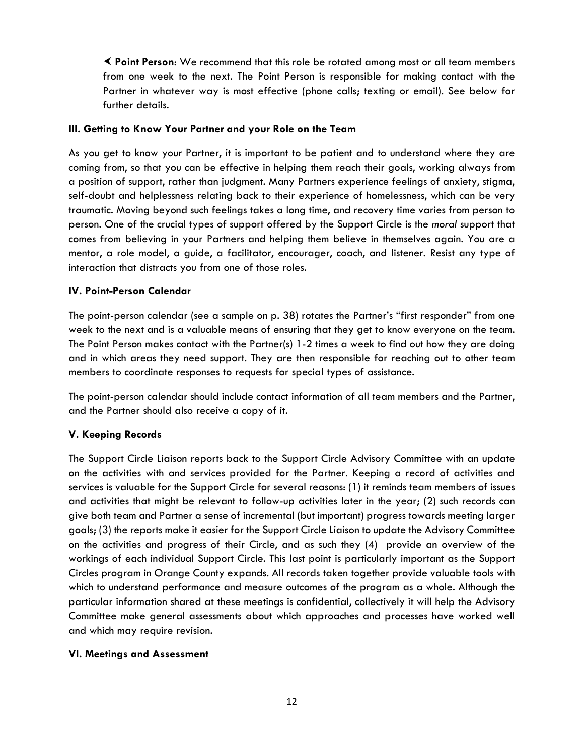- **Point Person**: We recommend that this role be rotated among most or all team members from one week to the next. The Point Person is responsible for making contact with the Partner in whatever way is most effective (phone calls; texting or email). See below for further details.

### III. Getting to Know Your Partner and your Role on the Team

As you get to know your Partner, it is important to be patient and to understand where they are coming from, so that you can be effective in helping them reach their goals, working always from a position of support, rather than judgment. Many Partners experience feelings of anxiety, stigma, self-doubt and helplessness relating back to their experience of homelessness, which can be very traumatic. Moving beyond such feelings takes a long time, and recovery time varies from person to person. One of the crucial types of support offered by the Support Circle is the *moral* support that comes from believing in your Partners and helping them believe in themselves again. You are a mentor, a role model, a guide, a facilitator, encourager, coach, and listener. Resist any type of interaction that distracts you from one of those roles.

### IV. Point-Person Calendar

The point-person calendar (see a sample on p. 38) rotates the Partner's "first responder" from one week to the next and is a valuable means of ensuring that they get to know everyone on the team. The Point Person makes contact with the Partner(s) 1-2 times a week to find out how they are doing and in which areas they need support. They are then responsible for reaching out to other team members to coordinate responses to requests for special types of assistance.

The point-person calendar should include contact information of all team members and the Partner, and the Partner should also receive a copy of it.

### V. Keeping Records

The Support Circle Liaison reports back to the Support Circle Advisory Committee with an update on the activities with and services provided for the Partner. Keeping a record of activities and services is valuable for the Support Circle for several reasons: (1) it reminds team members of issues and activities that might be relevant to follow-up activities later in the year; (2) such records can give both team and Partner a sense of incremental (but important) progress towards meeting larger goals; (3) the reports make it easier for the Support Circle Liaison to update the Advisory Committee on the activities and progress of their Circle, and as such they (4) provide an overview of the workings of each individual Support Circle. This last point is particularly important as the Support Circles program in Orange County expands. All records taken together provide valuable tools with which to understand performance and measure outcomes of the program as a whole. Although the particular information shared at these meetings is confidential, collectively it will help the Advisory Committee make general assessments about which approaches and processes have worked well and which may require revision.

### VI. Meetings and Assessment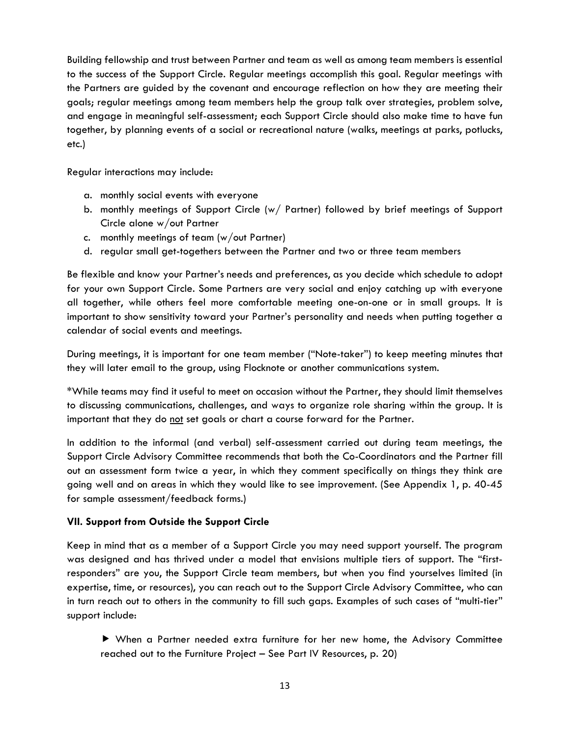Building fellowship and trust between Partner and team as well as among team members is essential to the success of the Support Circle. Regular meetings accomplish this goal. Regular meetings with the Partners are guided by the covenant and encourage reflection on how they are meeting their goals; regular meetings among team members help the group talk over strategies, problem solve, and engage in meaningful self-assessment; each Support Circle should also make time to have fun together, by planning events of a social or recreational nature (walks, meetings at parks, potlucks, etc.)

Regular interactions may include:

a. monthly social events with everyone
b. monthly meetings of Support Circle (w/ Partner) followed by brief meetings of Support Circle alone w/out Partner
c. monthly meetings of team (w/out Partner)
d. regular small get-togethers between the Partner and two or three team members

Be flexible and know your Partner's needs and preferences, as you decide which schedule to adopt for your own Support Circle. Some Partners are very social and enjoy catching up with everyone all together, while others feel more comfortable meeting one-on-one or in small groups. It is important to show sensitivity toward your Partner's personality and needs when putting together a calendar of social events and meetings.

During meetings, it is important for one team member ("Note-taker") to keep meeting minutes that they will later email to the group, using Flocknote or another communications system.

*While teams may find it useful to meet on occasion without the Partner, they should limit themselves to discussing communications, challenges, and ways to organize role sharing within the group. It is important that they do <u>not</u> set goals or chart a course forward for the Partner.

In addition to the informal (and verbal) self-assessment carried out during team meetings, the Support Circle Advisory Committee recommends that both the Co-Coordinators and the Partner fill out an assessment form twice a year, in which they comment specifically on things they think are going well and on areas in which they would like to see improvement. (See Appendix 1, p. 40-45 for sample assessment/feedback forms.)

### VII. Support from Outside the Support Circle

Keep in mind that as a member of a Support Circle you may need support yourself. The program was designed and has thrived under a model that envisions multiple tiers of support. The "first-responders" are you, the Support Circle team members, but when you find yourselves limited (in expertise, time, or resources), you can reach out to the Support Circle Advisory Committee, who can in turn reach out to others in the community to fill such gaps. Examples of such cases of "multi-tier" support include:

▶ When a Partner needed extra furniture for her new home, the Advisory Committee reached out to the Furniture Project – See Part IV Resources, p. 20)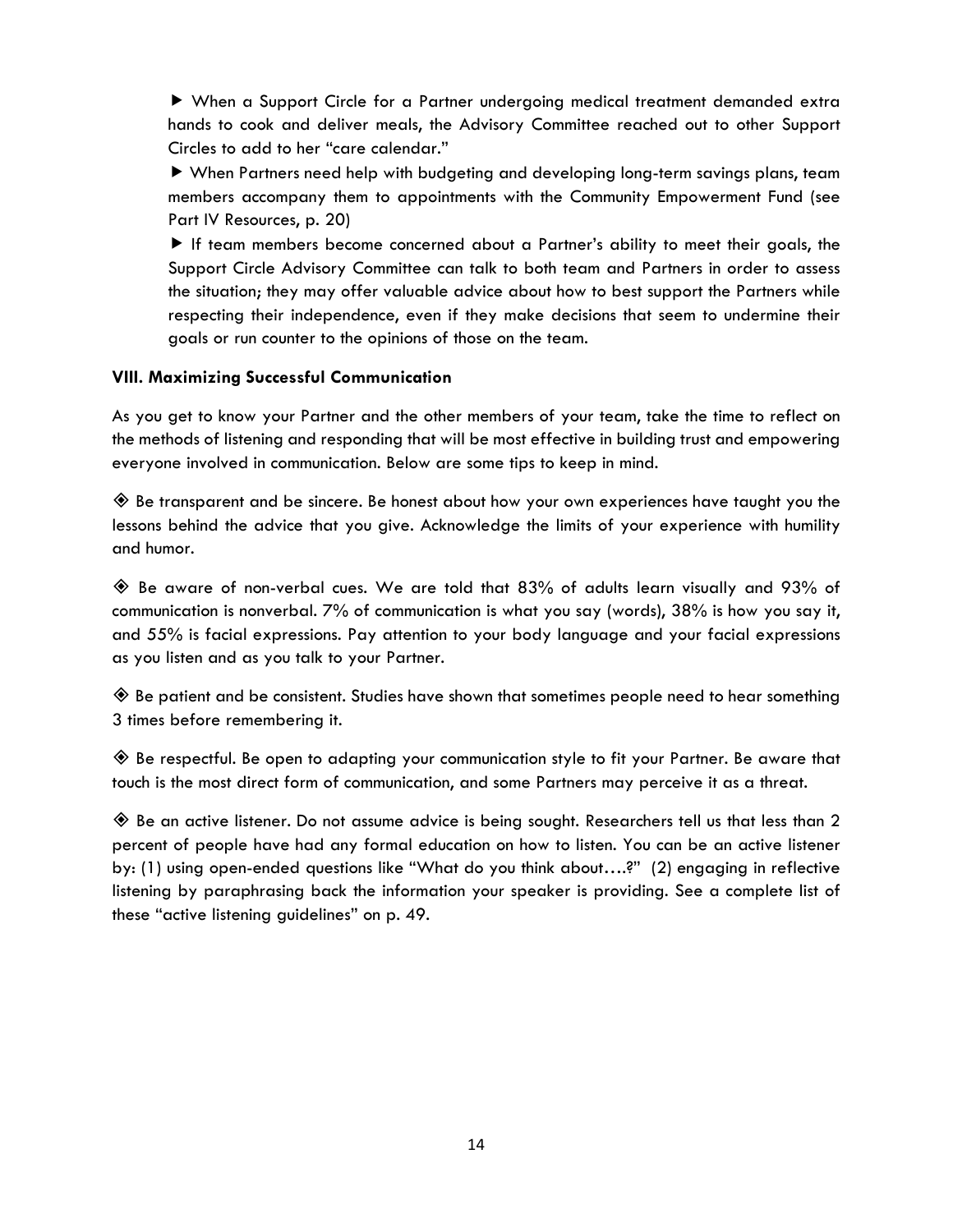▶ When a Support Circle for a Partner undergoing medical treatment demanded extra hands to cook and deliver meals, the Advisory Committee reached out to other Support Circles to add to her "care calendar."

▶ When Partners need help with budgeting and developing long-term savings plans, team members accompany them to appointments with the Community Empowerment Fund (see Part IV Resources, p. 20)

▶ If team members become concerned about a Partner's ability to meet their goals, the Support Circle Advisory Committee can talk to both team and Partners in order to assess the situation; they may offer valuable advice about how to best support the Partners while respecting their independence, even if they make decisions that seem to undermine their goals or run counter to the opinions of those on the team.

### VIII. Maximizing Successful Communication

As you get to know your Partner and the other members of your team, take the time to reflect on the methods of listening and responding that will be most effective in building trust and empowering everyone involved in communication. Below are some tips to keep in mind.

◈ Be transparent and be sincere. Be honest about how your own experiences have taught you the lessons behind the advice that you give. Acknowledge the limits of your experience with humility and humor.

◈ Be aware of non-verbal cues. We are told that 83% of adults learn visually and 93% of communication is nonverbal. 7% of communication is what you say (words), 38% is how you say it, and 55% is facial expressions. Pay attention to your body language and your facial expressions as you listen and as you talk to your Partner.

◈ Be patient and be consistent. Studies have shown that sometimes people need to hear something 3 times before remembering it.

◈ Be respectful. Be open to adapting your communication style to fit your Partner. Be aware that touch is the most direct form of communication, and some Partners may perceive it as a threat.

◈ Be an active listener. Do not assume advice is being sought. Researchers tell us that less than 2 percent of people have had any formal education on how to listen. You can be an active listener by: (1) using open-ended questions like "What do you think about….?" (2) engaging in reflective listening by paraphrasing back the information your speaker is providing. See a complete list of these "active listening guidelines" on p. 49.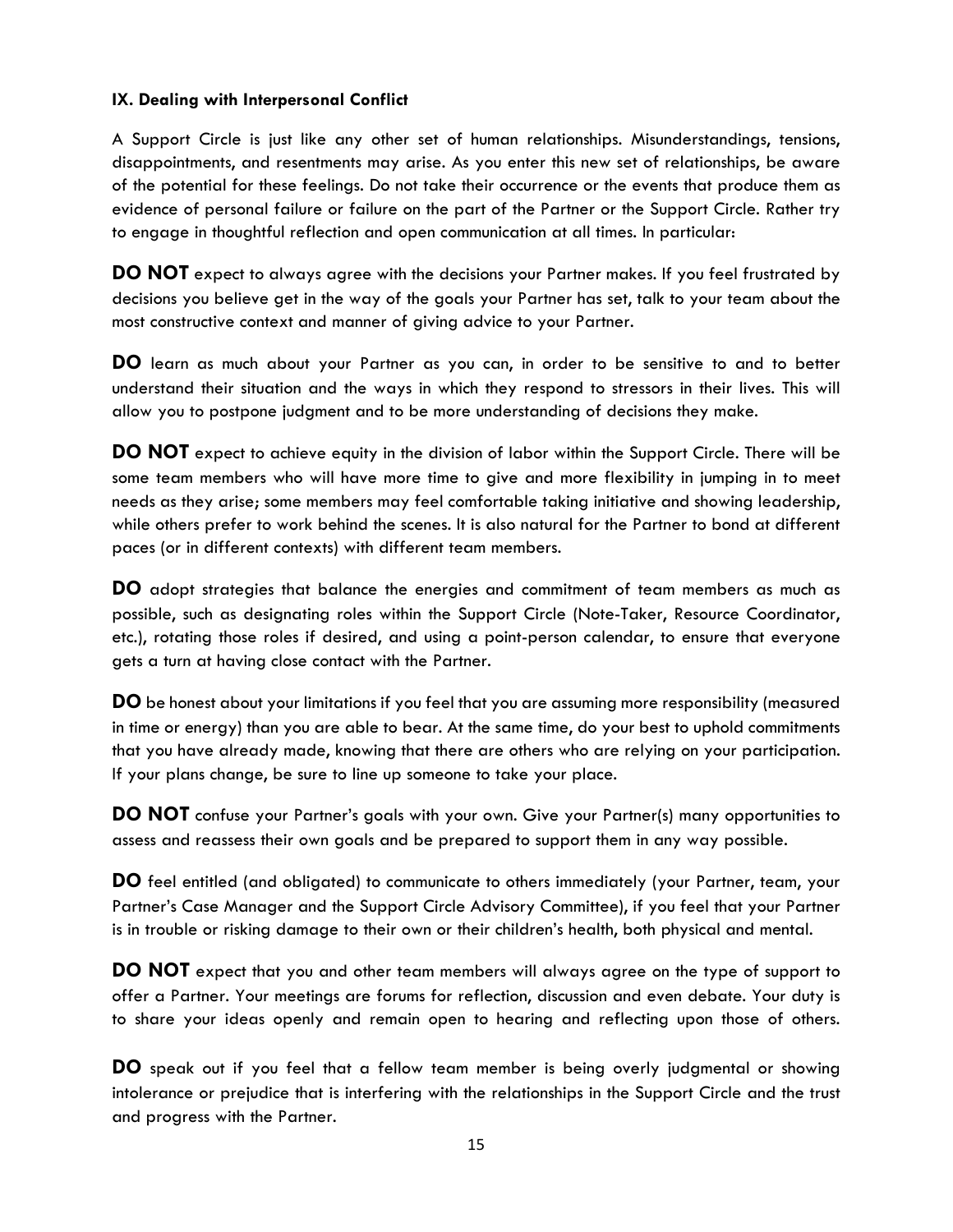### IX. Dealing with Interpersonal Conflict

A Support Circle is just like any other set of human relationships. Misunderstandings, tensions, disappointments, and resentments may arise. As you enter this new set of relationships, be aware of the potential for these feelings. Do not take their occurrence or the events that produce them as evidence of personal failure or failure on the part of the Partner or the Support Circle. Rather try to engage in thoughtful reflection and open communication at all times. In particular:

**DO NOT** expect to always agree with the decisions your Partner makes. If you feel frustrated by decisions you believe get in the way of the goals your Partner has set, talk to your team about the most constructive context and manner of giving advice to your Partner.

**DO** learn as much about your Partner as you can, in order to be sensitive to and to better understand their situation and the ways in which they respond to stressors in their lives. This will allow you to postpone judgment and to be more understanding of decisions they make.

**DO NOT** expect to achieve equity in the division of labor within the Support Circle. There will be some team members who will have more time to give and more flexibility in jumping in to meet needs as they arise; some members may feel comfortable taking initiative and showing leadership, while others prefer to work behind the scenes. It is also natural for the Partner to bond at different paces (or in different contexts) with different team members.

**DO** adopt strategies that balance the energies and commitment of team members as much as possible, such as designating roles within the Support Circle (Note-Taker, Resource Coordinator, etc.), rotating those roles if desired, and using a point-person calendar, to ensure that everyone gets a turn at having close contact with the Partner.

**DO** be honest about your limitations if you feel that you are assuming more responsibility (measured in time or energy) than you are able to bear. At the same time, do your best to uphold commitments that you have already made, knowing that there are others who are relying on your participation. If your plans change, be sure to line up someone to take your place.

**DO NOT** confuse your Partner's goals with your own. Give your Partner(s) many opportunities to assess and reassess their own goals and be prepared to support them in any way possible.

**DO** feel entitled (and obligated) to communicate to others immediately (your Partner, team, your Partner's Case Manager and the Support Circle Advisory Committee), if you feel that your Partner is in trouble or risking damage to their own or their children's health, both physical and mental.

**DO NOT** expect that you and other team members will always agree on the type of support to offer a Partner. Your meetings are forums for reflection, discussion and even debate. Your duty is to share your ideas openly and remain open to hearing and reflecting upon those of others.

**DO** speak out if you feel that a fellow team member is being overly judgmental or showing intolerance or prejudice that is interfering with the relationships in the Support Circle and the trust and progress with the Partner.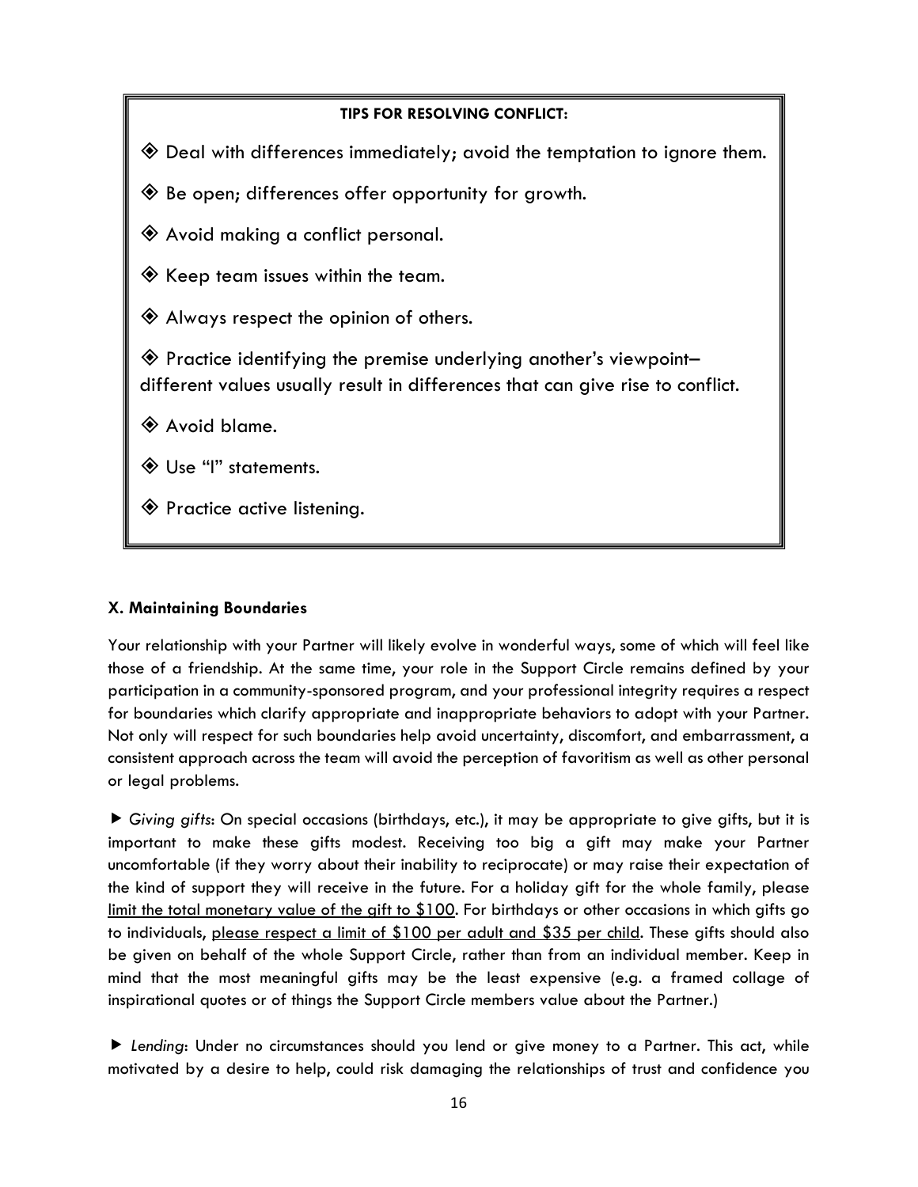**TIPS FOR RESOLVING CONFLICT:**

- ◈ Deal with differences immediately; avoid the temptation to ignore them.
- ◈ Be open; differences offer opportunity for growth.
- ◈ Avoid making a conflict personal.
- ◈ Keep team issues within the team.
- ◈ Always respect the opinion of others.
- ◈ Practice identifying the premise underlying another's viewpoint– different values usually result in differences that can give rise to conflict.
- ◈ Avoid blame.
- ◈ Use "I" statements.
- ◈ Practice active listening.

### X. Maintaining Boundaries

Your relationship with your Partner will likely evolve in wonderful ways, some of which will feel like those of a friendship. At the same time, your role in the Support Circle remains defined by your participation in a community-sponsored program, and your professional integrity requires a respect for boundaries which clarify appropriate and inappropriate behaviors to adopt with your Partner. Not only will respect for such boundaries help avoid uncertainty, discomfort, and embarrassment, a consistent approach across the team will avoid the perception of favoritism as well as other personal or legal problems.

► *Giving gifts*: On special occasions (birthdays, etc.), it may be appropriate to give gifts, but it is important to make these gifts modest. Receiving too big a gift may make your Partner uncomfortable (if they worry about their inability to reciprocate) or may raise their expectation of the kind of support they will receive in the future. For a holiday gift for the whole family, please <u>limit the total monetary value of the gift to $100</u>. For birthdays or other occasions in which gifts go to individuals, <u>please respect a limit of $100 per adult and $35 per child</u>. These gifts should also be given on behalf of the whole Support Circle, rather than from an individual member. Keep in mind that the most meaningful gifts may be the least expensive (e.g. a framed collage of inspirational quotes or of things the Support Circle members value about the Partner.)

► *Lending*: Under no circumstances should you lend or give money to a Partner. This act, while motivated by a desire to help, could risk damaging the relationships of trust and confidence you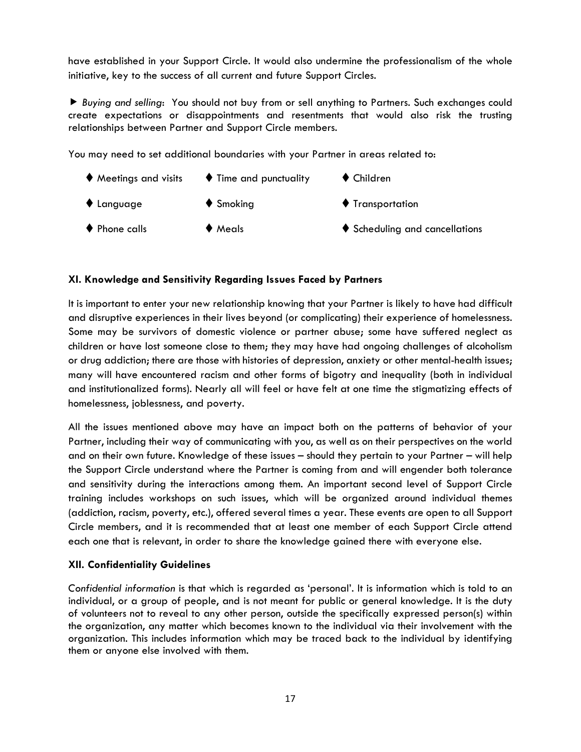have established in your Support Circle. It would also undermine the professionalism of the whole initiative, key to the success of all current and future Support Circles.

► *Buying and selling*: You should not buy from or sell anything to Partners. Such exchanges could create expectations or disappointments and resentments that would also risk the trusting relationships between Partner and Support Circle members.

You may need to set additional boundaries with your Partner in areas related to:

- ♦ Meetings and visits
- ♦ Time and punctuality
- ♦ Children
- ♦ Language
- ♦ Smoking
- ♦ Transportation
- ♦ Phone calls
- ♦ Meals
- ♦ Scheduling and cancellations

### XI. Knowledge and Sensitivity Regarding Issues Faced by Partners

It is important to enter your new relationship knowing that your Partner is likely to have had difficult and disruptive experiences in their lives beyond (or complicating) their experience of homelessness. Some may be survivors of domestic violence or partner abuse; some have suffered neglect as children or have lost someone close to them; they may have had ongoing challenges of alcoholism or drug addiction; there are those with histories of depression, anxiety or other mental-health issues; many will have encountered racism and other forms of bigotry and inequality (both in individual and institutionalized forms). Nearly all will feel or have felt at one time the stigmatizing effects of homelessness, joblessness, and poverty.

All the issues mentioned above may have an impact both on the patterns of behavior of your Partner, including their way of communicating with you, as well as on their perspectives on the world and on their own future. Knowledge of these issues – should they pertain to your Partner – will help the Support Circle understand where the Partner is coming from and will engender both tolerance and sensitivity during the interactions among them. An important second level of Support Circle training includes workshops on such issues, which will be organized around individual themes (addiction, racism, poverty, etc.), offered several times a year. These events are open to all Support Circle members, and it is recommended that at least one member of each Support Circle attend each one that is relevant, in order to share the knowledge gained there with everyone else.

### XII. Confidentiality Guidelines

*Confidential information* is that which is regarded as 'personal'. It is information which is told to an individual, or a group of people, and is not meant for public or general knowledge. It is the duty of volunteers not to reveal to any other person, outside the specifically expressed person(s) within the organization, any matter which becomes known to the individual via their involvement with the organization. This includes information which may be traced back to the individual by identifying them or anyone else involved with them.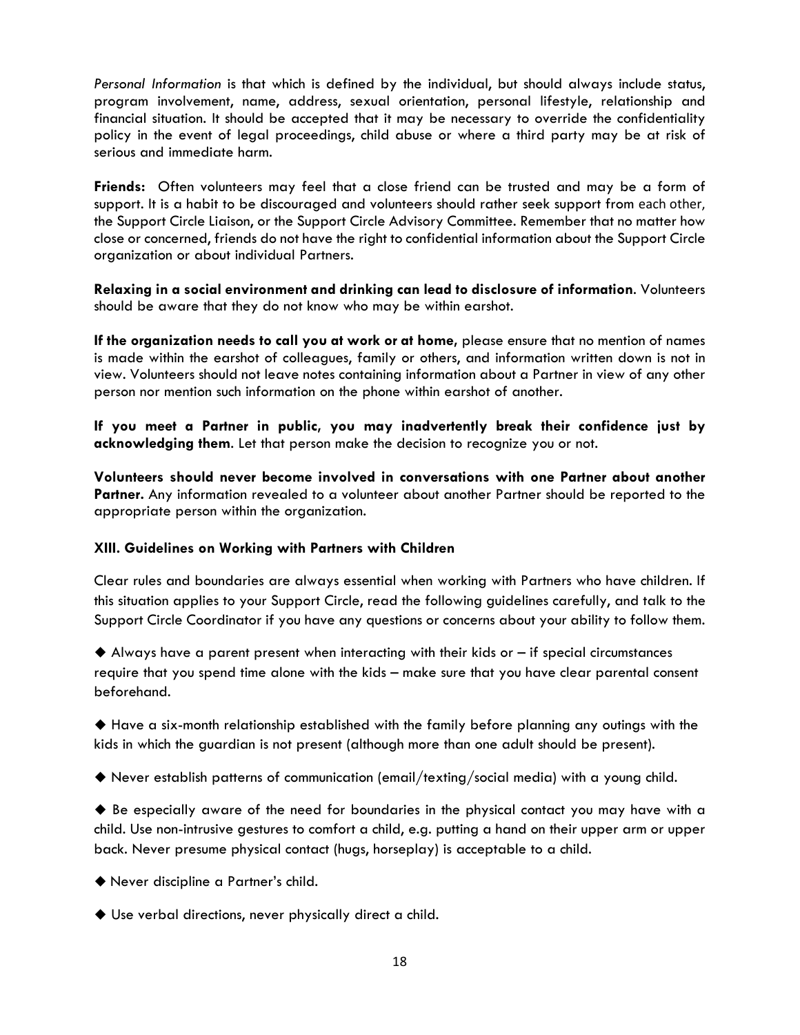*Personal Information* is that which is defined by the individual, but should always include status, program involvement, name, address, sexual orientation, personal lifestyle, relationship and financial situation. It should be accepted that it may be necessary to override the confidentiality policy in the event of legal proceedings, child abuse or where a third party may be at risk of serious and immediate harm.

**Friends:** Often volunteers may feel that a close friend can be trusted and may be a form of support. It is a habit to be discouraged and volunteers should rather seek support from each other, the Support Circle Liaison, or the Support Circle Advisory Committee. Remember that no matter how close or concerned, friends do not have the right to confidential information about the Support Circle organization or about individual Partners.

**Relaxing in a social environment and drinking can lead to disclosure of information**. Volunteers should be aware that they do not know who may be within earshot.

**If the organization needs to call you at work or at home,** please ensure that no mention of names is made within the earshot of colleagues, family or others, and information written down is not in view. Volunteers should not leave notes containing information about a Partner in view of any other person nor mention such information on the phone within earshot of another.

**If you meet a Partner in public, you may inadvertently break their confidence just by acknowledging them**. Let that person make the decision to recognize you or not.

**Volunteers should never become involved in conversations with one Partner about another Partner.** Any information revealed to a volunteer about another Partner should be reported to the appropriate person within the organization.

### XIII. Guidelines on Working with Partners with Children

Clear rules and boundaries are always essential when working with Partners who have children. If this situation applies to your Support Circle, read the following guidelines carefully, and talk to the Support Circle Coordinator if you have any questions or concerns about your ability to follow them.

◆ Always have a parent present when interacting with their kids or – if special circumstances require that you spend time alone with the kids – make sure that you have clear parental consent beforehand.

◆ Have a six-month relationship established with the family before planning any outings with the kids in which the guardian is not present (although more than one adult should be present).

◆ Never establish patterns of communication (email/texting/social media) with a young child.

◆ Be especially aware of the need for boundaries in the physical contact you may have with a child. Use non-intrusive gestures to comfort a child, e.g. putting a hand on their upper arm or upper back. Never presume physical contact (hugs, horseplay) is acceptable to a child.

◆ Never discipline a Partner's child.

◆ Use verbal directions, never physically direct a child.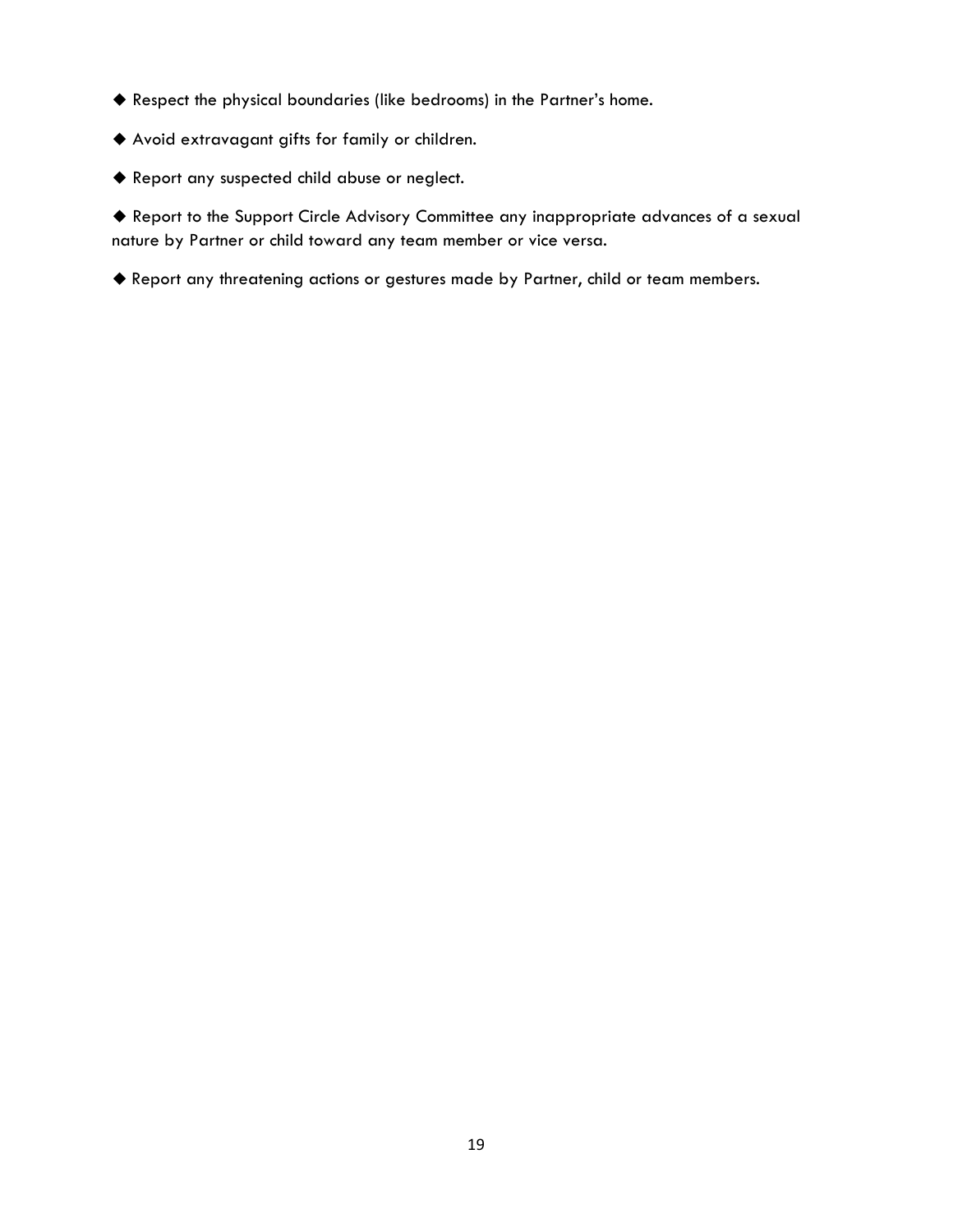◆ Respect the physical boundaries (like bedrooms) in the Partner's home.

◆ Avoid extravagant gifts for family or children.

◆ Report any suspected child abuse or neglect.

◆ Report to the Support Circle Advisory Committee any inappropriate advances of a sexual nature by Partner or child toward any team member or vice versa.

◆ Report any threatening actions or gestures made by Partner, child or team members.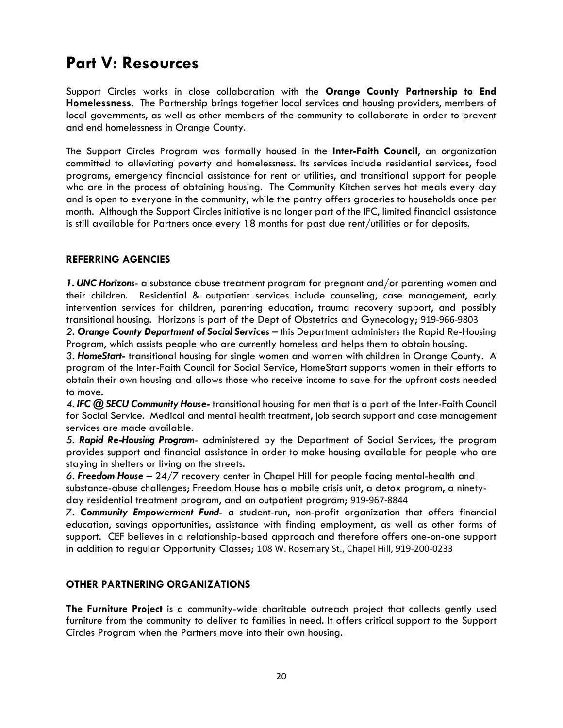# Part V: Resources

Support Circles works in close collaboration with the **Orange County Partnership to End Homelessness**. The Partnership brings together local services and housing providers, members of local governments, as well as other members of the community to collaborate in order to prevent and end homelessness in Orange County.

The Support Circles Program was formally housed in the **Inter-Faith Council**, an organization committed to alleviating poverty and homelessness. Its services include residential services, food programs, emergency financial assistance for rent or utilities, and transitional support for people who are in the process of obtaining housing. The Community Kitchen serves hot meals every day and is open to everyone in the community, while the pantry offers groceries to households once per month. Although the Support Circles initiative is no longer part of the IFC, limited financial assistance is still available for Partners once every 18 months for past due rent/utilities or for deposits.

### REFERRING AGENCIES

*1.* ***UNC Horizons***- a substance abuse treatment program for pregnant and/or parenting women and their children. Residential & outpatient services include counseling, case management, early intervention services for children, parenting education, trauma recovery support, and possibly transitional housing. Horizons is part of the Dept of Obstetrics and Gynecology; 919-966-9803

*2.* ***Orange County Department of Social Services*** – this Department administers the Rapid Re-Housing Program, which assists people who are currently homeless and helps them to obtain housing.

*3.* ***HomeStart-*** transitional housing for single women and women with children in Orange County. A program of the Inter-Faith Council for Social Service, HomeStart supports women in their efforts to obtain their own housing and allows those who receive income to save for the upfront costs needed to move.

*4.* ***IFC @ SECU Community House-*** transitional housing for men that is a part of the Inter-Faith Council for Social Service. Medical and mental health treatment, job search support and case management services are made available.

*5.* ***Rapid Re-Housing Program***- administered by the Department of Social Services, the program provides support and financial assistance in order to make housing available for people who are staying in shelters or living on the streets.

*6.* ***Freedom House*** – 24/7 recovery center in Chapel Hill for people facing mental-health and substance-abuse challenges; Freedom House has a mobile crisis unit, a detox program, a ninety-day residential treatment program, and an outpatient program; 919-967-8844

*7.* ***Community Empowerment Fund-*** a student-run, non-profit organization that offers financial education, savings opportunities, assistance with finding employment, as well as other forms of support. CEF believes in a relationship-based approach and therefore offers one-on-one support in addition to regular Opportunity Classes; 108 W. Rosemary St., Chapel Hill, 919-200-0233

### OTHER PARTNERING ORGANIZATIONS

**The Furniture Project** is a community-wide charitable outreach project that collects gently used furniture from the community to deliver to families in need. It offers critical support to the Support Circles Program when the Partners move into their own housing.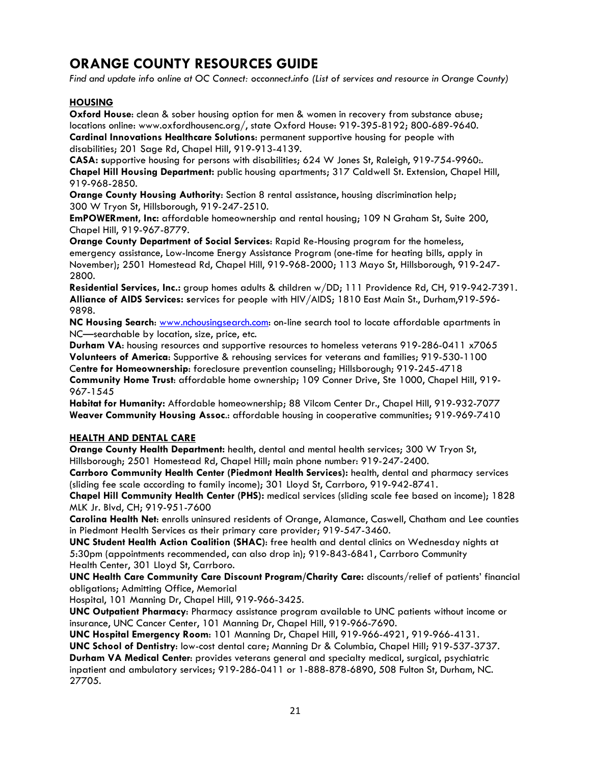# ORANGE COUNTY RESOURCES GUIDE

*Find and update info online at OC Connect: occonnect.info (List of services and resource in Orange County)*

## HOUSING

**Oxford House**: clean & sober housing option for men & women in recovery from substance abuse; locations online: www.oxfordhousenc.org/, state Oxford House: 919-395-8192; 800-689-9640.
**Cardinal Innovations Healthcare Solutions**: permanent supportive housing for people with disabilities; 201 Sage Rd, Chapel Hill, 919-913-4139.
**CASA: s**upportive housing for persons with disabilities; 624 W Jones St, Raleigh, 919-754-9960:.
**Chapel Hill Housing Department:** public housing apartments; 317 Caldwell St. Extension, Chapel Hill, 919-968-2850.
**Orange County Housing Authority**: Section 8 rental assistance, housing discrimination help; 300 W Tryon St, Hillsborough, 919-247-2510.
**EmPOWERment, Inc:** affordable homeownership and rental housing; 109 N Graham St, Suite 200, Chapel Hill, 919-967-8779.
**Orange County Department of Social Services**: Rapid Re-Housing program for the homeless, emergency assistance, Low-Income Energy Assistance Program (one-time for heating bills, apply in November); 2501 Homestead Rd, Chapel Hill, 919-968-2000; 113 Mayo St, Hillsborough, 919-247-2800.
**Residential Services, Inc.:** group homes adults & children w/DD; 111 Providence Rd, CH, 919-942-7391.
**Alliance of AIDS Services: s**ervices for people with HIV/AIDS; 1810 East Main St., Durham,919-596-9898.
**NC Housing Search**: www.nchousingsearch.com: on-line search tool to locate affordable apartments in NC—searchable by location, size, price, etc.
**Durham VA**: housing resources and supportive resources to homeless veterans 919-286-0411 x7065
**Volunteers of America**: Supportive & rehousing services for veterans and families; 919-530-1100
C**entre for Homeownership**: foreclosure prevention counseling; Hillsborough; 919-245-4718
**Community Home Trust**: affordable home ownership; 109 Conner Drive, Ste 1000, Chapel Hill, 919-967-1545
**Habitat for Humanity:** Affordable homeownership; 88 Vilcom Center Dr., Chapel Hill, 919-932-7077
**Weaver Community Housing Assoc.**: affordable housing in cooperative communities; 919-969-7410

## HEALTH AND DENTAL CARE

**Orange County Health Department:** health, dental and mental health services; 300 W Tryon St, Hillsborough; 2501 Homestead Rd, Chapel Hill; main phone number: 919-247-2400.
**Carrboro Community Health Center (Piedmont Health Services):** health, dental and pharmacy services (sliding fee scale according to family income); 301 Lloyd St, Carrboro, 919-942-8741.
**Chapel Hill Community Health Center (PHS):** medical services (sliding scale fee based on income); 1828 MLK Jr. Blvd, CH; 919-951-7600
**Carolina Health Net**: enrolls uninsured residents of Orange, Alamance, Caswell, Chatham and Lee counties in Piedmont Health Services as their primary care provider; 919-547-3460.
**UNC Student Health Action Coalition (SHAC)**: free health and dental clinics on Wednesday nights at 5:30pm (appointments recommended, can also drop in); 919-843-6841, Carrboro Community Health Center, 301 Lloyd St, Carrboro.
**UNC Health Care Community Care Discount Program/Charity Care:** discounts/relief of patients' financial obligations; Admitting Office, Memorial Hospital, 101 Manning Dr, Chapel Hill, 919-966-3425.
**UNC Outpatient Pharmacy**: Pharmacy assistance program available to UNC patients without income or insurance, UNC Cancer Center, 101 Manning Dr, Chapel Hill, 919-966-7690.
**UNC Hospital Emergency Room**: 101 Manning Dr, Chapel Hill, 919-966-4921, 919-966-4131.
**UNC School of Dentistry**: low-cost dental care; Manning Dr & Columbia, Chapel Hill; 919-537-3737.
**Durham VA Medical Center**: provides veterans general and specialty medical, surgical, psychiatric inpatient and ambulatory services; 919-286-0411 or 1-888-878-6890, 508 Fulton St, Durham, NC. 27705.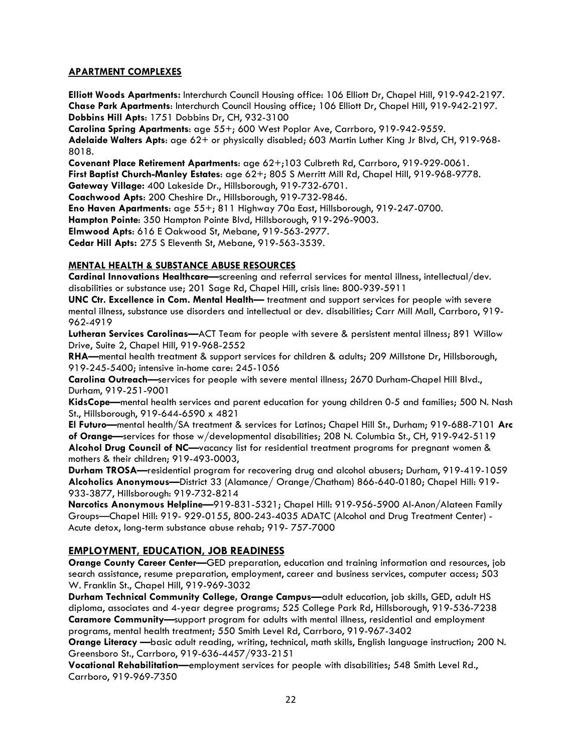## APARTMENT COMPLEXES

**Elliott Woods Apartments:** Interchurch Council Housing office: 106 Elliott Dr, Chapel Hill, 919-942-2197.
**Chase Park Apartments**: Interchurch Council Housing office; 106 Elliott Dr, Chapel Hill, 919-942-2197.
**Dobbins Hill Apts**: 1751 Dobbins Dr, CH, 932-3100
**Carolina Spring Apartments**: age 55+; 600 West Poplar Ave, Carrboro, 919-942-9559.
**Adelaide Walters Apts**: age 62+ or physically disabled; 603 Martin Luther King Jr Blvd, CH, 919-968-8018.
**Covenant Place Retirement Apartments**: age 62+;103 Culbreth Rd, Carrboro, 919-929-0061.
**First Baptist Church-Manley Estates**: age 62+; 805 S Merritt Mill Rd, Chapel Hill, 919-968-9778.
**Gateway Village:** 400 Lakeside Dr., Hillsborough, 919-732-6701.
**Coachwood Apts**: 200 Cheshire Dr., Hillsborough, 919-732-9846.
**Eno Haven Apartments**: age 55+; 811 Highway 70a East, Hillsborough, 919-247-0700.
**Hampton Pointe**: 350 Hampton Pointe Blvd, Hillsborough, 919-296-9003.
**Elmwood Apts**: 616 E Oakwood St, Mebane, 919-563-2977.
**Cedar Hill Apts:** 275 S Eleventh St, Mebane, 919-563-3539.

## MENTAL HEALTH & SUBSTANCE ABUSE RESOURCES

**Cardinal Innovations Healthcare—**screening and referral services for mental illness, intellectual/dev. disabilities or substance use; 201 Sage Rd, Chapel Hill, crisis line: 800-939-5911
**UNC Ctr. Excellence in Com. Mental Health—** treatment and support services for people with severe mental illness, substance use disorders and intellectual or dev. disabilities; Carr Mill Mall, Carrboro, 919-962-4919
**Lutheran Services Carolinas—**ACT Team for people with severe & persistent mental illness; 891 Willow Drive, Suite 2, Chapel Hill, 919-968-2552
**RHA—**mental health treatment & support services for children & adults; 209 Millstone Dr, Hillsborough, 919-245-5400; intensive in-home care: 245-1056
**Carolina Outreach—**services for people with severe mental illness; 2670 Durham-Chapel Hill Blvd., Durham, 919-251-9001
**KidsCope—**mental health services and parent education for young children 0-5 and families; 500 N. Nash St., Hillsborough, 919-644-6590 x 4821
**El Futuro—**mental health/SA treatment & services for Latinos; Chapel Hill St., Durham; 919-688-7101 **Arc of Orange—**services for those w/developmental disabilities; 208 N. Columbia St., CH, 919-942-5119
**Alcohol Drug Council of NC—**vacancy list for residential treatment programs for pregnant women & mothers & their children; 919-493-0003,
**Durham TROSA—**residential program for recovering drug and alcohol abusers; Durham, 919-419-1059
**Alcoholics Anonymous—**District 33 (Alamance/ Orange/Chatham) 866-640-0180; Chapel Hill: 919-933-3877, Hillsborough: 919-732-8214
**Narcotics Anonymous Helpline—**919-831-5321; Chapel Hill: 919-956-5900 Al-Anon/Alateen Family Groups—Chapel Hill: 919- 929-0155, 800-243-4035 ADATC (Alcohol and Drug Treatment Center) - Acute detox, long-term substance abuse rehab; 919- 757-7000

## EMPLOYMENT, EDUCATION, JOB READINESS

**Orange County Career Center—**GED preparation, education and training information and resources, job search assistance, resume preparation, employment, career and business services, computer access; 503 W. Franklin St., Chapel Hill, 919-969-3032
**Durham Technical Community College, Orange Campus—**adult education, job skills, GED, adult HS diploma, associates and 4-year degree programs; 525 College Park Rd, Hillsborough, 919-536-7238
**Caramore Community—**support program for adults with mental illness, residential and employment programs, mental health treatment; 550 Smith Level Rd, Carrboro, 919-967-3402
**Orange Literacy —**basic adult reading, writing, technical, math skills, English language instruction; 200 N. Greensboro St., Carrboro, 919-636-4457/933-2151
**Vocational Rehabilitation—**employment services for people with disabilities; 548 Smith Level Rd., Carrboro, 919-969-7350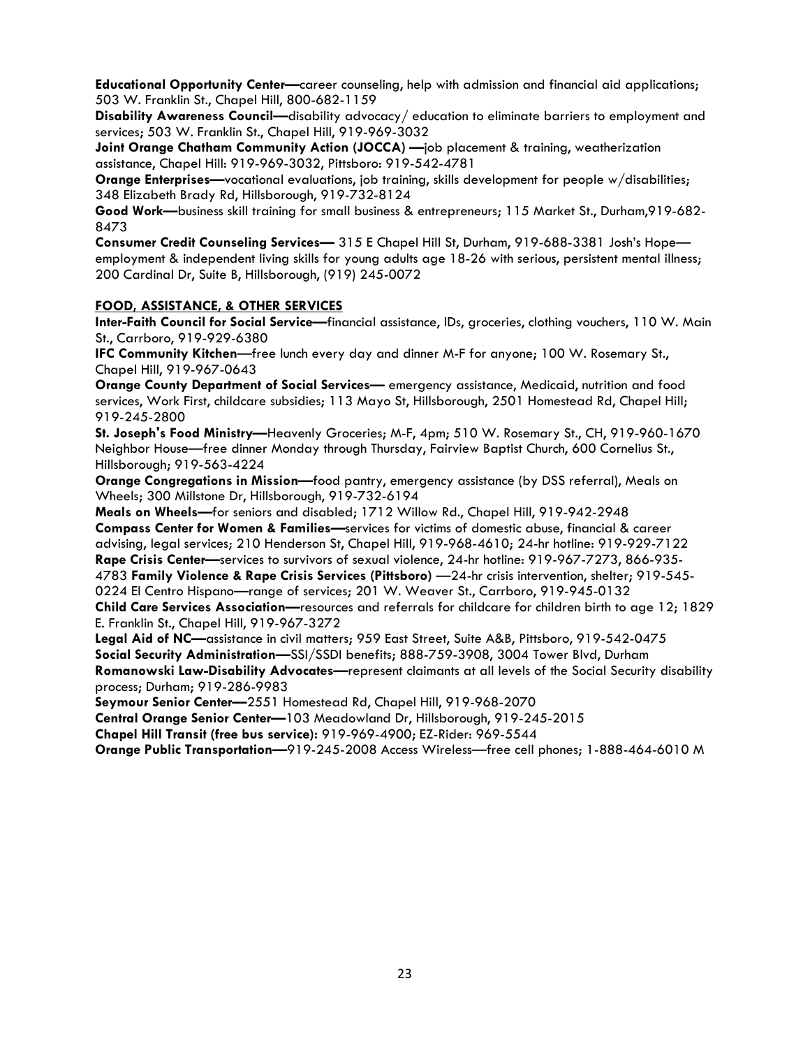**Educational Opportunity Center—**career counseling, help with admission and financial aid applications; 503 W. Franklin St., Chapel Hill, 800-682-1159

**Disability Awareness Council—**disability advocacy/ education to eliminate barriers to employment and services; 503 W. Franklin St., Chapel Hill, 919-969-3032

**Joint Orange Chatham Community Action (JOCCA) —**job placement & training, weatherization assistance, Chapel Hill: 919-969-3032, Pittsboro: 919-542-4781

**Orange Enterprises—**vocational evaluations, job training, skills development for people w/disabilities; 348 Elizabeth Brady Rd, Hillsborough, 919-732-8124

**Good Work—**business skill training for small business & entrepreneurs; 115 Market St., Durham,919-682-8473

**Consumer Credit Counseling Services—** 315 E Chapel Hill St, Durham, 919-688-3381 Josh's Hope—employment & independent living skills for young adults age 18-26 with serious, persistent mental illness; 200 Cardinal Dr, Suite B, Hillsborough, (919) 245-0072

**FOOD, ASSISTANCE, & OTHER SERVICES**

**Inter-Faith Council for Social Service—**financial assistance, IDs, groceries, clothing vouchers, 110 W. Main St., Carrboro, 919-929-6380

**IFC Community Kitchen**—free lunch every day and dinner M-F for anyone; 100 W. Rosemary St., Chapel Hill, 919-967-0643

**Orange County Department of Social Services—** emergency assistance, Medicaid, nutrition and food services, Work First, childcare subsidies; 113 Mayo St, Hillsborough, 2501 Homestead Rd, Chapel Hill; 919-245-2800

**St. Joseph's Food Ministry—**Heavenly Groceries; M-F, 4pm; 510 W. Rosemary St., CH, 919-960-1670 Neighbor House—free dinner Monday through Thursday, Fairview Baptist Church, 600 Cornelius St., Hillsborough; 919-563-4224

**Orange Congregations in Mission—**food pantry, emergency assistance (by DSS referral), Meals on Wheels; 300 Millstone Dr, Hillsborough, 919-732-6194

**Meals on Wheels—**for seniors and disabled; 1712 Willow Rd., Chapel Hill, 919-942-2948

**Compass Center for Women & Families—**services for victims of domestic abuse, financial & career advising, legal services; 210 Henderson St, Chapel Hill, 919-968-4610; 24-hr hotline: 919-929-7122

**Rape Crisis Center—**services to survivors of sexual violence, 24-hr hotline: 919-967-7273, 866-935-4783 **Family Violence & Rape Crisis Services (Pittsboro)** —24-hr crisis intervention, shelter; 919-545-0224 El Centro Hispano—range of services; 201 W. Weaver St., Carrboro, 919-945-0132

**Child Care Services Association—**resources and referrals for childcare for children birth to age 12; 1829 E. Franklin St., Chapel Hill, 919-967-3272

**Legal Aid of NC—**assistance in civil matters; 959 East Street, Suite A&B, Pittsboro, 919-542-0475

**Social Security Administration—**SSI/SSDI benefits; 888-759-3908, 3004 Tower Blvd, Durham

**Romanowski Law-Disability Advocates—**represent claimants at all levels of the Social Security disability process; Durham; 919-286-9983

**Seymour Senior Center—**2551 Homestead Rd, Chapel Hill, 919-968-2070

**Central Orange Senior Center—**103 Meadowland Dr, Hillsborough, 919-245-2015

**Chapel Hill Transit (free bus service):** 919-969-4900; EZ-Rider: 969-5544

**Orange Public Transportation—**919-245-2008 Access Wireless—free cell phones; 1-888-464-6010 M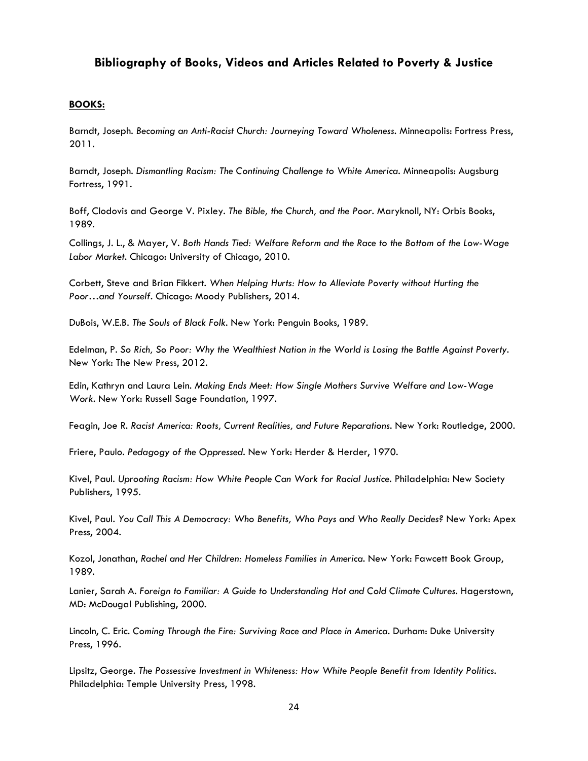## Bibliography of Books, Videos and Articles Related to Poverty & Justice

**BOOKS:**

Barndt, Joseph. *Becoming an Anti-Racist Church: Journeying Toward Wholeness*. Minneapolis: Fortress Press, 2011.

Barndt, Joseph. *Dismantling Racism: The Continuing Challenge to White America*. Minneapolis: Augsburg Fortress, 1991.

Boff, Clodovis and George V. Pixley. *The Bible, the Church, and the Poor*. Maryknoll, NY: Orbis Books, 1989.

Collings, J. L., & Mayer, V. *Both Hands Tied: Welfare Reform and the Race to the Bottom of the Low-Wage Labor Market*. Chicago: University of Chicago, 2010.

Corbett, Steve and Brian Fikkert. *When Helping Hurts: How to Alleviate Poverty without Hurting the Poor…and Yourself*. Chicago: Moody Publishers, 2014.

DuBois, W.E.B. *The Souls of Black Folk*. New York: Penguin Books, 1989.

Edelman, P. *So Rich, So Poor: Why the Wealthiest Nation in the World is Losing the Battle Against Poverty*. New York: The New Press, 2012.

Edin, Kathryn and Laura Lein. *Making Ends Meet: How Single Mothers Survive Welfare and Low-Wage Work*. New York: Russell Sage Foundation, 1997.

Feagin, Joe R. *Racist America: Roots, Current Realities, and Future Reparations*. New York: Routledge, 2000.

Friere, Paulo. *Pedagogy of the Oppressed*. New York: Herder & Herder, 1970.

Kivel, Paul. *Uprooting Racism: How White People Can Work for Racial Justice*. Philadelphia: New Society Publishers, 1995.

Kivel, Paul. *You Call This A Democracy: Who Benefits, Who Pays and Who Really Decides?* New York: Apex Press, 2004.

Kozol, Jonathan, *Rachel and Her Children: Homeless Families in America*. New York: Fawcett Book Group, 1989.

Lanier, Sarah A. *Foreign to Familiar: A Guide to Understanding Hot and Cold Climate Cultures*. Hagerstown, MD: McDougal Publishing, 2000.

Lincoln, C. Eric. *Coming Through the Fire: Surviving Race and Place in America*. Durham: Duke University Press, 1996.

Lipsitz, George. *The Possessive Investment in Whiteness: How White People Benefit from Identity Politics*. Philadelphia: Temple University Press, 1998.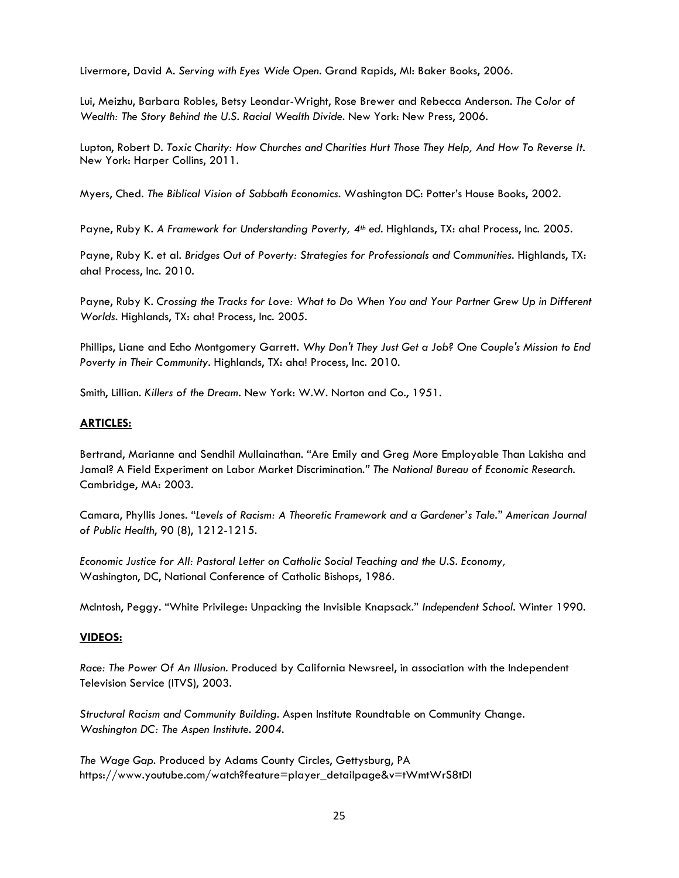Livermore, David A. *Serving with Eyes Wide Open*. Grand Rapids, MI: Baker Books, 2006.

Lui, Meizhu, Barbara Robles, Betsy Leondar-Wright, Rose Brewer and Rebecca Anderson. *The Color of Wealth: The Story Behind the U.S. Racial Wealth Divide*. New York: New Press, 2006.

Lupton, Robert D. *Toxic Charity: How Churches and Charities Hurt Those They Help, And How To Reverse It*. New York: Harper Collins, 2011.

Myers, Ched. *The Biblical Vision of Sabbath Economics*. Washington DC: Potter's House Books, 2002.

Payne, Ruby K. *A Framework for Understanding Poverty, 4th ed*. Highlands, TX: aha! Process, Inc. 2005.

Payne, Ruby K. et al. *Bridges Out of Poverty: Strategies for Professionals and Communities*. Highlands, TX: aha! Process, Inc. 2010.

Payne, Ruby K. *Crossing the Tracks for Love: What to Do When You and Your Partner Grew Up in Different Worlds*. Highlands, TX: aha! Process, Inc. 2005.

Phillips, Liane and Echo Montgomery Garrett. *Why Don't They Just Get a Job? One Couple's Mission to End Poverty in Their Community*. Highlands, TX: aha! Process, Inc. 2010.

Smith, Lillian. *Killers of the Dream*. New York: W.W. Norton and Co., 1951.

**ARTICLES:**

Bertrand, Marianne and Sendhil Mullainathan. "Are Emily and Greg More Employable Than Lakisha and Jamal? A Field Experiment on Labor Market Discrimination." *The National Bureau of Economic Research*. Cambridge, MA: 2003.

Camara, Phyllis Jones. "*Levels of Racism: A Theoretic Framework and a Gardener's Tale*." *American Journal of Public Health*, 90 (8), 1212-1215.

*Economic Justice for All: Pastoral Letter on Catholic Social Teaching and the U.S. Economy,* Washington, DC, National Conference of Catholic Bishops, 1986.

McIntosh, Peggy. "White Privilege: Unpacking the Invisible Knapsack." *Independent School*. Winter 1990.

**VIDEOS:**

*Race: The Power Of An Illusion*. Produced by California Newsreel, in association with the Independent Television Service (ITVS), 2003.

*Structural Racism and Community Building*. Aspen Institute Roundtable on Community Change. *Washington DC: The Aspen Institute. 2004.*

*The Wage Gap*. Produced by Adams County Circles, Gettysburg, PA https://www.youtube.com/watch?feature=player_detailpage&v=tWmtWrS8tDI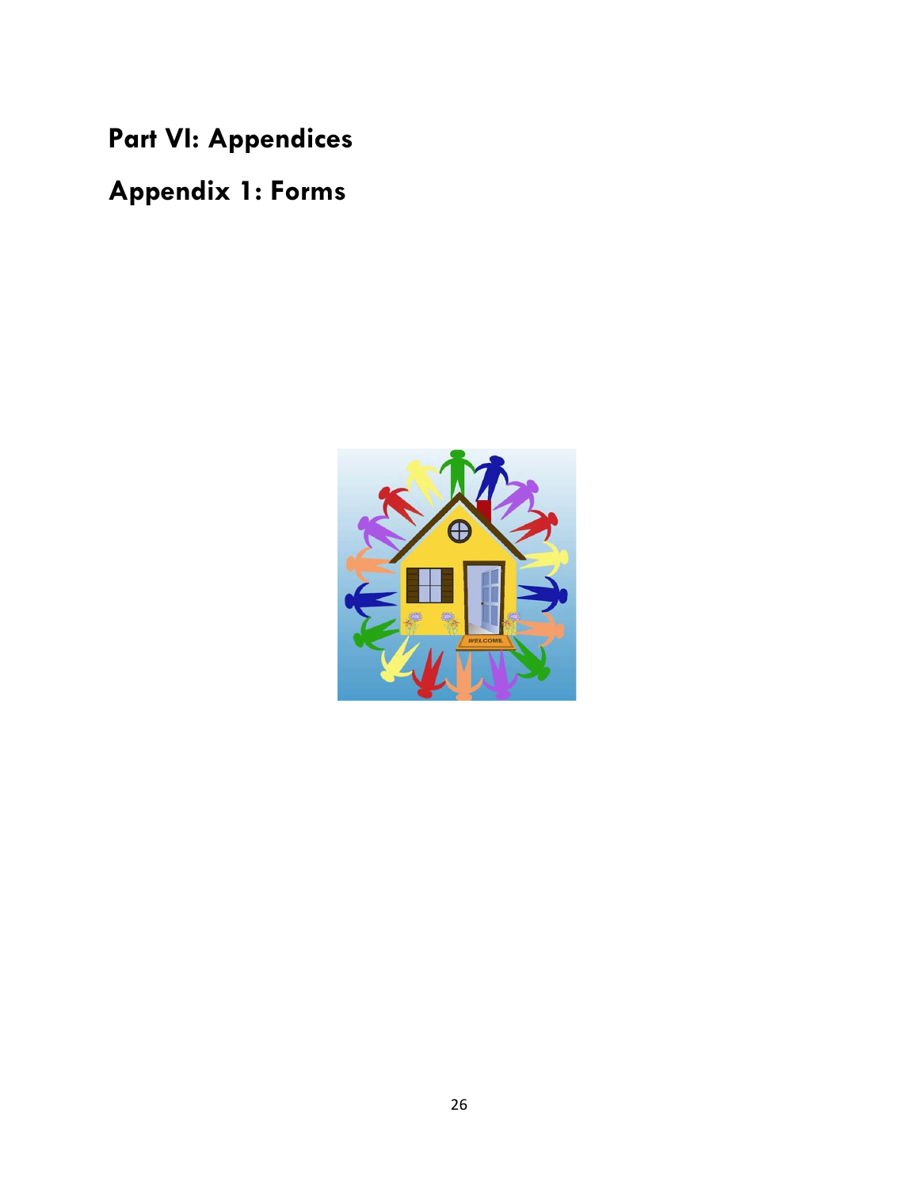# Part VI: Appendices

## Appendix 1: Forms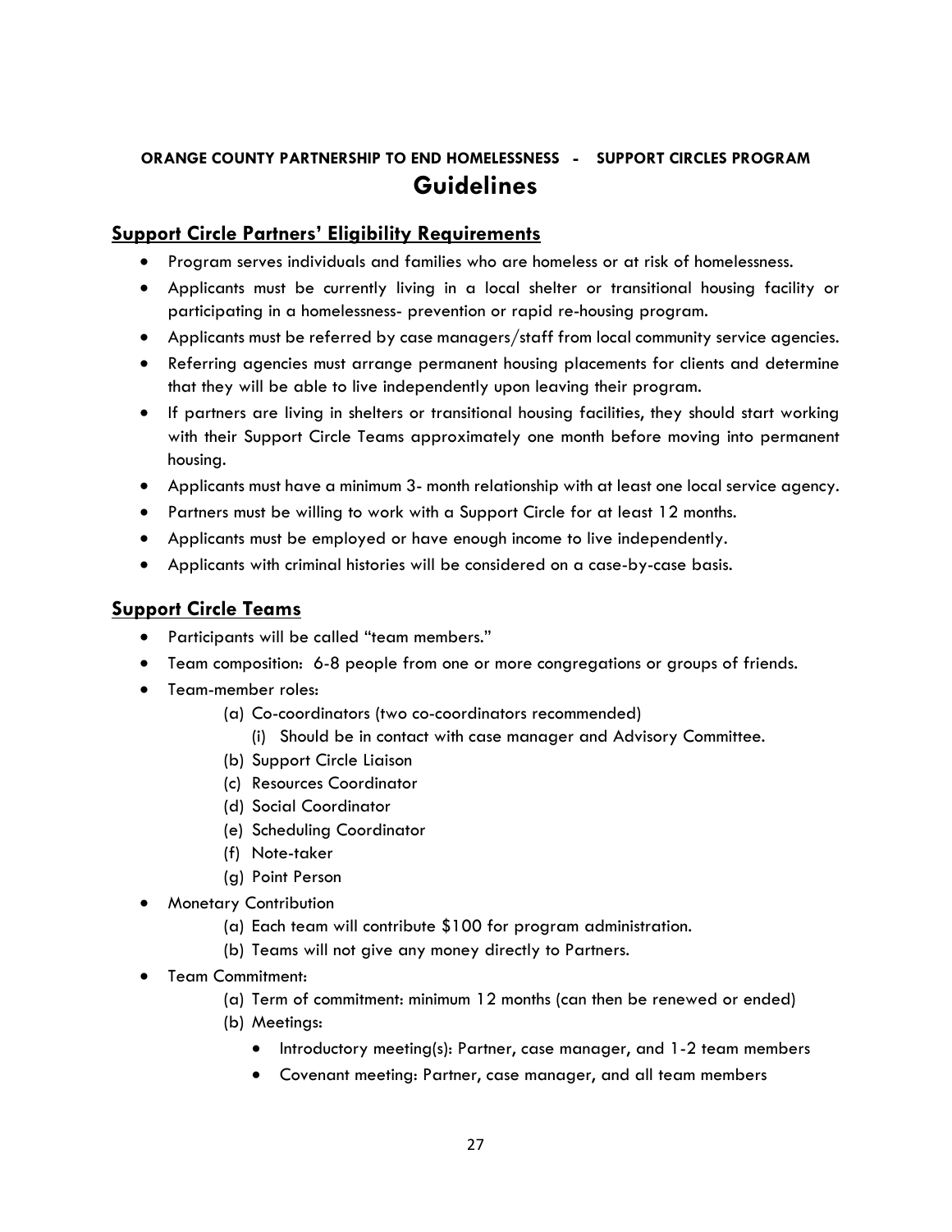**ORANGE COUNTY PARTNERSHIP TO END HOMELESSNESS - SUPPORT CIRCLES PROGRAM**

# Guidelines

## Support Circle Partners' Eligibility Requirements

- Program serves individuals and families who are homeless or at risk of homelessness.
- Applicants must be currently living in a local shelter or transitional housing facility or participating in a homelessness- prevention or rapid re-housing program.
- Applicants must be referred by case managers/staff from local community service agencies.
- Referring agencies must arrange permanent housing placements for clients and determine that they will be able to live independently upon leaving their program.
- If partners are living in shelters or transitional housing facilities, they should start working with their Support Circle Teams approximately one month before moving into permanent housing.
- Applicants must have a minimum 3- month relationship with at least one local service agency.
- Partners must be willing to work with a Support Circle for at least 12 months.
- Applicants must be employed or have enough income to live independently.
- Applicants with criminal histories will be considered on a case-by-case basis.

## Support Circle Teams

- Participants will be called "team members."
- Team composition: 6-8 people from one or more congregations or groups of friends.
- Team-member roles:
  - (a) Co-coordinators (two co-coordinators recommended)
    - (i) Should be in contact with case manager and Advisory Committee.
  - (b) Support Circle Liaison
  - (c) Resources Coordinator
  - (d) Social Coordinator
  - (e) Scheduling Coordinator
  - (f) Note-taker
  - (g) Point Person
- Monetary Contribution
  - (a) Each team will contribute $100 for program administration.
  - (b) Teams will not give any money directly to Partners.
- Team Commitment:
  - (a) Term of commitment: minimum 12 months (can then be renewed or ended)
  - (b) Meetings:
    - Introductory meeting(s): Partner, case manager, and 1-2 team members
    - Covenant meeting: Partner, case manager, and all team members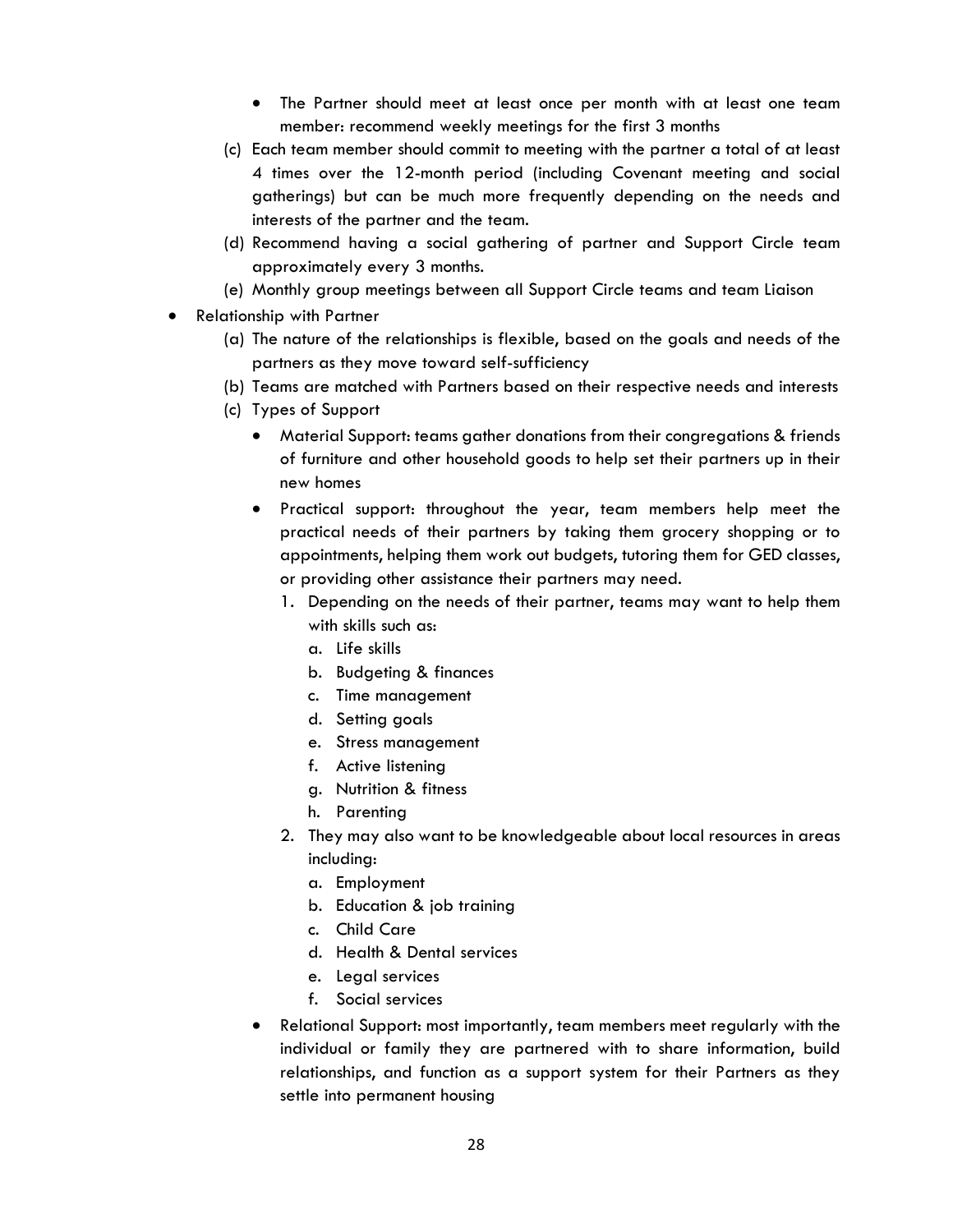- The Partner should meet at least once per month with at least one team member: recommend weekly meetings for the first 3 months

  (c) Each team member should commit to meeting with the partner a total of at least 4 times over the 12-month period (including Covenant meeting and social gatherings) but can be much more frequently depending on the needs and interests of the partner and the team.

  (d) Recommend having a social gathering of partner and Support Circle team approximately every 3 months.

  (e) Monthly group meetings between all Support Circle teams and team Liaison

- Relationship with Partner

  (a) The nature of the relationships is flexible, based on the goals and needs of the partners as they move toward self-sufficiency

  (b) Teams are matched with Partners based on their respective needs and interests

  (c) Types of Support

  - Material Support: teams gather donations from their congregations & friends of furniture and other household goods to help set their partners up in their new homes
  - Practical support: throughout the year, team members help meet the practical needs of their partners by taking them grocery shopping or to appointments, helping them work out budgets, tutoring them for GED classes, or providing other assistance their partners may need.
    1. Depending on the needs of their partner, teams may want to help them with skills such as:
       a. Life skills
       b. Budgeting & finances
       c. Time management
       d. Setting goals
       e. Stress management
       f. Active listening
       g. Nutrition & fitness
       h. Parenting
    2. They may also want to be knowledgeable about local resources in areas including:
       a. Employment
       b. Education & job training
       c. Child Care
       d. Health & Dental services
       e. Legal services
       f. Social services
  - Relational Support: most importantly, team members meet regularly with the individual or family they are partnered with to share information, build relationships, and function as a support system for their Partners as they settle into permanent housing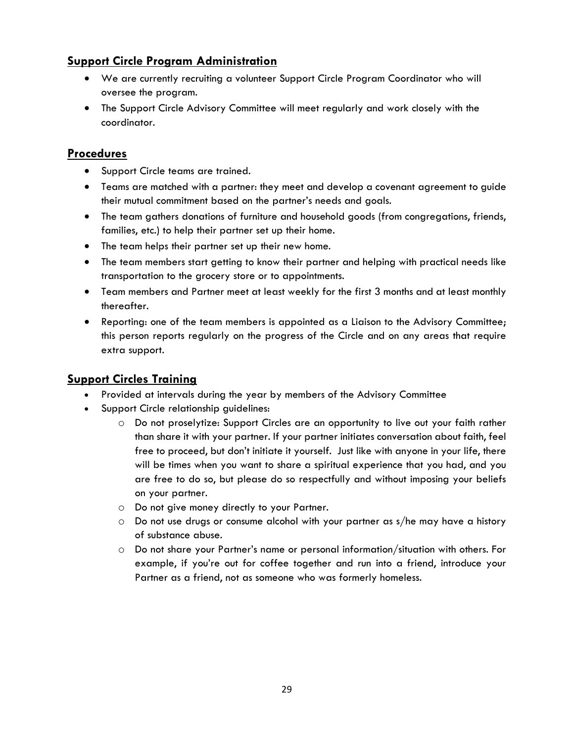## Support Circle Program Administration

- We are currently recruiting a volunteer Support Circle Program Coordinator who will oversee the program.
- The Support Circle Advisory Committee will meet regularly and work closely with the coordinator.

## Procedures

- Support Circle teams are trained.
- Teams are matched with a partner: they meet and develop a covenant agreement to guide their mutual commitment based on the partner's needs and goals.
- The team gathers donations of furniture and household goods (from congregations, friends, families, etc.) to help their partner set up their home.
- The team helps their partner set up their new home.
- The team members start getting to know their partner and helping with practical needs like transportation to the grocery store or to appointments.
- Team members and Partner meet at least weekly for the first 3 months and at least monthly thereafter.
- Reporting: one of the team members is appointed as a Liaison to the Advisory Committee; this person reports regularly on the progress of the Circle and on any areas that require extra support.

## Support Circles Training

- Provided at intervals during the year by members of the Advisory Committee
- Support Circle relationship guidelines:
  - Do not proselytize: Support Circles are an opportunity to live out your faith rather than share it with your partner. If your partner initiates conversation about faith, feel free to proceed, but don't initiate it yourself. Just like with anyone in your life, there will be times when you want to share a spiritual experience that you had, and you are free to do so, but please do so respectfully and without imposing your beliefs on your partner.
  - Do not give money directly to your Partner.
  - Do not use drugs or consume alcohol with your partner as s/he may have a history of substance abuse.
  - Do not share your Partner's name or personal information/situation with others. For example, if you're out for coffee together and run into a friend, introduce your Partner as a friend, not as someone who was formerly homeless.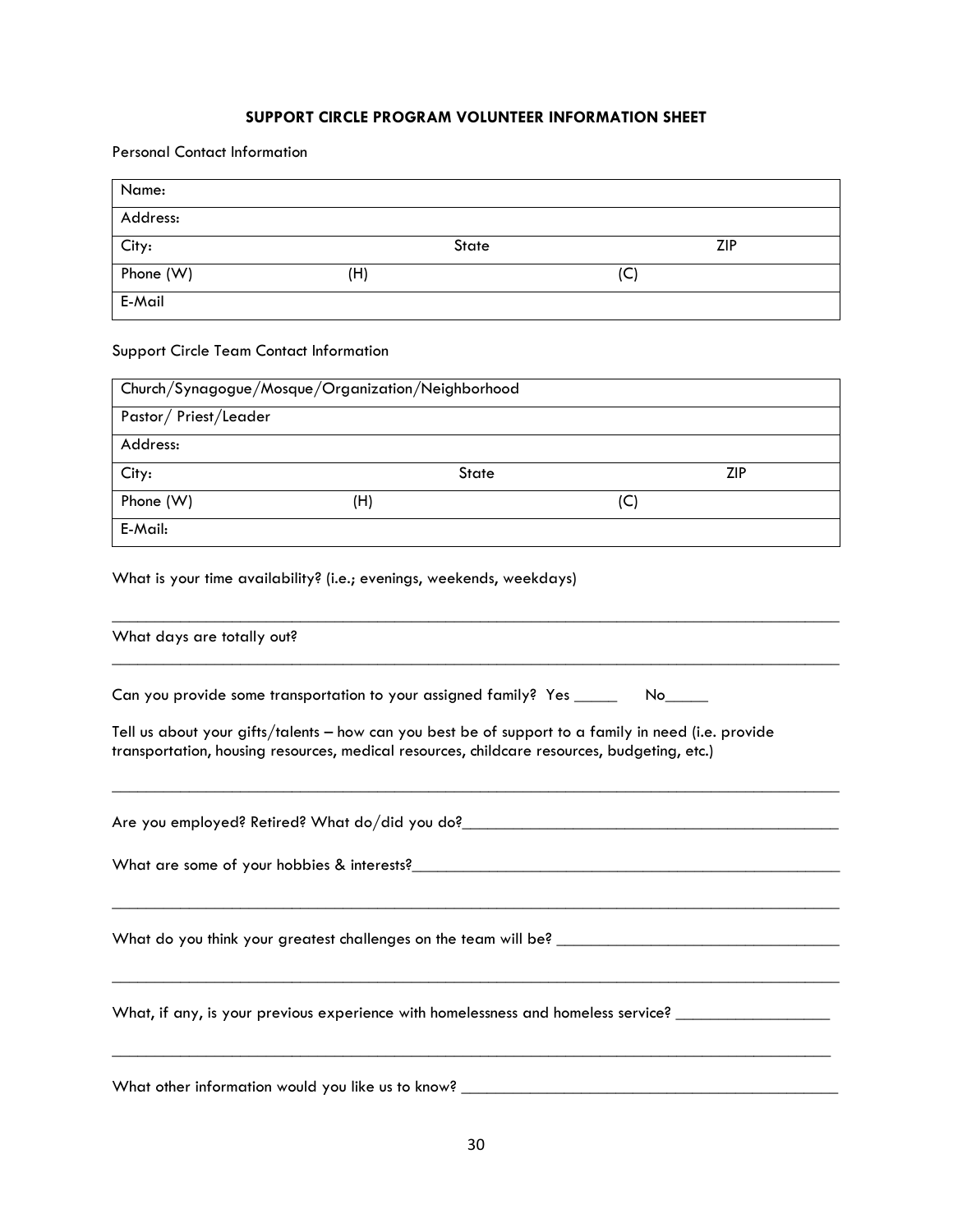**SUPPORT CIRCLE PROGRAM VOLUNTEER INFORMATION SHEET**

Personal Contact Information

| Name: | | |
|---|---|---|
| Address: | | |
| City: | State | ZIP |
| Phone (W) | (H) | (C) |
| E-Mail | | |

Support Circle Team Contact Information

| Church/Synagogue/Mosque/Organization/Neighborhood | | |
|---|---|---|
| Pastor/ Priest/Leader | | |
| Address: | | |
| City: | State | ZIP |
| Phone (W) | (H) | (C) |
| E-Mail: | | |

What is your time availability? (i.e.; evenings, weekends, weekdays)

_______________________________________________________________________________

What days are totally out?

_______________________________________________________________________________

Can you provide some transportation to your assigned family? Yes _____ No_____

Tell us about your gifts/talents – how can you best be of support to a family in need (i.e. provide transportation, housing resources, medical resources, childcare resources, budgeting, etc.)

_______________________________________________________________________________

Are you employed? Retired? What do/did you do?_____________________________________________

What are some of your hobbies & interests?_____________________________________________________

_______________________________________________________________________________

What do you think your greatest challenges on the team will be? __________________________________

_______________________________________________________________________________

What, if any, is your previous experience with homelessness and homeless service? __________________

_______________________________________________________________________________

What other information would you like us to know? ____________________________________________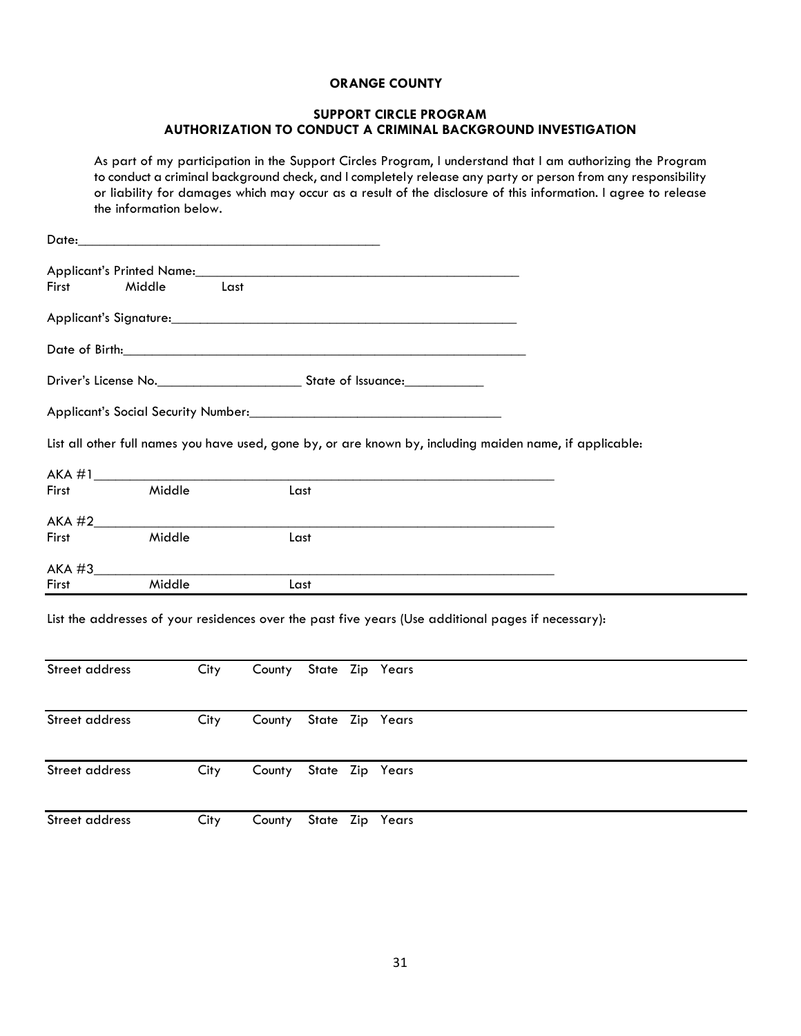**ORANGE COUNTY**

**SUPPORT CIRCLE PROGRAM**
**AUTHORIZATION TO CONDUCT A CRIMINAL BACKGROUND INVESTIGATION**

As part of my participation in the Support Circles Program, I understand that I am authorizing the Program to conduct a criminal background check, and I completely release any party or person from any responsibility or liability for damages which may occur as a result of the disclosure of this information. I agree to release the information below.

Date:___________________________________________

Applicant's Printed Name:______________________________________________
First Middle Last

Applicant's Signature:_________________________________________________

Date of Birth:_________________________________________________________

Driver's License No.____________________ State of Issuance:___________

Applicant's Social Security Number:___________________________________

List all other full names you have used, gone by, or are known by, including maiden name, if applicable:

AKA #1_______________________________________________________________
First Middle Last

AKA #2_______________________________________________________________
First Middle Last

AKA #3_______________________________________________________________
First Middle Last

List the addresses of your residences over the past five years (Use additional pages if necessary):

| Street address | City | County | State | Zip | Years |
|---|---|---|---|---|---|
| Street address | City | County | State | Zip | Years |
| Street address | City | County | State | Zip | Years |
| Street address | City | County | State | Zip | Years |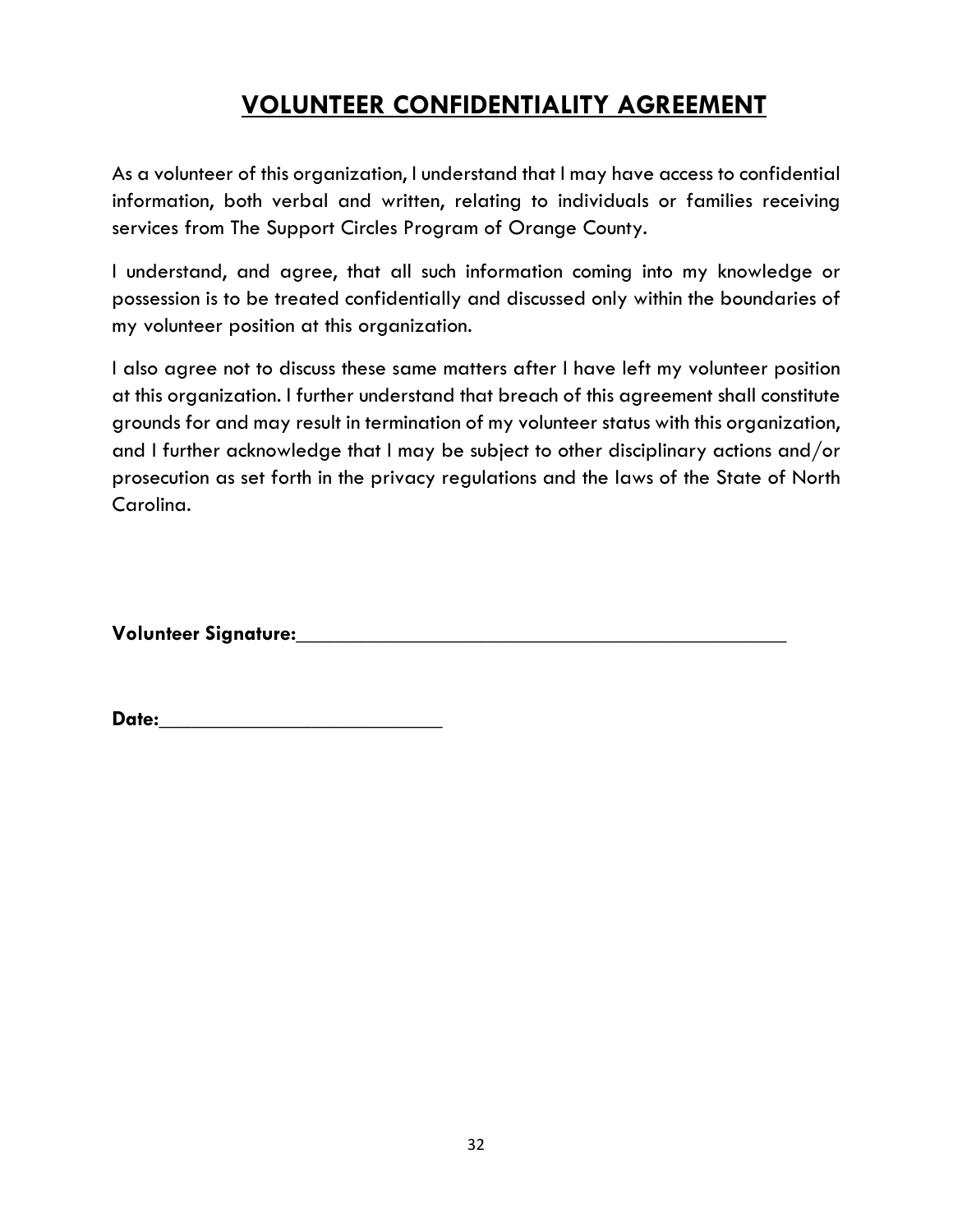# VOLUNTEER CONFIDENTIALITY AGREEMENT

As a volunteer of this organization, I understand that I may have access to confidential information, both verbal and written, relating to individuals or families receiving services from The Support Circles Program of Orange County.

I understand, and agree, that all such information coming into my knowledge or possession is to be treated confidentially and discussed only within the boundaries of my volunteer position at this organization.

I also agree not to discuss these same matters after I have left my volunteer position at this organization. I further understand that breach of this agreement shall constitute grounds for and may result in termination of my volunteer status with this organization, and I further acknowledge that I may be subject to other disciplinary actions and/or prosecution as set forth in the privacy regulations and the laws of the State of North Carolina.

**Volunteer Signature:**_______________________________________________

**Date:**__________________________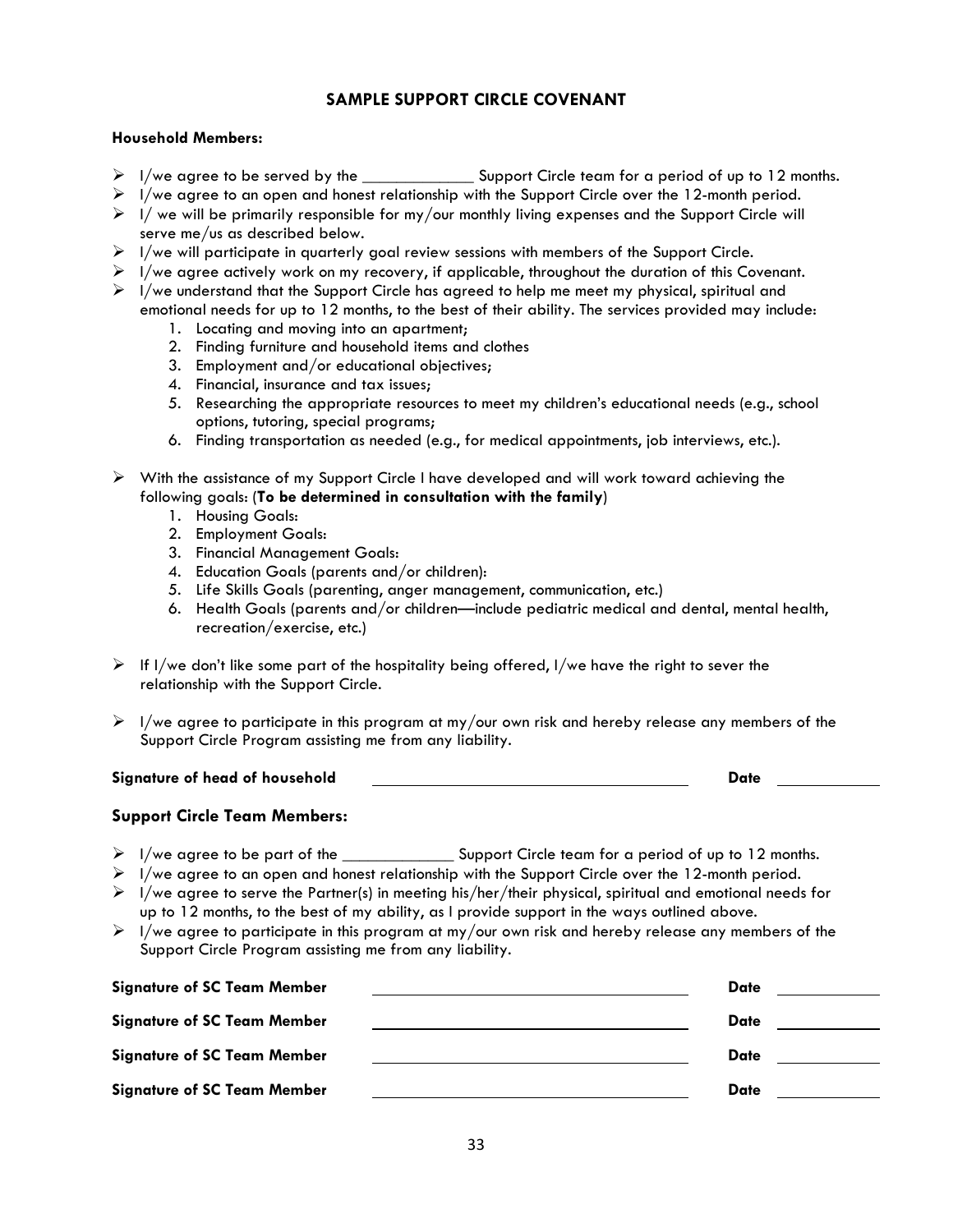## SAMPLE SUPPORT CIRCLE COVENANT

**Household Members:**

- I/we agree to be served by the _____________ Support Circle team for a period of up to 12 months.
- I/we agree to an open and honest relationship with the Support Circle over the 12-month period.
- I/ we will be primarily responsible for my/our monthly living expenses and the Support Circle will serve me/us as described below.
- I/we will participate in quarterly goal review sessions with members of the Support Circle.
- I/we agree actively work on my recovery, if applicable, throughout the duration of this Covenant.
- I/we understand that the Support Circle has agreed to help me meet my physical, spiritual and emotional needs for up to 12 months, to the best of their ability. The services provided may include:
    1. Locating and moving into an apartment;
    2. Finding furniture and household items and clothes
    3. Employment and/or educational objectives;
    4. Financial, insurance and tax issues;
    5. Researching the appropriate resources to meet my children's educational needs (e.g., school options, tutoring, special programs;
    6. Finding transportation as needed (e.g., for medical appointments, job interviews, etc.).
- With the assistance of my Support Circle I have developed and will work toward achieving the following goals: (**To be determined in consultation with the family**)
    1. Housing Goals:
    2. Employment Goals:
    3. Financial Management Goals:
    4. Education Goals (parents and/or children):
    5. Life Skills Goals (parenting, anger management, communication, etc.)
    6. Health Goals (parents and/or children—include pediatric medical and dental, mental health, recreation/exercise, etc.)
- If I/we don't like some part of the hospitality being offered, I/we have the right to sever the relationship with the Support Circle.
- I/we agree to participate in this program at my/our own risk and hereby release any members of the Support Circle Program assisting me from any liability.

**Signature of head of household** ______________________________ **Date** __________

### Support Circle Team Members:

- I/we agree to be part of the _____________ Support Circle team for a period of up to 12 months.
- I/we agree to an open and honest relationship with the Support Circle over the 12-month period.
- I/we agree to serve the Partner(s) in meeting his/her/their physical, spiritual and emotional needs for up to 12 months, to the best of my ability, as I provide support in the ways outlined above.
- I/we agree to participate in this program at my/our own risk and hereby release any members of the Support Circle Program assisting me from any liability.

**Signature of SC Team Member** ______________________________ **Date** __________

**Signature of SC Team Member** ______________________________ **Date** __________

**Signature of SC Team Member** ______________________________ **Date** __________

**Signature of SC Team Member** ______________________________ **Date** __________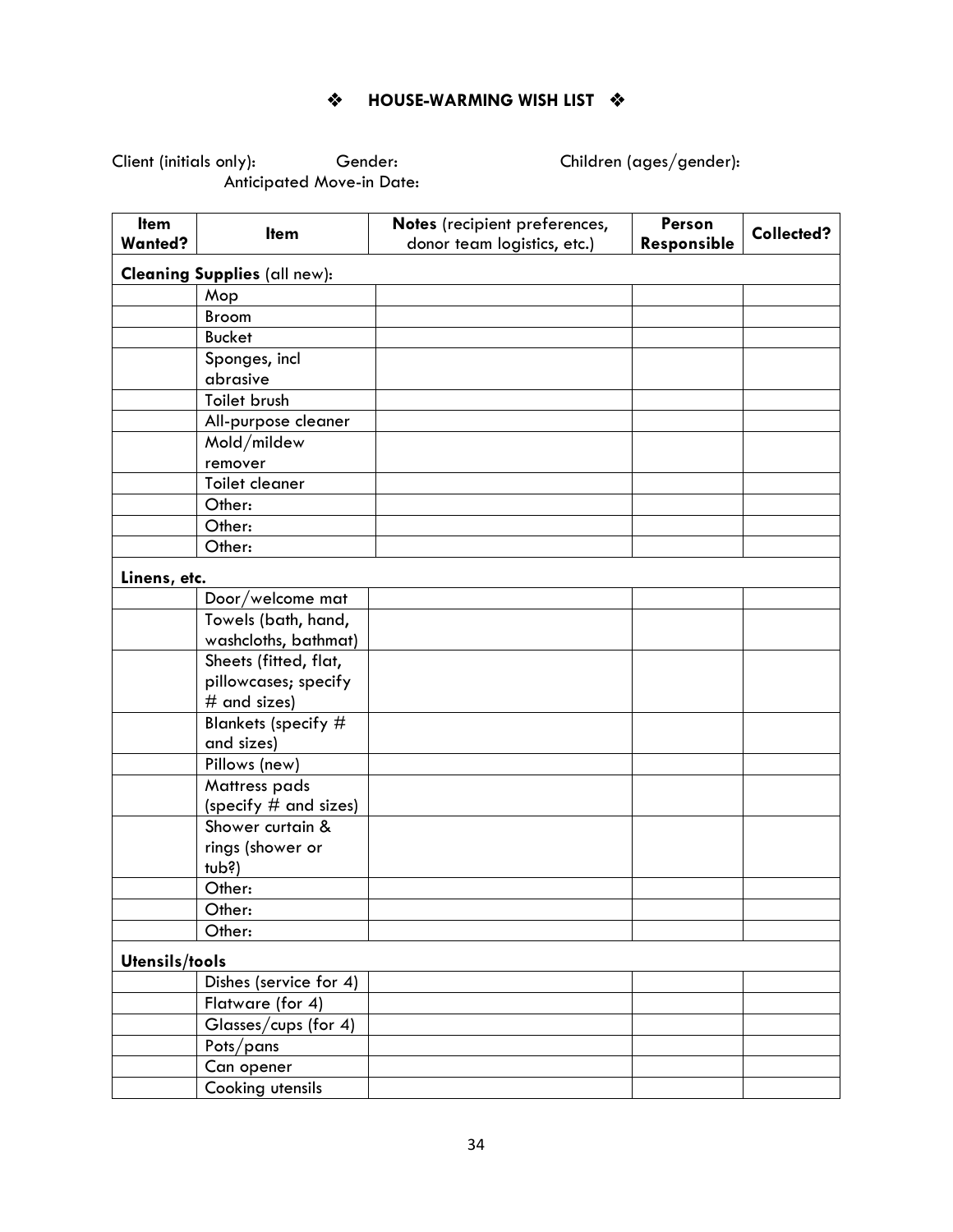# ❖ HOUSE-WARMING WISH LIST ❖

Client (initials only): Gender: Children (ages/gender):
Anticipated Move-in Date:

| Item Wanted? | Item | Notes (recipient preferences, donor team logistics, etc.) | Person Responsible | Collected? |
|---|---|---|---|---|
| **Cleaning Supplies** (all new): | | | | |
| | Mop | | | |
| | Broom | | | |
| | Bucket | | | |
| | Sponges, incl abrasive | | | |
| | Toilet brush | | | |
| | All-purpose cleaner | | | |
| | Mold/mildew remover | | | |
| | Toilet cleaner | | | |
| | Other: | | | |
| | Other: | | | |
| | Other: | | | |
| **Linens, etc.** | | | | |
| | Door/welcome mat | | | |
| | Towels (bath, hand, washcloths, bathmat) | | | |
| | Sheets (fitted, flat, pillowcases; specify # and sizes) | | | |
| | Blankets (specify # and sizes) | | | |
| | Pillows (new) | | | |
| | Mattress pads (specify # and sizes) | | | |
| | Shower curtain & rings (shower or tub?) | | | |
| | Other: | | | |
| | Other: | | | |
| | Other: | | | |
| **Utensils/tools** | | | | |
| | Dishes (service for 4) | | | |
| | Flatware (for 4) | | | |
| | Glasses/cups (for 4) | | | |
| | Pots/pans | | | |
| | Can opener | | | |
| | Cooking utensils | | | |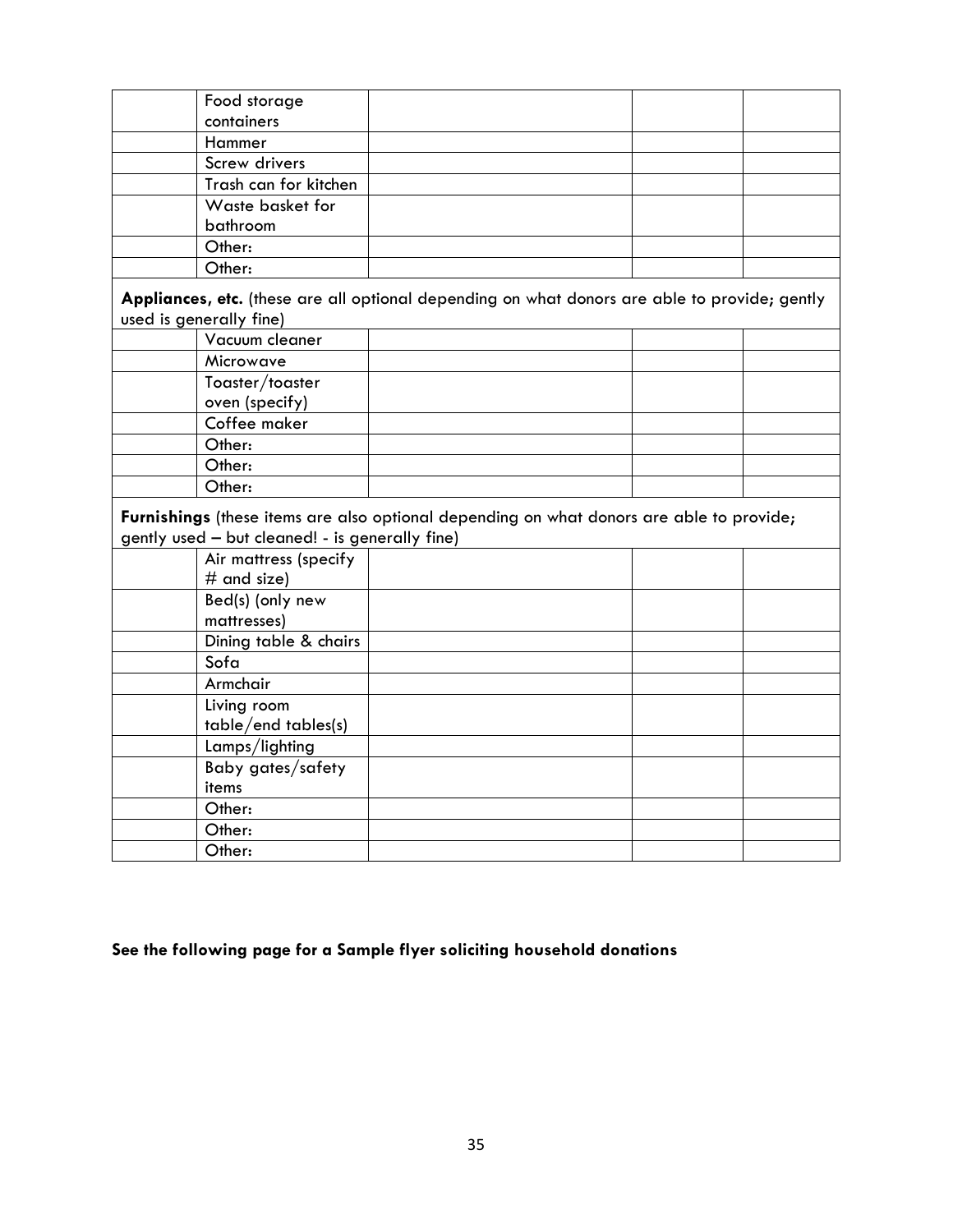| | | | | |
|---|---|---|---|---|
| | Food storage containers | | | |
| | Hammer | | | |
| | Screw drivers | | | |
| | Trash can for kitchen | | | |
| | Waste basket for bathroom | | | |
| | Other: | | | |
| | Other: | | | |
| **Appliances, etc.** (these are all optional depending on what donors are able to provide; gently used is generally fine) | | | | |
| | Vacuum cleaner | | | |
| | Microwave | | | |
| | Toaster/toaster oven (specify) | | | |
| | Coffee maker | | | |
| | Other: | | | |
| | Other: | | | |
| | Other: | | | |
| **Furnishings** (these items are also optional depending on what donors are able to provide; gently used – but cleaned! - is generally fine) | | | | |
| | Air mattress (specify # and size) | | | |
| | Bed(s) (only new mattresses) | | | |
| | Dining table & chairs | | | |
| | Sofa | | | |
| | Armchair | | | |
| | Living room table/end tables(s) | | | |
| | Lamps/lighting | | | |
| | Baby gates/safety items | | | |
| | Other: | | | |
| | Other: | | | |
| | Other: | | | |

**See the following page for a Sample flyer soliciting household donations**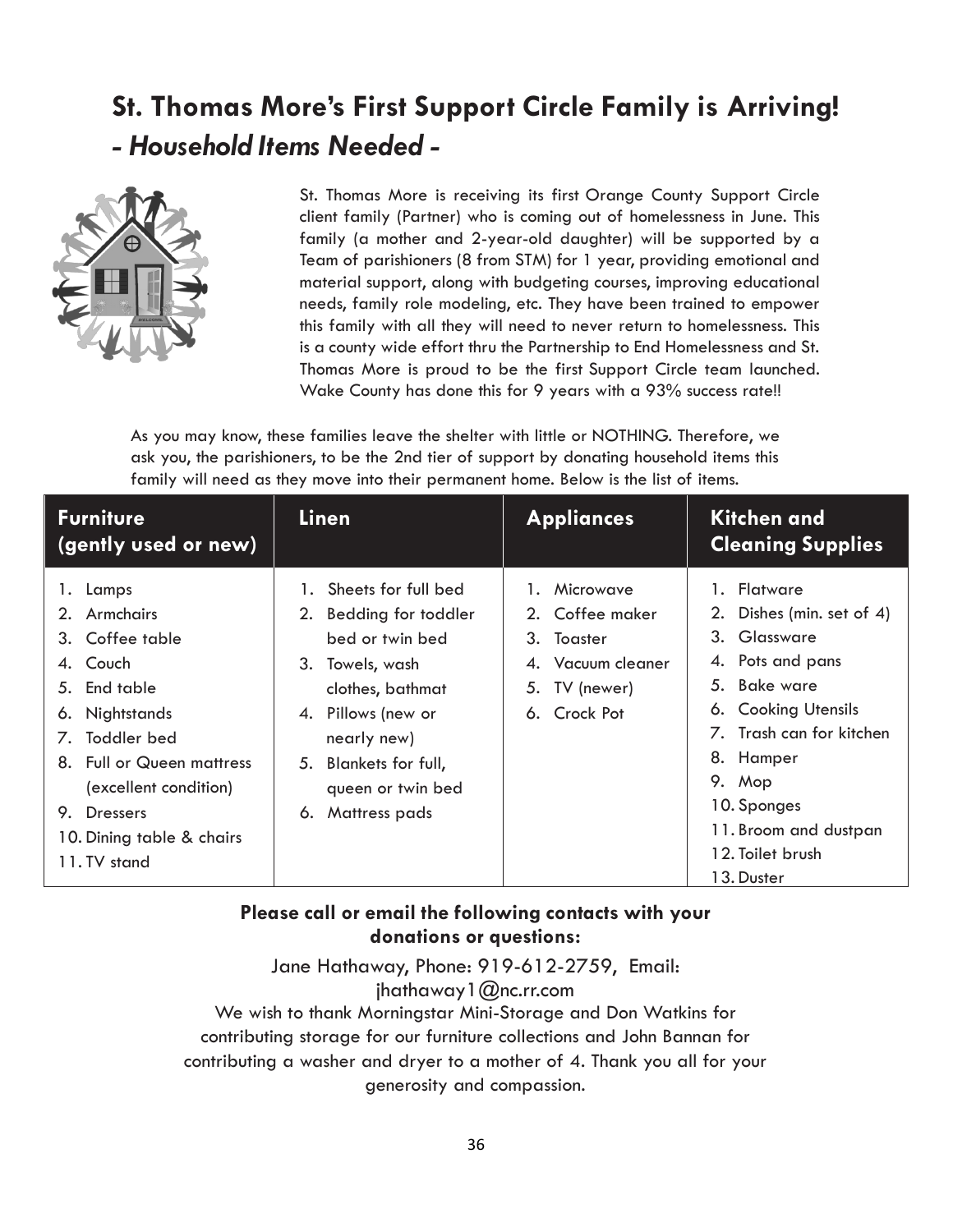# St. Thomas More's First Support Circle Family is Arriving!
## *- Household Items Needed -*

St. Thomas More is receiving its first Orange County Support Circle client family (Partner) who is coming out of homelessness in June. This family (a mother and 2-year-old daughter) will be supported by a Team of parishioners (8 from STM) for 1 year, providing emotional and material support, along with budgeting courses, improving educational needs, family role modeling, etc. They have been trained to empower this family with all they will need to never return to homelessness. This is a county wide effort thru the Partnership to End Homelessness and St. Thomas More is proud to be the first Support Circle team launched. Wake County has done this for 9 years with a 93% success rate!!

As you may know, these families leave the shelter with little or NOTHING. Therefore, we ask you, the parishioners, to be the 2nd tier of support by donating household items this family will need as they move into their permanent home. Below is the list of items.

| Furniture (gently used or new) | Linen | Appliances | Kitchen and Cleaning Supplies |
|---|---|---|---|
| 1. Lamps<br>2. Armchairs<br>3. Coffee table<br>4. Couch<br>5. End table<br>6. Nightstands<br>7. Toddler bed<br>8. Full or Queen mattress (excellent condition)<br>9. Dressers<br>10. Dining table & chairs<br>11. TV stand | 1. Sheets for full bed<br>2. Bedding for toddler bed or twin bed<br>3. Towels, wash clothes, bathmat<br>4. Pillows (new or nearly new)<br>5. Blankets for full, queen or twin bed<br>6. Mattress pads | 1. Microwave<br>2. Coffee maker<br>3. Toaster<br>4. Vacuum cleaner<br>5. TV (newer)<br>6. Crock Pot | 1. Flatware<br>2. Dishes (min. set of 4)<br>3. Glassware<br>4. Pots and pans<br>5. Bake ware<br>6. Cooking Utensils<br>7. Trash can for kitchen<br>8. Hamper<br>9. Mop<br>10. Sponges<br>11. Broom and dustpan<br>12. Toilet brush<br>13. Duster |

**Please call or email the following contacts with your donations or questions:**

Jane Hathaway, Phone: 919-612-2759, Email: jhathaway1@nc.rr.com

We wish to thank Morningstar Mini-Storage and Don Watkins for contributing storage for our furniture collections and John Bannan for contributing a washer and dryer to a mother of 4. Thank you all for your generosity and compassion.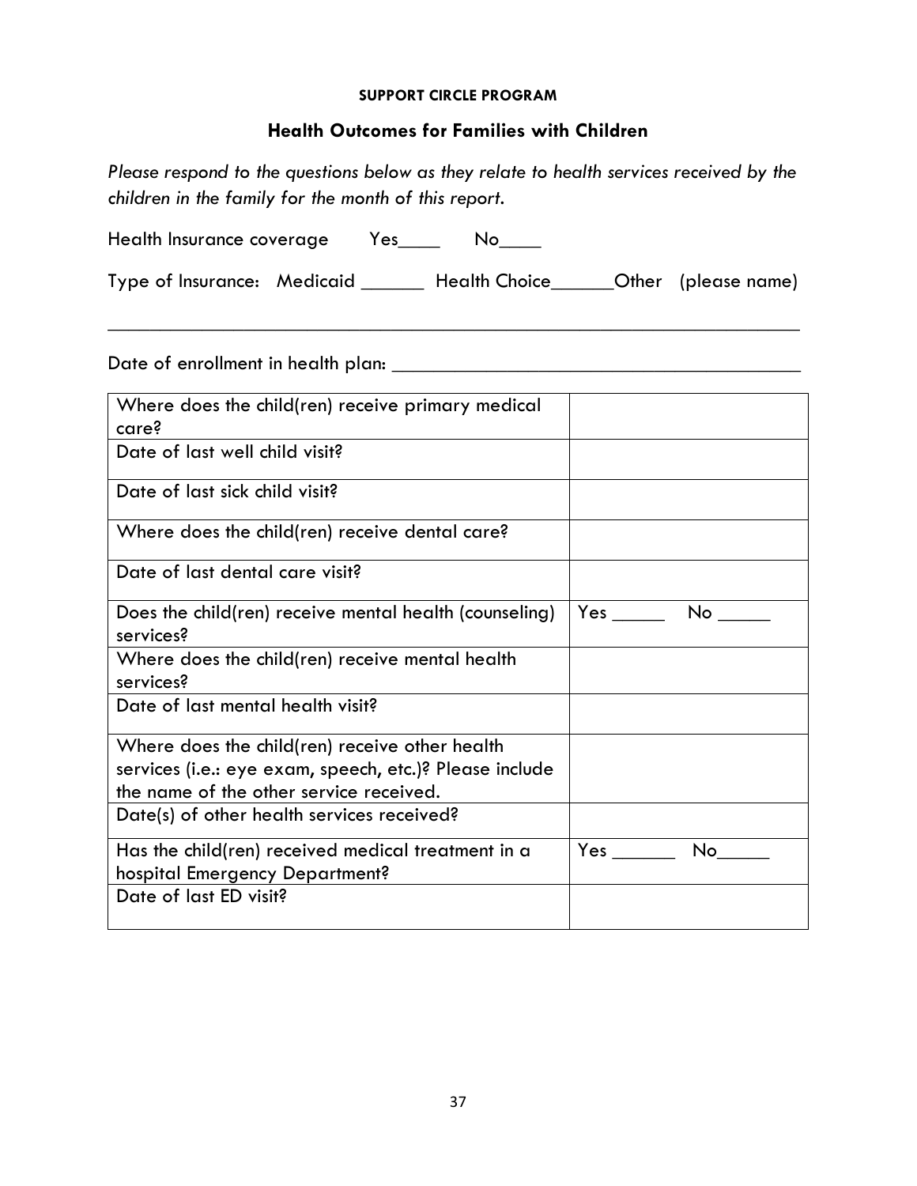**SUPPORT CIRCLE PROGRAM**

## Health Outcomes for Families with Children

*Please respond to the questions below as they relate to health services received by the children in the family for the month of this report.*

Health Insurance coverage Yes____ No____

Type of Insurance: Medicaid ______ Health Choice______Other (please name)

_______________________________________________________________________

Date of enrollment in health plan: ______________________________________

| Where does the child(ren) receive primary medical care? | |
|---|---|
| Date of last well child visit? | |
| Date of last sick child visit? | |
| Where does the child(ren) receive dental care? | |
| Date of last dental care visit? | |
| Does the child(ren) receive mental health (counseling) services? | Yes _____ No _____ |
| Where does the child(ren) receive mental health services? | |
| Date of last mental health visit? | |
| Where does the child(ren) receive other health services (i.e.: eye exam, speech, etc.)? Please include the name of the other service received. | |
| Date(s) of other health services received? | |
| Has the child(ren) received medical treatment in a hospital Emergency Department? | Yes ______ No_____ |
| Date of last ED visit? | |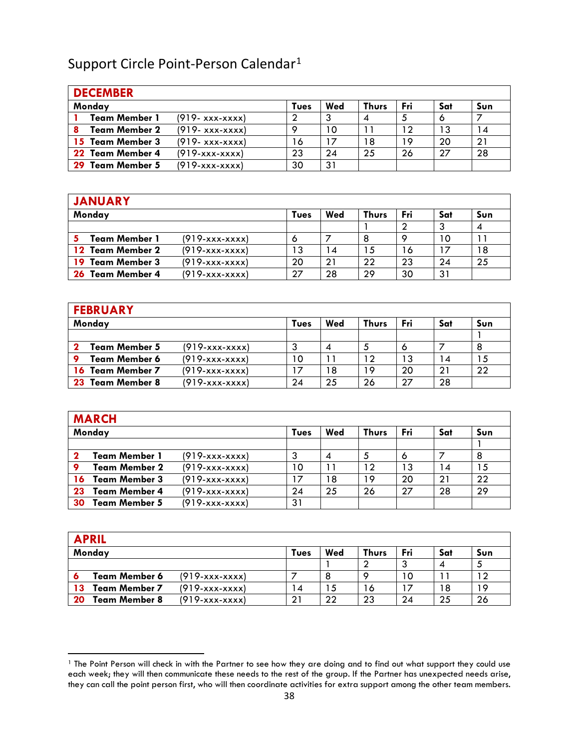# Support Circle Point-Person Calendar[1]

| DECEMBER | | | | | | | |
|---|---|---|---|---|---|---|---|
| **Monday** | | **Tues** | **Wed** | **Thurs** | **Fri** | **Sat** | **Sun** |
| **1** **Team Member 1** | (919- xxx-xxxx) | 2 | 3 | 4 | 5 | 6 | 7 |
| **8** **Team Member 2** | (919- xxx-xxxx) | 9 | 10 | 11 | 12 | 13 | 14 |
| **15** **Team Member 3** | (919- xxx-xxxx) | 16 | 17 | 18 | 19 | 20 | 21 |
| **22** **Team Member 4** | (919-xxx-xxxx) | 23 | 24 | 25 | 26 | 27 | 28 |
| **29** **Team Member 5** | (919-xxx-xxxx) | 30 | 31 | | | | |

| JANUARY | | | | | | | |
|---|---|---|---|---|---|---|---|
| **Monday** | | **Tues** | **Wed** | **Thurs** | **Fri** | **Sat** | **Sun** |
| | | | | 1 | 2 | 3 | 4 |
| **5** **Team Member 1** | (919-xxx-xxxx) | 6 | 7 | 8 | 9 | 10 | 11 |
| **12** **Team Member 2** | (919-xxx-xxxx) | 13 | 14 | 15 | 16 | 17 | 18 |
| **19** **Team Member 3** | (919-xxx-xxxx) | 20 | 21 | 22 | 23 | 24 | 25 |
| **26** **Team Member 4** | (919-xxx-xxxx) | 27 | 28 | 29 | 30 | 31 | |

| FEBRUARY | | | | | | | |
|---|---|---|---|---|---|---|---|
| **Monday** | | **Tues** | **Wed** | **Thurs** | **Fri** | **Sat** | **Sun** |
| | | | | | | | 1 |
| **2** **Team Member 5** | (919-xxx-xxxx) | 3 | 4 | 5 | 6 | 7 | 8 |
| **9** **Team Member 6** | (919-xxx-xxxx) | 10 | 11 | 12 | 13 | 14 | 15 |
| **16** **Team Member 7** | (919-xxx-xxxx) | 17 | 18 | 19 | 20 | 21 | 22 |
| **23** **Team Member 8** | (919-xxx-xxxx) | 24 | 25 | 26 | 27 | 28 | |

| MARCH | | | | | | | |
|---|---|---|---|---|---|---|---|
| **Monday** | | **Tues** | **Wed** | **Thurs** | **Fri** | **Sat** | **Sun** |
| | | | | | | | 1 |
| **2** **Team Member 1** | (919-xxx-xxxx) | 3 | 4 | 5 | 6 | 7 | 8 |
| **9** **Team Member 2** | (919-xxx-xxxx) | 10 | 11 | 12 | 13 | 14 | 15 |
| **16** **Team Member 3** | (919-xxx-xxxx) | 17 | 18 | 19 | 20 | 21 | 22 |
| **23** **Team Member 4** | (919-xxx-xxxx) | 24 | 25 | 26 | 27 | 28 | 29 |
| **30** **Team Member 5** | (919-xxx-xxxx) | 31 | | | | | |

| APRIL | | | | | | | |
|---|---|---|---|---|---|---|---|
| **Monday** | | **Tues** | **Wed** | **Thurs** | **Fri** | **Sat** | **Sun** |
| | | | 1 | 2 | 3 | 4 | 5 |
| **6** **Team Member 6** | (919-xxx-xxxx) | 7 | 8 | 9 | 10 | 11 | 12 |
| **13** **Team Member 7** | (919-xxx-xxxx) | 14 | 15 | 16 | 17 | 18 | 19 |
| **20** **Team Member 8** | (919-xxx-xxxx) | 21 | 22 | 23 | 24 | 25 | 26 |

[1] The Point Person will check in with the Partner to see how they are doing and to find out what support they could use each week; they will then communicate these needs to the rest of the group. If the Partner has unexpected needs arise, they can call the point person first, who will then coordinate activities for extra support among the other team members.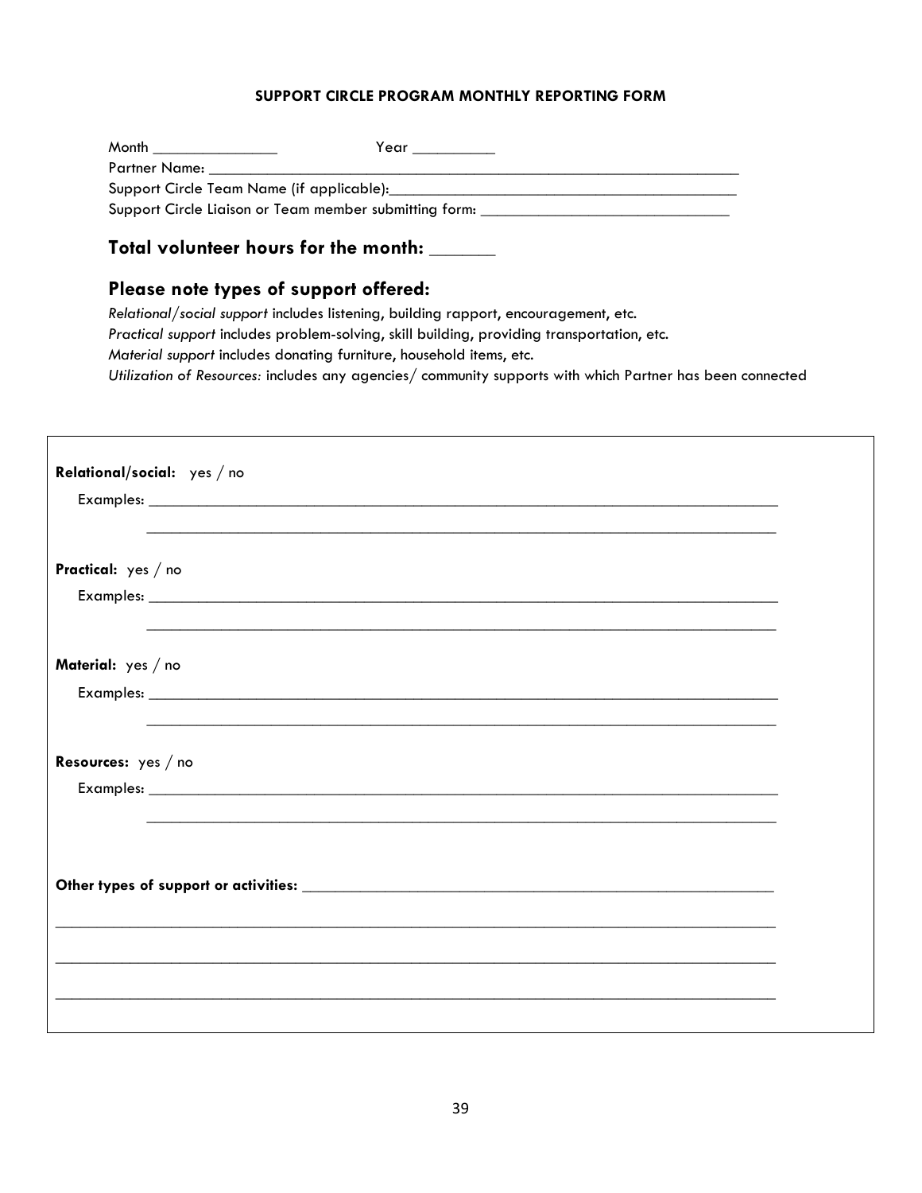**SUPPORT CIRCLE PROGRAM MONTHLY REPORTING FORM**

Month _______________ Year __________

Partner Name: ________________________________________________________________

Support Circle Team Name (if applicable):_______________________________________

Support Circle Liaison or Team member submitting form: ______________________________

## Total volunteer hours for the month: _______

## Please note types of support offered:

*Relational/social support* includes listening, building rapport, encouragement, etc.
*Practical support* includes problem-solving, skill building, providing transportation, etc.
*Material support* includes donating furniture, household items, etc.
*Utilization of Resources:* includes any agencies/ community supports with which Partner has been connected

**Relational/social:** yes / no

Examples: ___________________________________________________________________________

___________________________________________________________________________

**Practical:** yes / no

Examples: ___________________________________________________________________________

___________________________________________________________________________

**Material:** yes / no

Examples: ___________________________________________________________________________

___________________________________________________________________________

**Resources:** yes / no

Examples: ___________________________________________________________________________

___________________________________________________________________________

**Other types of support or activities:** _________________________________________________________

___________________________________________________________________________

___________________________________________________________________________

___________________________________________________________________________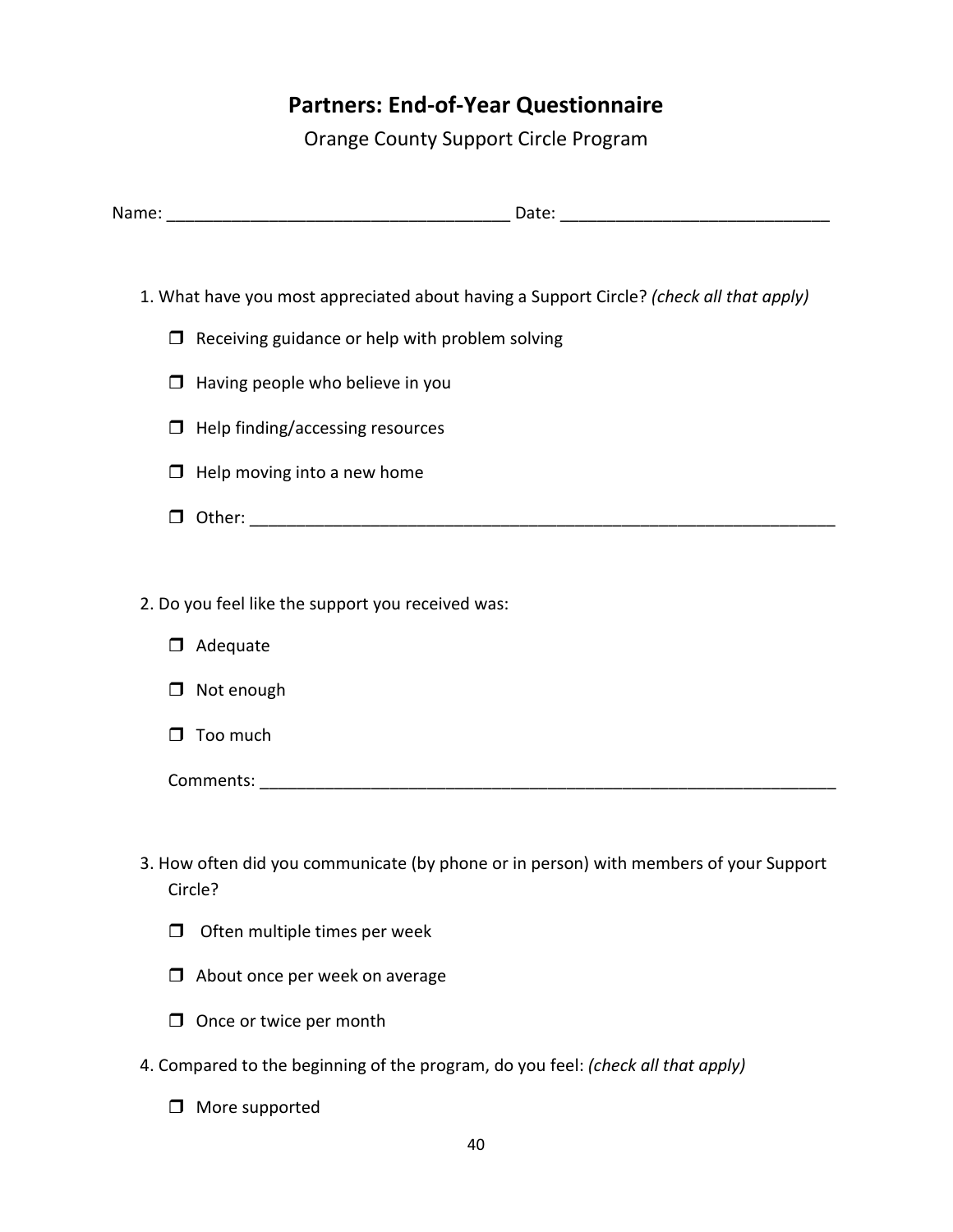## Partners: End-of-Year Questionnaire

Orange County Support Circle Program

Name: ____________________________________ Date: ____________________________

1. What have you most appreciated about having a Support Circle? *(check all that apply)*

   ❒ Receiving guidance or help with problem solving

   ❒ Having people who believe in you

   ❒ Help finding/accessing resources

   ❒ Help moving into a new home

   ❒ Other: _________________________________________________________________

2. Do you feel like the support you received was:

   ❒ Adequate

   ❒ Not enough

   ❒ Too much

   Comments: _______________________________________________________________

3. How often did you communicate (by phone or in person) with members of your Support Circle?

   ❒ Often multiple times per week

   ❒ About once per week on average

   ❒ Once or twice per month

4. Compared to the beginning of the program, do you feel: *(check all that apply)*

   ❒ More supported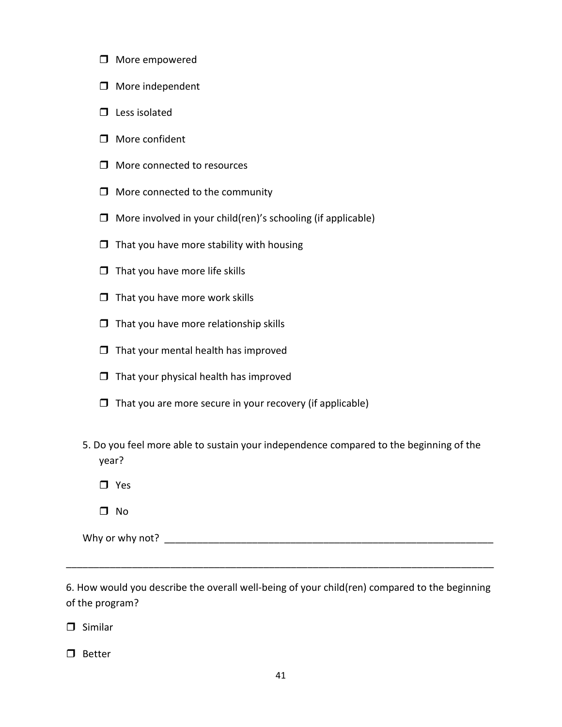- ❒ More empowered
- ❒ More independent
- ❒ Less isolated
- ❒ More confident
- ❒ More connected to resources
- ❒ More connected to the community
- ❒ More involved in your child(ren)'s schooling (if applicable)
- ❒ That you have more stability with housing
- ❒ That you have more life skills
- ❒ That you have more work skills
- ❒ That you have more relationship skills
- ❒ That your mental health has improved
- ❒ That your physical health has improved
- ❒ That you are more secure in your recovery (if applicable)

5. Do you feel more able to sustain your independence compared to the beginning of the year?

- ❒ Yes
- ❒ No

Why or why not? ______________________________________________________________

__________________________________________________________________________________

6. How would you describe the overall well-being of your child(ren) compared to the beginning of the program?

- ❒ Similar
- ❒ Better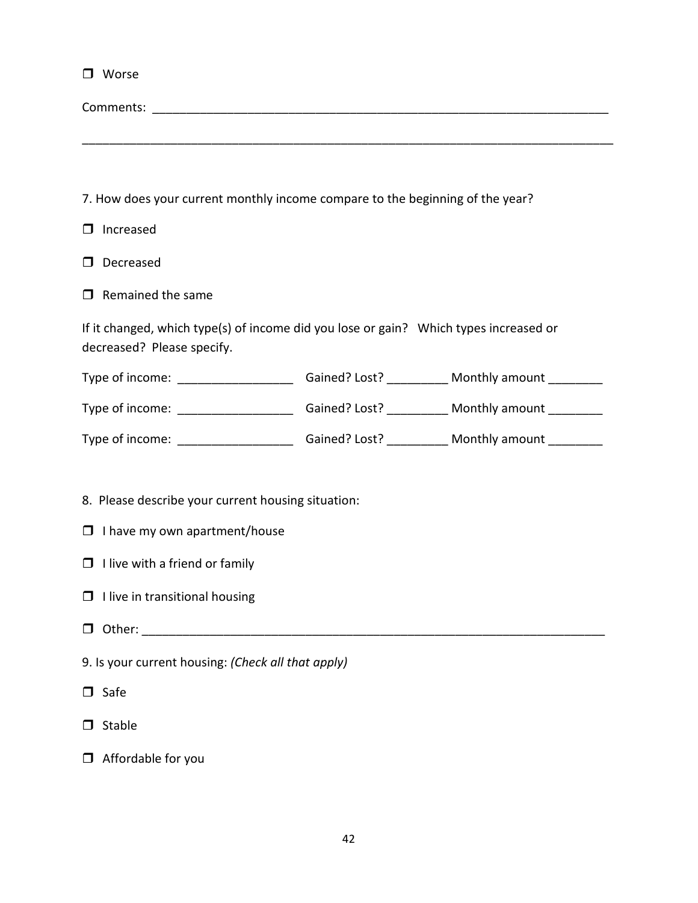- [ ] Worse

Comments: ___________________________________________________________________

_________________________________________________________________________________

7. How does your current monthly income compare to the beginning of the year?

- [ ] Increased
- [ ] Decreased
- [ ] Remained the same

If it changed, which type(s) of income did you lose or gain? Which types increased or decreased? Please specify.

Type of income: _________________ Gained? Lost? _________ Monthly amount ________

Type of income: _________________ Gained? Lost? _________ Monthly amount ________

Type of income: _________________ Gained? Lost? _________ Monthly amount ________

8. Please describe your current housing situation:

- [ ] I have my own apartment/house
- [ ] I live with a friend or family
- [ ] I live in transitional housing
- [ ] Other: _________________________________________________________________

9. Is your current housing: *(Check all that apply)*

- [ ] Safe
- [ ] Stable
- [ ] Affordable for you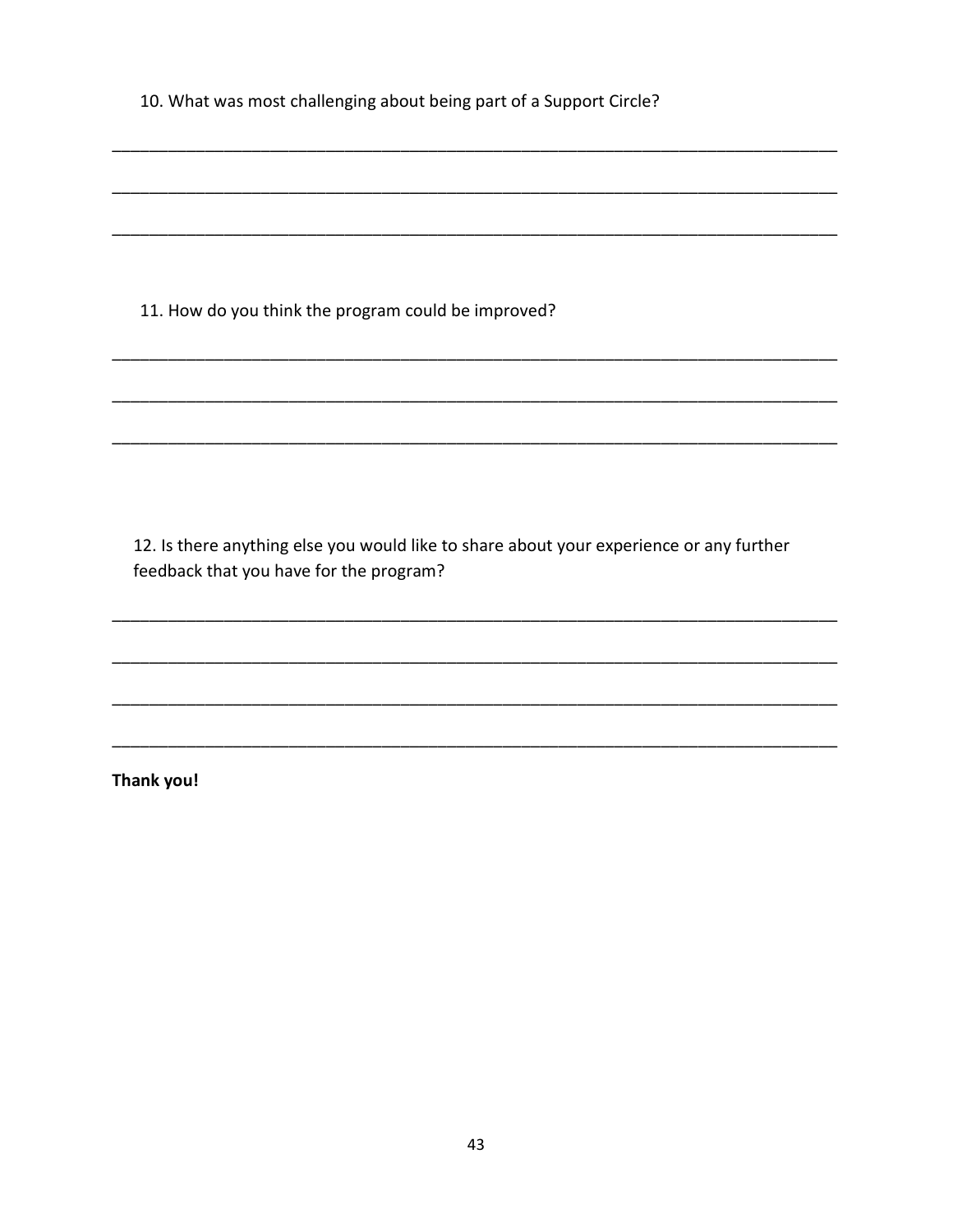10. What was most challenging about being part of a Support Circle?

_______________________________________________________________________________

_______________________________________________________________________________

_______________________________________________________________________________

11. How do you think the program could be improved?

_______________________________________________________________________________

_______________________________________________________________________________

_______________________________________________________________________________

12. Is there anything else you would like to share about your experience or any further feedback that you have for the program?

_______________________________________________________________________________

_______________________________________________________________________________

_______________________________________________________________________________

_______________________________________________________________________________

**Thank you!**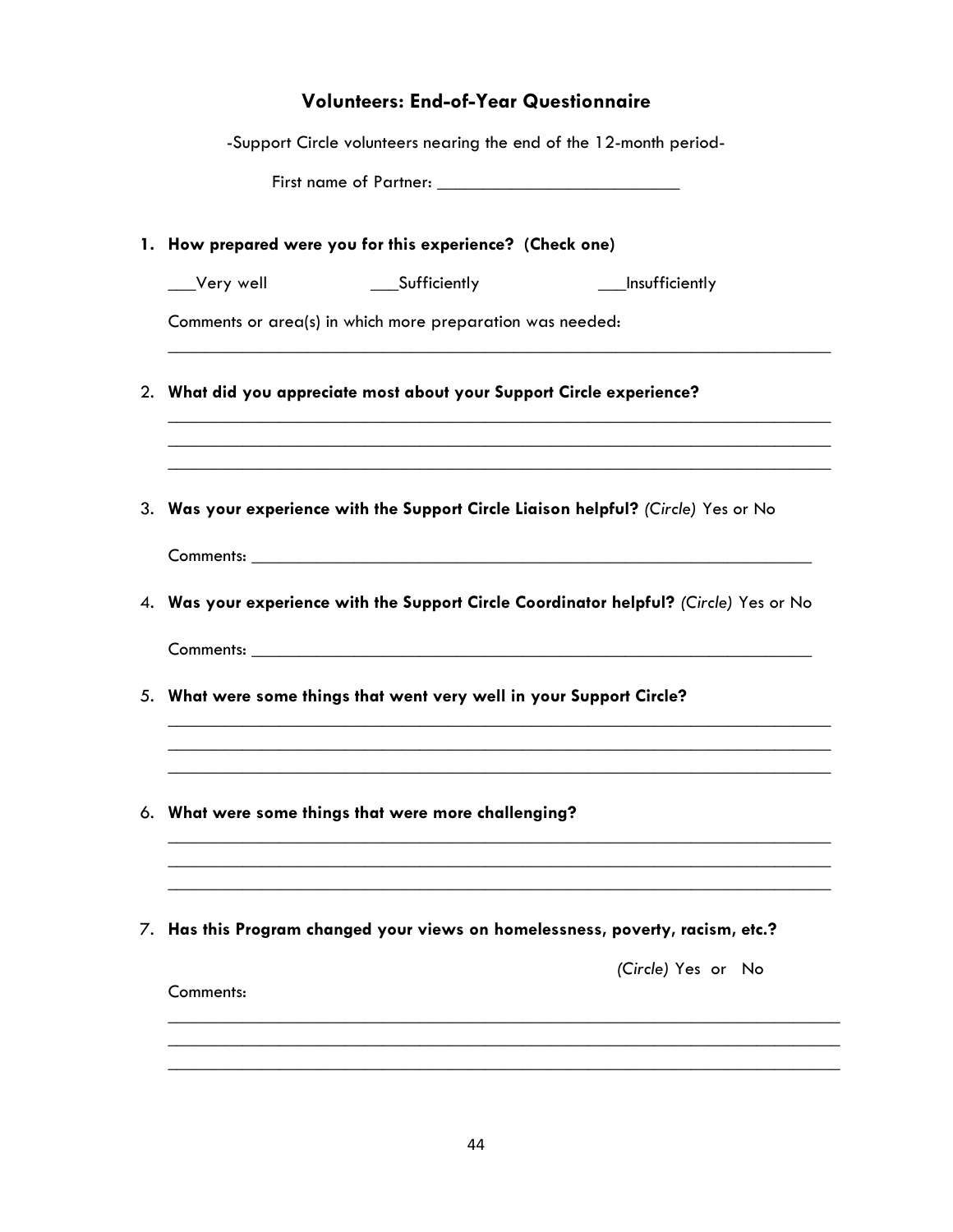## Volunteers: End-of-Year Questionnaire

-Support Circle volunteers nearing the end of the 12-month period-

First name of Partner: ___________________________

1. **How prepared were you for this experience? (Check one)**

   ___Very well ___Sufficiently ___Insufficiently

   Comments or area(s) in which more preparation was needed:

   ___________________________________________________________________________

2. **What did you appreciate most about your Support Circle experience?**

   ___________________________________________________________________________
   ___________________________________________________________________________
   ___________________________________________________________________________

3. **Was your experience with the Support Circle Liaison helpful?** *(Circle)* Yes or No

   Comments: ________________________________________________________________

4. **Was your experience with the Support Circle Coordinator helpful?** *(Circle)* Yes or No

   Comments: ________________________________________________________________

5. **What were some things that went very well in your Support Circle?**

   ___________________________________________________________________________
   ___________________________________________________________________________
   ___________________________________________________________________________

6. **What were some things that were more challenging?**

   ___________________________________________________________________________
   ___________________________________________________________________________
   ___________________________________________________________________________

7. **Has this Program changed your views on homelessness, poverty, racism, etc.?**

   *(Circle)* Yes or No

   Comments:

   ___________________________________________________________________________
   ___________________________________________________________________________
   ___________________________________________________________________________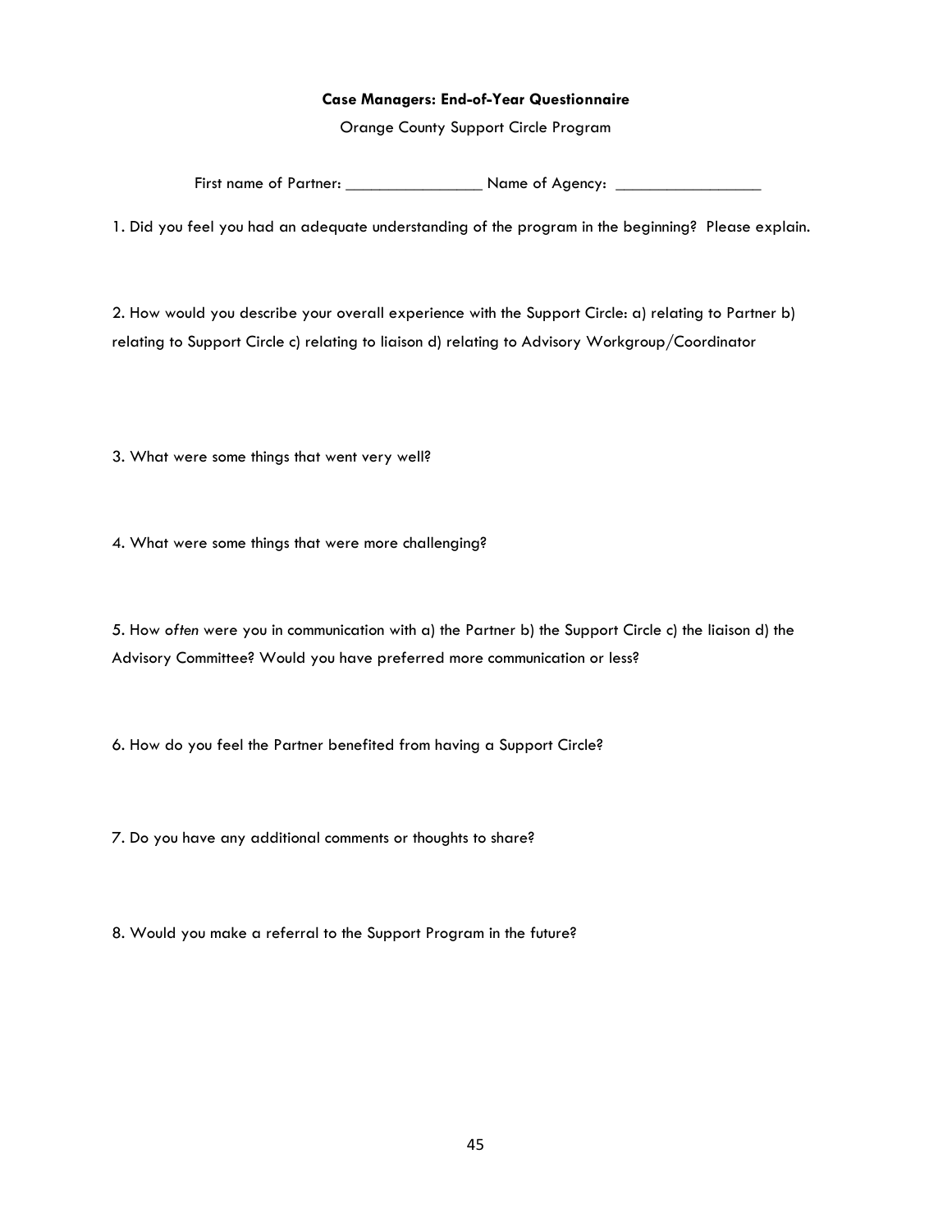**Case Managers: End-of-Year Questionnaire**

Orange County Support Circle Program

First name of Partner: ________________ Name of Agency: _________________

1. Did you feel you had an adequate understanding of the program in the beginning? Please explain.

2. How would you describe your overall experience with the Support Circle: a) relating to Partner b) relating to Support Circle c) relating to liaison d) relating to Advisory Workgroup/Coordinator

3. What were some things that went very well?

4. What were some things that were more challenging?

5. How *often* were you in communication with a) the Partner b) the Support Circle c) the liaison d) the Advisory Committee? Would you have preferred more communication or less?

6. How do you feel the Partner benefited from having a Support Circle?

7. Do you have any additional comments or thoughts to share?

8. Would you make a referral to the Support Program in the future?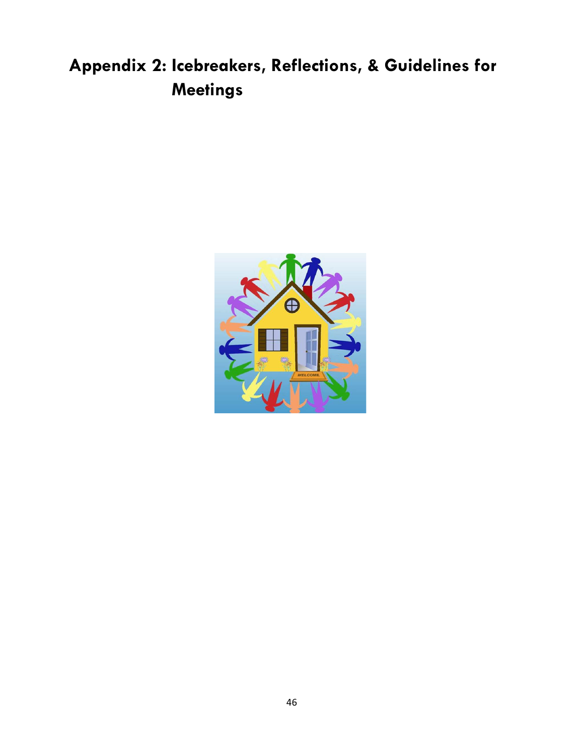# Appendix 2: Icebreakers, Reflections, & Guidelines for Meetings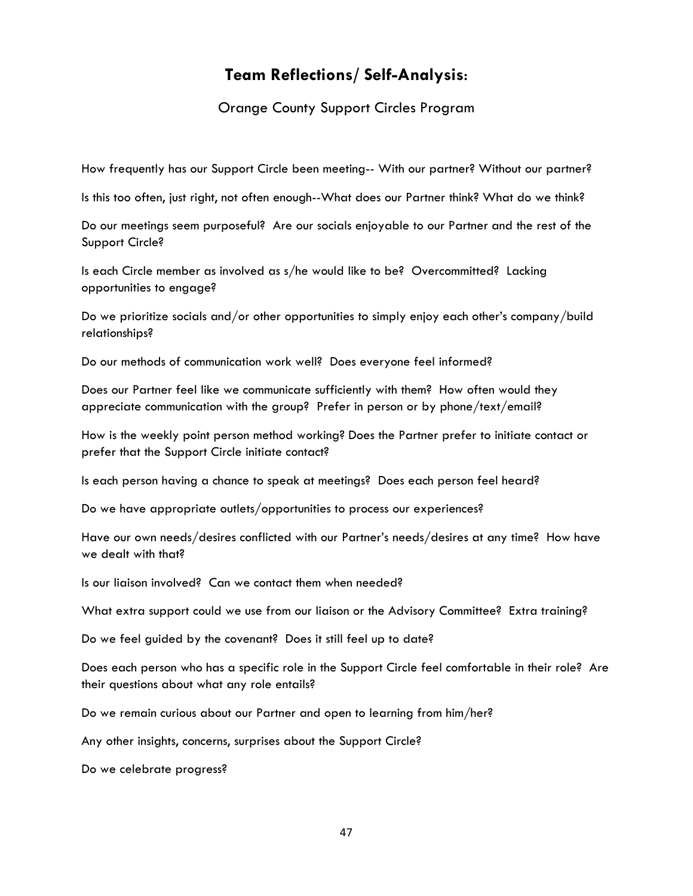# Team Reflections/ Self-Analysis:

Orange County Support Circles Program

How frequently has our Support Circle been meeting-- With our partner? Without our partner?

Is this too often, just right, not often enough--What does our Partner think? What do we think?

Do our meetings seem purposeful? Are our socials enjoyable to our Partner and the rest of the Support Circle?

Is each Circle member as involved as s/he would like to be? Overcommitted? Lacking opportunities to engage?

Do we prioritize socials and/or other opportunities to simply enjoy each other's company/build relationships?

Do our methods of communication work well? Does everyone feel informed?

Does our Partner feel like we communicate sufficiently with them? How often would they appreciate communication with the group? Prefer in person or by phone/text/email?

How is the weekly point person method working? Does the Partner prefer to initiate contact or prefer that the Support Circle initiate contact?

Is each person having a chance to speak at meetings? Does each person feel heard?

Do we have appropriate outlets/opportunities to process our experiences?

Have our own needs/desires conflicted with our Partner's needs/desires at any time? How have we dealt with that?

Is our liaison involved? Can we contact them when needed?

What extra support could we use from our liaison or the Advisory Committee? Extra training?

Do we feel guided by the covenant? Does it still feel up to date?

Does each person who has a specific role in the Support Circle feel comfortable in their role? Are their questions about what any role entails?

Do we remain curious about our Partner and open to learning from him/her?

Any other insights, concerns, surprises about the Support Circle?

Do we celebrate progress?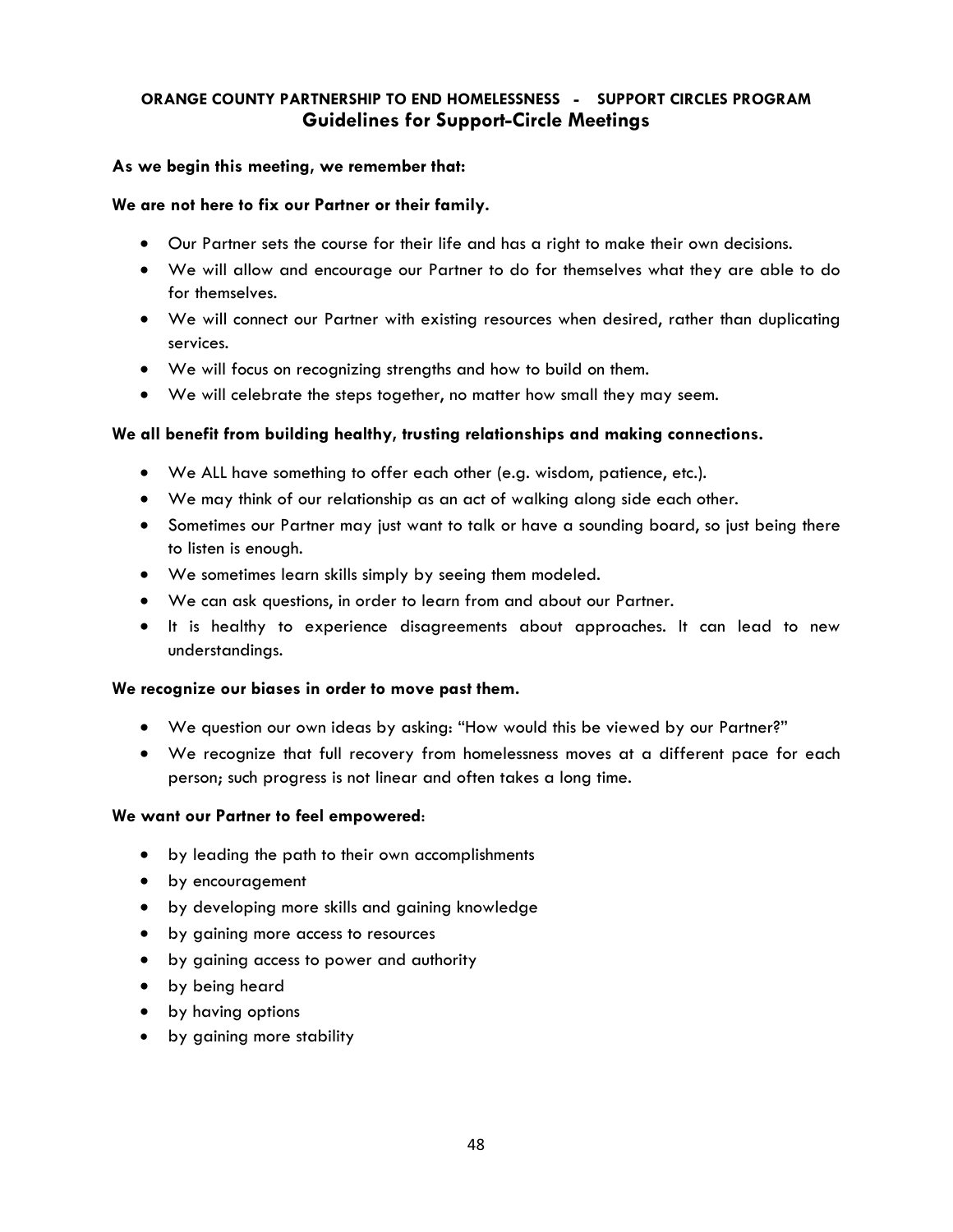**ORANGE COUNTY PARTNERSHIP TO END HOMELESSNESS - SUPPORT CIRCLES PROGRAM**

## Guidelines for Support-Circle Meetings

**As we begin this meeting, we remember that:**

**We are not here to fix our Partner or their family.**

- Our Partner sets the course for their life and has a right to make their own decisions.
- We will allow and encourage our Partner to do for themselves what they are able to do for themselves.
- We will connect our Partner with existing resources when desired, rather than duplicating services.
- We will focus on recognizing strengths and how to build on them.
- We will celebrate the steps together, no matter how small they may seem.

**We all benefit from building healthy, trusting relationships and making connections.**

- We ALL have something to offer each other (e.g. wisdom, patience, etc.).
- We may think of our relationship as an act of walking along side each other.
- Sometimes our Partner may just want to talk or have a sounding board, so just being there to listen is enough.
- We sometimes learn skills simply by seeing them modeled.
- We can ask questions, in order to learn from and about our Partner.
- It is healthy to experience disagreements about approaches. It can lead to new understandings.

**We recognize our biases in order to move past them.**

- We question our own ideas by asking: "How would this be viewed by our Partner?"
- We recognize that full recovery from homelessness moves at a different pace for each person; such progress is not linear and often takes a long time.

**We want our Partner to feel empowered**:

- by leading the path to their own accomplishments
- by encouragement
- by developing more skills and gaining knowledge
- by gaining more access to resources
- by gaining access to power and authority
- by being heard
- by having options
- by gaining more stability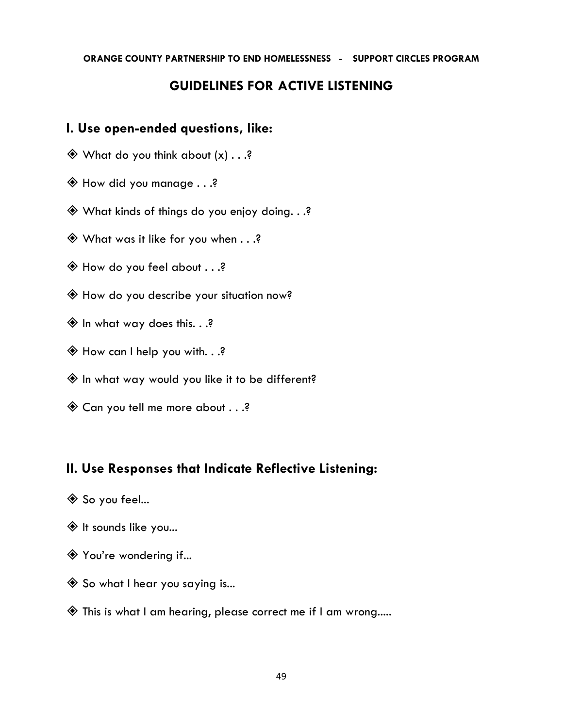**ORANGE COUNTY PARTNERSHIP TO END HOMELESSNESS - SUPPORT CIRCLES PROGRAM**

# GUIDELINES FOR ACTIVE LISTENING

## I. Use open-ended questions, like:

- What do you think about (x) . . .?
- How did you manage . . .?
- What kinds of things do you enjoy doing. . .?
- What was it like for you when . . .?
- How do you feel about . . .?
- How do you describe your situation now?
- In what way does this. . .?
- How can I help you with. . .?
- In what way would you like it to be different?
- Can you tell me more about . . .?

## II. Use Responses that Indicate Reflective Listening:

- So you feel...
- It sounds like you...
- You're wondering if...
- So what I hear you saying is...
- This is what I am hearing, please correct me if I am wrong.....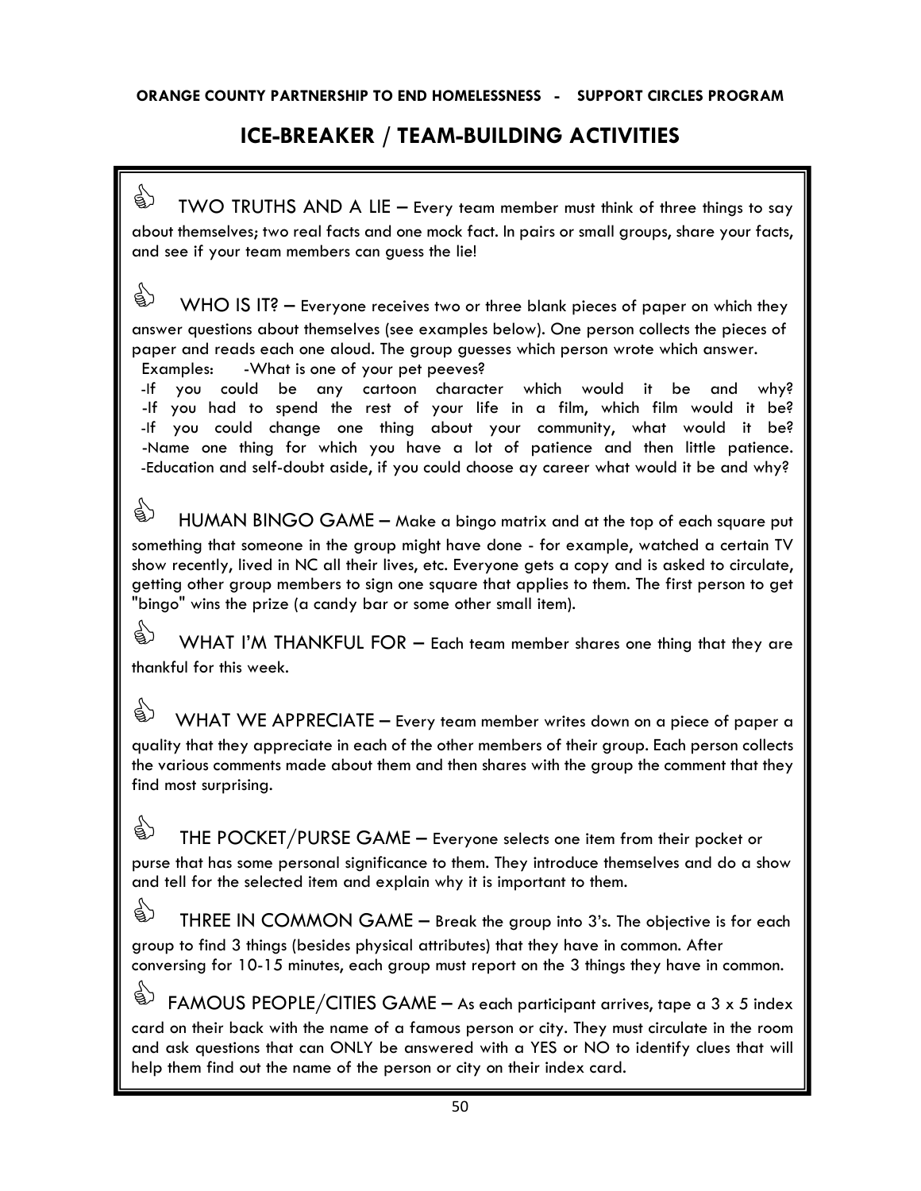**ORANGE COUNTY PARTNERSHIP TO END HOMELESSNESS - SUPPORT CIRCLES PROGRAM**

# ICE-BREAKER / TEAM-BUILDING ACTIVITIES

👍 TWO TRUTHS AND A LIE – Every team member must think of three things to say about themselves; two real facts and one mock fact. In pairs or small groups, share your facts, and see if your team members can guess the lie!

👍 WHO IS IT? – Everyone receives two or three blank pieces of paper on which they answer questions about themselves (see examples below). One person collects the pieces of paper and reads each one aloud. The group guesses which person wrote which answer.

Examples:
- What is one of your pet peeves?
- If you could be any cartoon character which would it be and why?
- If you had to spend the rest of your life in a film, which film would it be?
- If you could change one thing about your community, what would it be?
- Name one thing for which you have a lot of patience and then little patience.
- Education and self-doubt aside, if you could choose ay career what would it be and why?

👍 HUMAN BINGO GAME – Make a bingo matrix and at the top of each square put something that someone in the group might have done - for example, watched a certain TV show recently, lived in NC all their lives, etc. Everyone gets a copy and is asked to circulate, getting other group members to sign one square that applies to them. The first person to get "bingo" wins the prize (a candy bar or some other small item).

👍 WHAT I'M THANKFUL FOR – Each team member shares one thing that they are thankful for this week.

👍 WHAT WE APPRECIATE – Every team member writes down on a piece of paper a quality that they appreciate in each of the other members of their group. Each person collects the various comments made about them and then shares with the group the comment that they find most surprising.

👍 THE POCKET/PURSE GAME – Everyone selects one item from their pocket or purse that has some personal significance to them. They introduce themselves and do a show and tell for the selected item and explain why it is important to them.

👍 THREE IN COMMON GAME – Break the group into 3's. The objective is for each group to find 3 things (besides physical attributes) that they have in common. After conversing for 10-15 minutes, each group must report on the 3 things they have in common.

👍 FAMOUS PEOPLE/CITIES GAME – As each participant arrives, tape a 3 x 5 index card on their back with the name of a famous person or city. They must circulate in the room and ask questions that can ONLY be answered with a YES or NO to identify clues that will help them find out the name of the person or city on their index card.